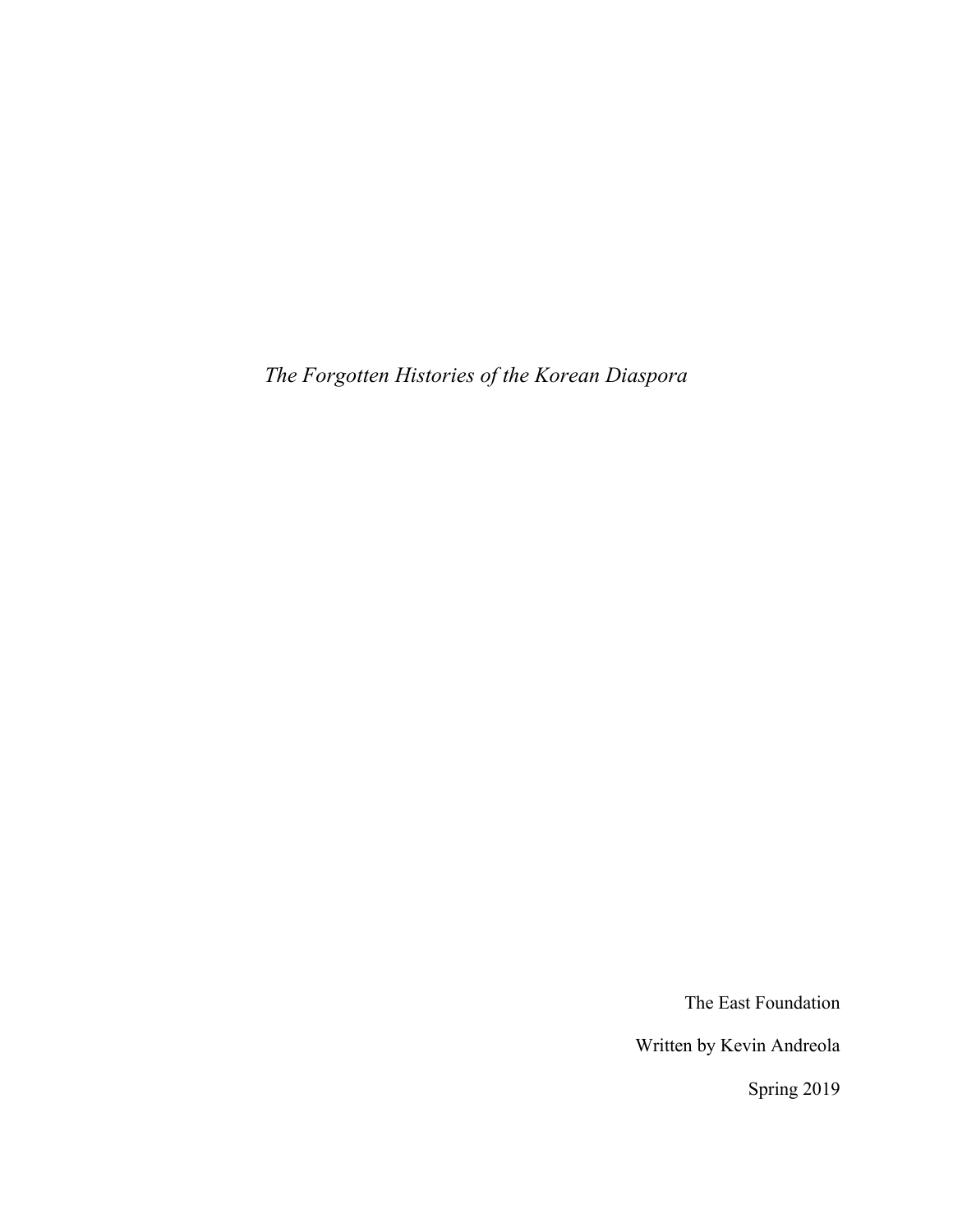*The Forgotten Histories of the Korean Diaspora*

The East Foundation

Written by Kevin Andreola

Spring 2019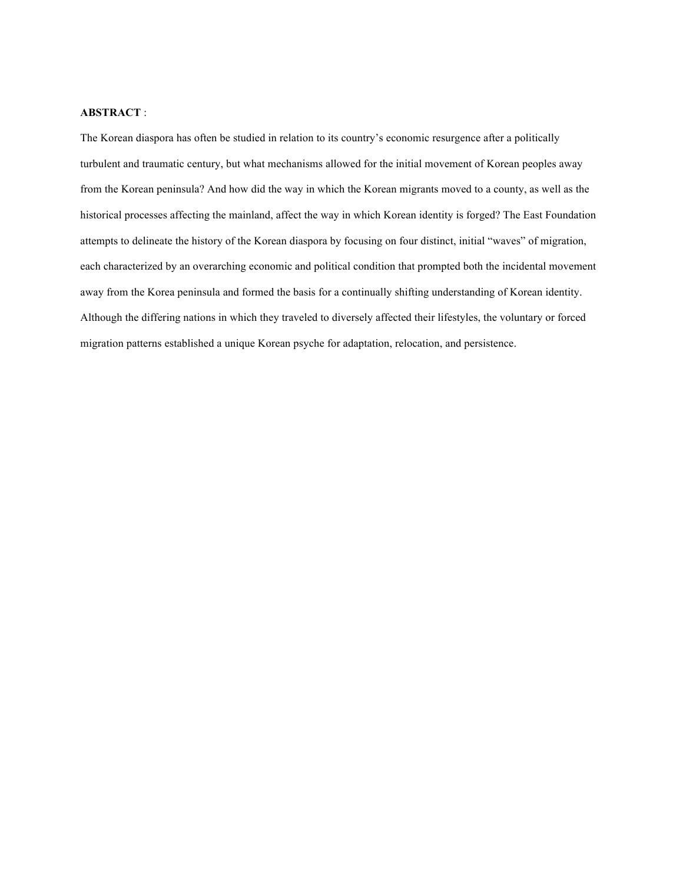**ABSTRACT** :

The Korean diaspora has often be studied in relation to its country's economic resurgence after a politically turbulent and traumatic century, but what mechanisms allowed for the initial movement of Korean peoples away from the Korean peninsula? And how did the way in which the Korean migrants moved to a county, as well as the historical processes affecting the mainland, affect the way in which Korean identity is forged? The East Foundation attempts to delineate the history of the Korean diaspora by focusing on four distinct, initial "waves" of migration, each characterized by an overarching economic and political condition that prompted both the incidental movement away from the Korea peninsula and formed the basis for a continually shifting understanding of Korean identity. Although the differing nations in which they traveled to diversely affected their lifestyles, the voluntary or forced migration patterns established a unique Korean psyche for adaptation, relocation, and persistence.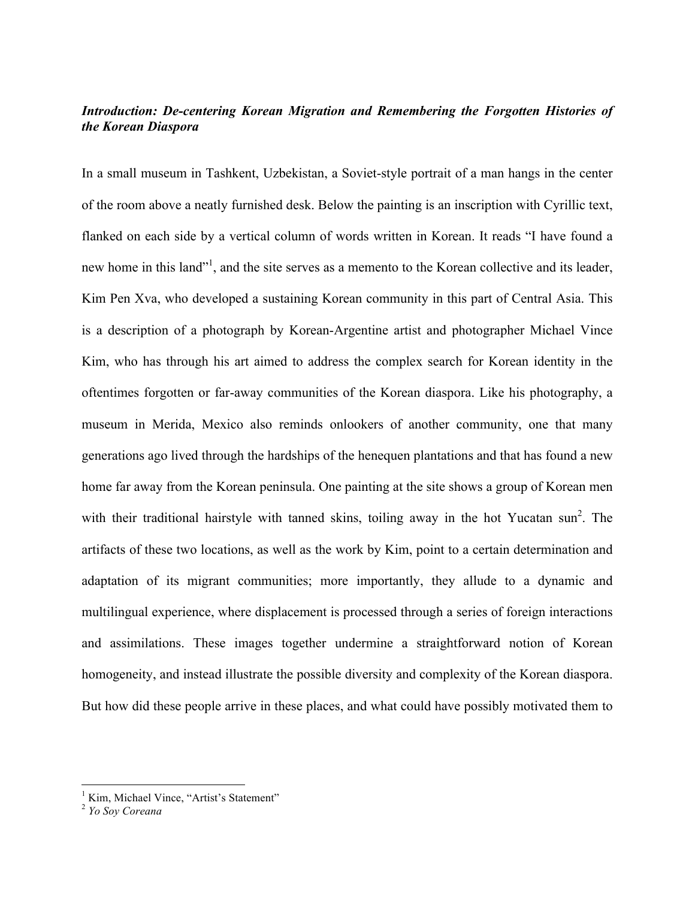***Introduction: De-centering Korean Migration and Remembering the Forgotten Histories of the Korean Diaspora***

In a small museum in Tashkent, Uzbekistan, a Soviet-style portrait of a man hangs in the center of the room above a neatly furnished desk. Below the painting is an inscription with Cyrillic text, flanked on each side by a vertical column of words written in Korean. It reads "I have found a new home in this land"[1], and the site serves as a memento to the Korean collective and its leader, Kim Pen Xva, who developed a sustaining Korean community in this part of Central Asia. This is a description of a photograph by Korean-Argentine artist and photographer Michael Vince Kim, who has through his art aimed to address the complex search for Korean identity in the oftentimes forgotten or far-away communities of the Korean diaspora. Like his photography, a museum in Merida, Mexico also reminds onlookers of another community, one that many generations ago lived through the hardships of the henequen plantations and that has found a new home far away from the Korean peninsula. One painting at the site shows a group of Korean men with their traditional hairstyle with tanned skins, toiling away in the hot Yucatan sun[2]. The artifacts of these two locations, as well as the work by Kim, point to a certain determination and adaptation of its migrant communities; more importantly, they allude to a dynamic and multilingual experience, where displacement is processed through a series of foreign interactions and assimilations. These images together undermine a straightforward notion of Korean homogeneity, and instead illustrate the possible diversity and complexity of the Korean diaspora. But how did these people arrive in these places, and what could have possibly motivated them to

---

[1] Kim, Michael Vince, "Artist's Statement"

[2] *Yo Soy Coreana*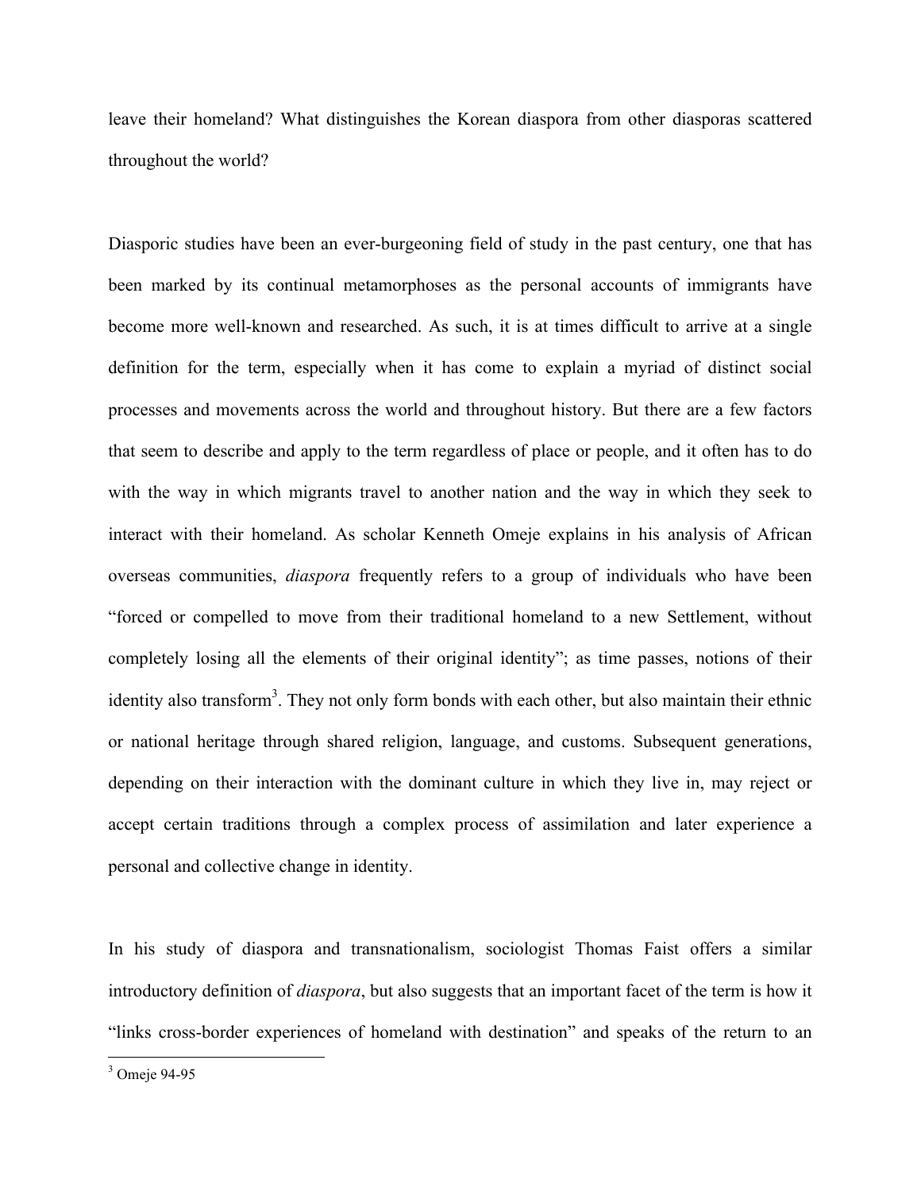leave their homeland? What distinguishes the Korean diaspora from other diasporas scattered throughout the world?

Diasporic studies have been an ever-burgeoning field of study in the past century, one that has been marked by its continual metamorphoses as the personal accounts of immigrants have become more well-known and researched. As such, it is at times difficult to arrive at a single definition for the term, especially when it has come to explain a myriad of distinct social processes and movements across the world and throughout history. But there are a few factors that seem to describe and apply to the term regardless of place or people, and it often has to do with the way in which migrants travel to another nation and the way in which they seek to interact with their homeland. As scholar Kenneth Omeje explains in his analysis of African overseas communities, *diaspora* frequently refers to a group of individuals who have been "forced or compelled to move from their traditional homeland to a new Settlement, without completely losing all the elements of their original identity"; as time passes, notions of their identity also transform[3]. They not only form bonds with each other, but also maintain their ethnic or national heritage through shared religion, language, and customs. Subsequent generations, depending on their interaction with the dominant culture in which they live in, may reject or accept certain traditions through a complex process of assimilation and later experience a personal and collective change in identity.

In his study of diaspora and transnationalism, sociologist Thomas Faist offers a similar introductory definition of *diaspora*, but also suggests that an important facet of the term is how it "links cross-border experiences of homeland with destination" and speaks of the return to an

[3] Omeje 94-95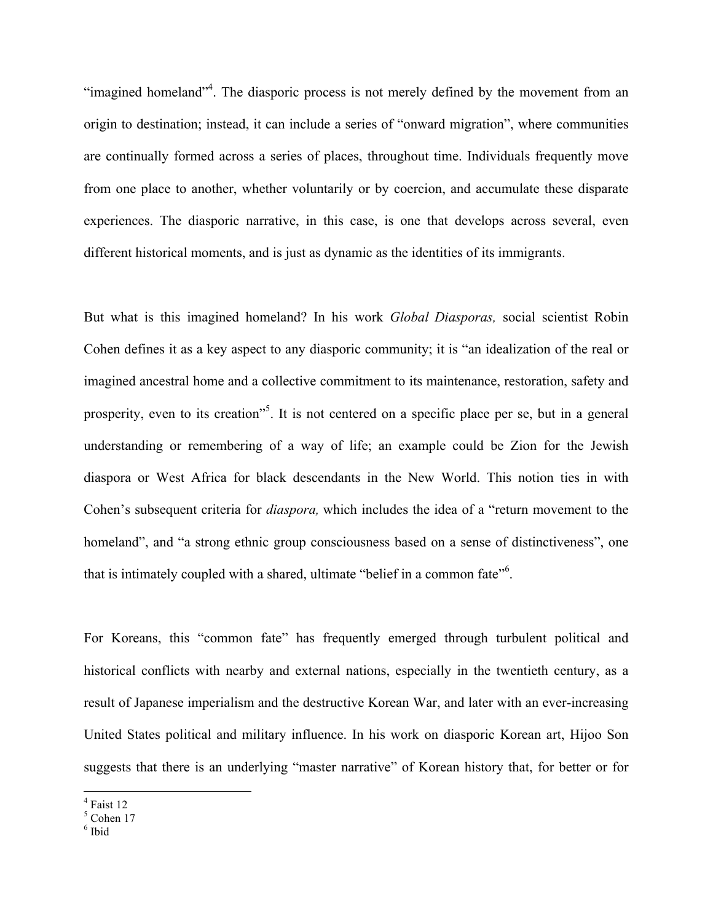"imagined homeland"[4]. The diasporic process is not merely defined by the movement from an origin to destination; instead, it can include a series of "onward migration", where communities are continually formed across a series of places, throughout time. Individuals frequently move from one place to another, whether voluntarily or by coercion, and accumulate these disparate experiences. The diasporic narrative, in this case, is one that develops across several, even different historical moments, and is just as dynamic as the identities of its immigrants.

But what is this imagined homeland? In his work *Global Diasporas,* social scientist Robin Cohen defines it as a key aspect to any diasporic community; it is "an idealization of the real or imagined ancestral home and a collective commitment to its maintenance, restoration, safety and prosperity, even to its creation"[5]. It is not centered on a specific place per se, but in a general understanding or remembering of a way of life; an example could be Zion for the Jewish diaspora or West Africa for black descendants in the New World. This notion ties in with Cohen's subsequent criteria for *diaspora,* which includes the idea of a "return movement to the homeland", and "a strong ethnic group consciousness based on a sense of distinctiveness", one that is intimately coupled with a shared, ultimate "belief in a common fate"[6].

For Koreans, this "common fate" has frequently emerged through turbulent political and historical conflicts with nearby and external nations, especially in the twentieth century, as a result of Japanese imperialism and the destructive Korean War, and later with an ever-increasing United States political and military influence. In his work on diasporic Korean art, Hijoo Son suggests that there is an underlying "master narrative" of Korean history that, for better or for

---

[4] Faist 12
[5] Cohen 17
[6] Ibid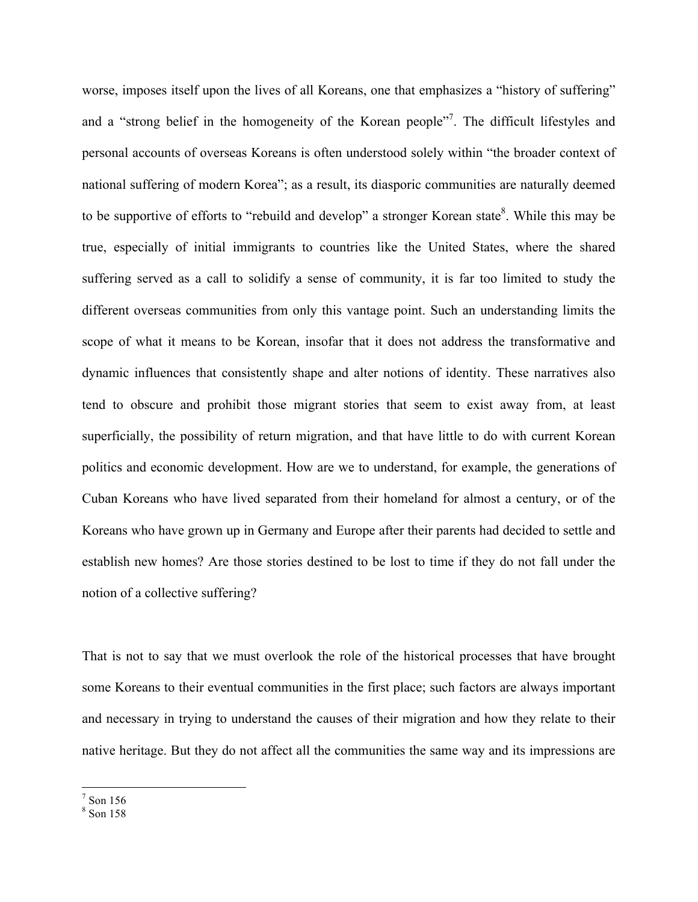worse, imposes itself upon the lives of all Koreans, one that emphasizes a "history of suffering" and a "strong belief in the homogeneity of the Korean people"[7]. The difficult lifestyles and personal accounts of overseas Koreans is often understood solely within "the broader context of national suffering of modern Korea"; as a result, its diasporic communities are naturally deemed to be supportive of efforts to "rebuild and develop" a stronger Korean state[8]. While this may be true, especially of initial immigrants to countries like the United States, where the shared suffering served as a call to solidify a sense of community, it is far too limited to study the different overseas communities from only this vantage point. Such an understanding limits the scope of what it means to be Korean, insofar that it does not address the transformative and dynamic influences that consistently shape and alter notions of identity. These narratives also tend to obscure and prohibit those migrant stories that seem to exist away from, at least superficially, the possibility of return migration, and that have little to do with current Korean politics and economic development. How are we to understand, for example, the generations of Cuban Koreans who have lived separated from their homeland for almost a century, or of the Koreans who have grown up in Germany and Europe after their parents had decided to settle and establish new homes? Are those stories destined to be lost to time if they do not fall under the notion of a collective suffering?

That is not to say that we must overlook the role of the historical processes that have brought some Koreans to their eventual communities in the first place; such factors are always important and necessary in trying to understand the causes of their migration and how they relate to their native heritage. But they do not affect all the communities the same way and its impressions are

[7] Son 156
[8] Son 158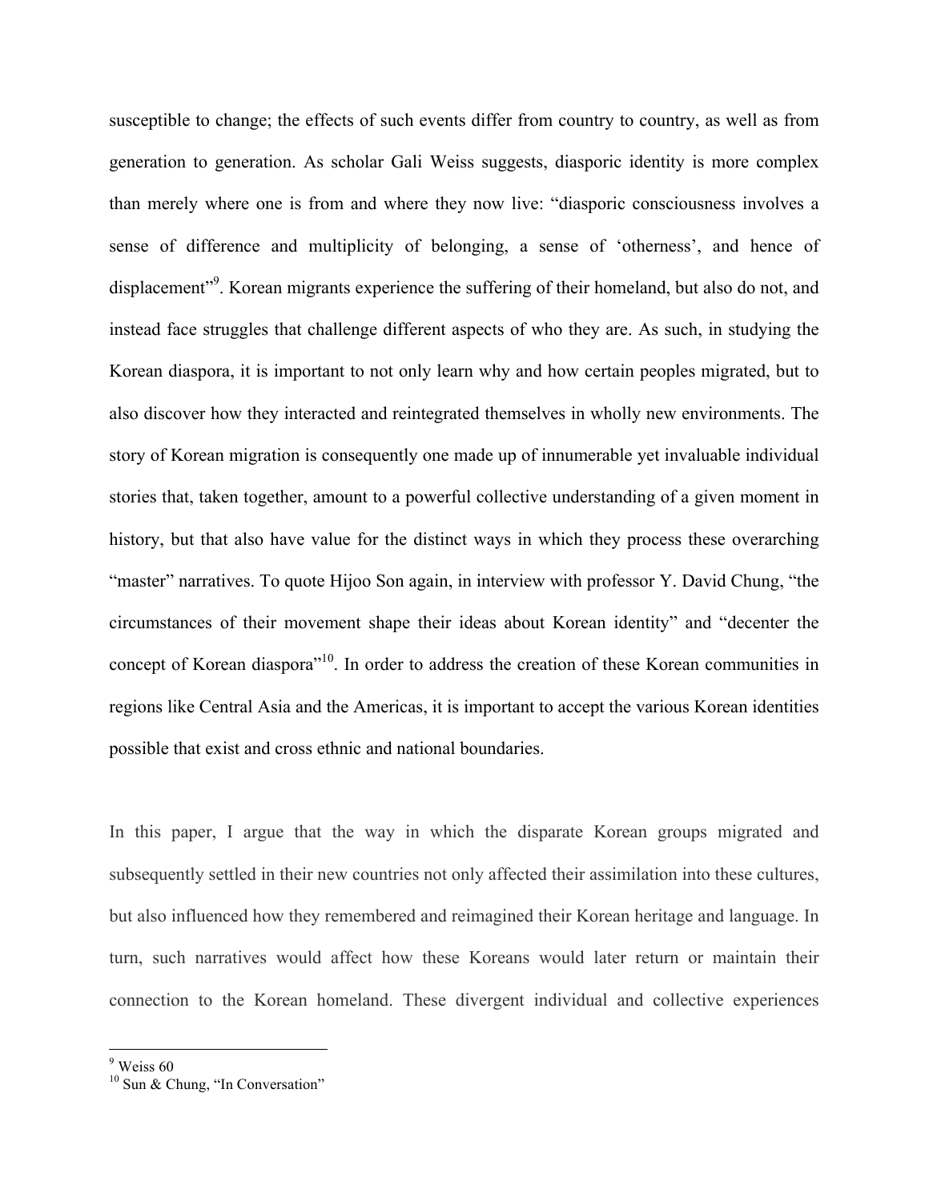susceptible to change; the effects of such events differ from country to country, as well as from generation to generation. As scholar Gali Weiss suggests, diasporic identity is more complex than merely where one is from and where they now live: "diasporic consciousness involves a sense of difference and multiplicity of belonging, a sense of 'otherness', and hence of displacement"[9]. Korean migrants experience the suffering of their homeland, but also do not, and instead face struggles that challenge different aspects of who they are. As such, in studying the Korean diaspora, it is important to not only learn why and how certain peoples migrated, but to also discover how they interacted and reintegrated themselves in wholly new environments. The story of Korean migration is consequently one made up of innumerable yet invaluable individual stories that, taken together, amount to a powerful collective understanding of a given moment in history, but that also have value for the distinct ways in which they process these overarching "master" narratives. To quote Hijoo Son again, in interview with professor Y. David Chung, "the circumstances of their movement shape their ideas about Korean identity" and "decenter the concept of Korean diaspora"[10]. In order to address the creation of these Korean communities in regions like Central Asia and the Americas, it is important to accept the various Korean identities possible that exist and cross ethnic and national boundaries.

In this paper, I argue that the way in which the disparate Korean groups migrated and subsequently settled in their new countries not only affected their assimilation into these cultures, but also influenced how they remembered and reimagined their Korean heritage and language. In turn, such narratives would affect how these Koreans would later return or maintain their connection to the Korean homeland. These divergent individual and collective experiences

---

[9] Weiss 60

[10] Sun & Chung, "In Conversation"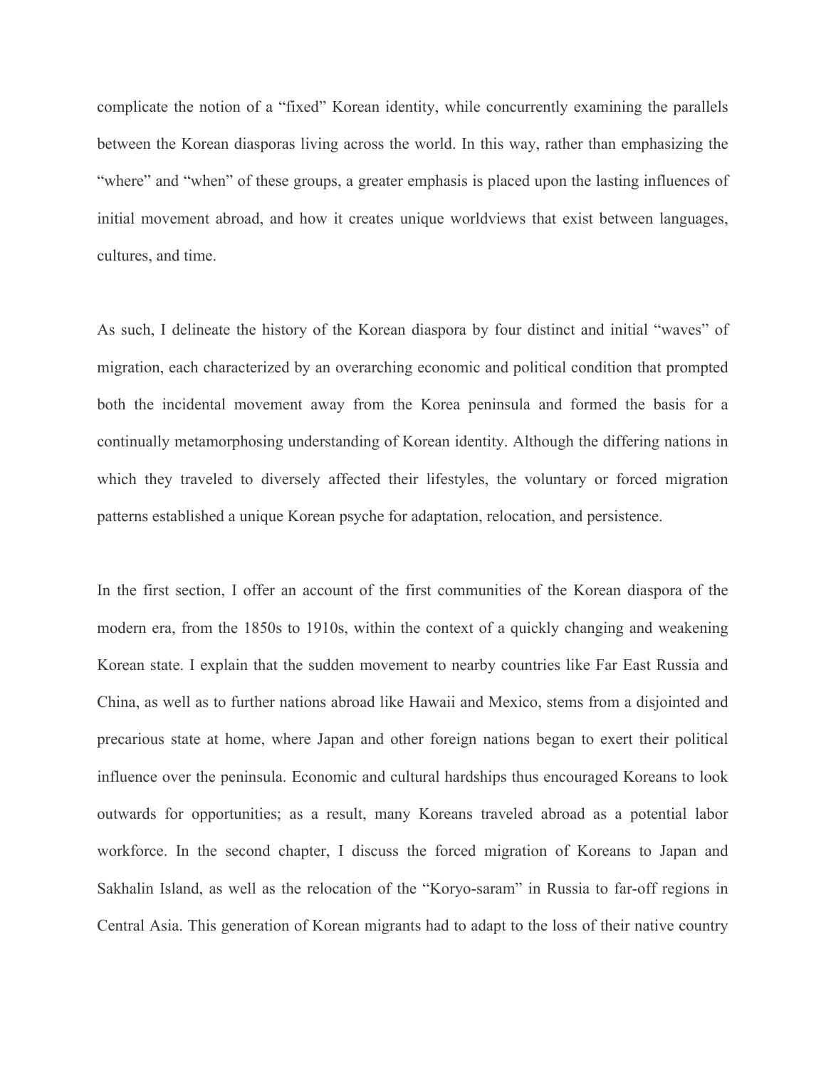complicate the notion of a "fixed" Korean identity, while concurrently examining the parallels between the Korean diasporas living across the world. In this way, rather than emphasizing the "where" and "when" of these groups, a greater emphasis is placed upon the lasting influences of initial movement abroad, and how it creates unique worldviews that exist between languages, cultures, and time.

As such, I delineate the history of the Korean diaspora by four distinct and initial "waves" of migration, each characterized by an overarching economic and political condition that prompted both the incidental movement away from the Korea peninsula and formed the basis for a continually metamorphosing understanding of Korean identity. Although the differing nations in which they traveled to diversely affected their lifestyles, the voluntary or forced migration patterns established a unique Korean psyche for adaptation, relocation, and persistence.

In the first section, I offer an account of the first communities of the Korean diaspora of the modern era, from the 1850s to 1910s, within the context of a quickly changing and weakening Korean state. I explain that the sudden movement to nearby countries like Far East Russia and China, as well as to further nations abroad like Hawaii and Mexico, stems from a disjointed and precarious state at home, where Japan and other foreign nations began to exert their political influence over the peninsula. Economic and cultural hardships thus encouraged Koreans to look outwards for opportunities; as a result, many Koreans traveled abroad as a potential labor workforce. In the second chapter, I discuss the forced migration of Koreans to Japan and Sakhalin Island, as well as the relocation of the "Koryo-saram" in Russia to far-off regions in Central Asia. This generation of Korean migrants had to adapt to the loss of their native country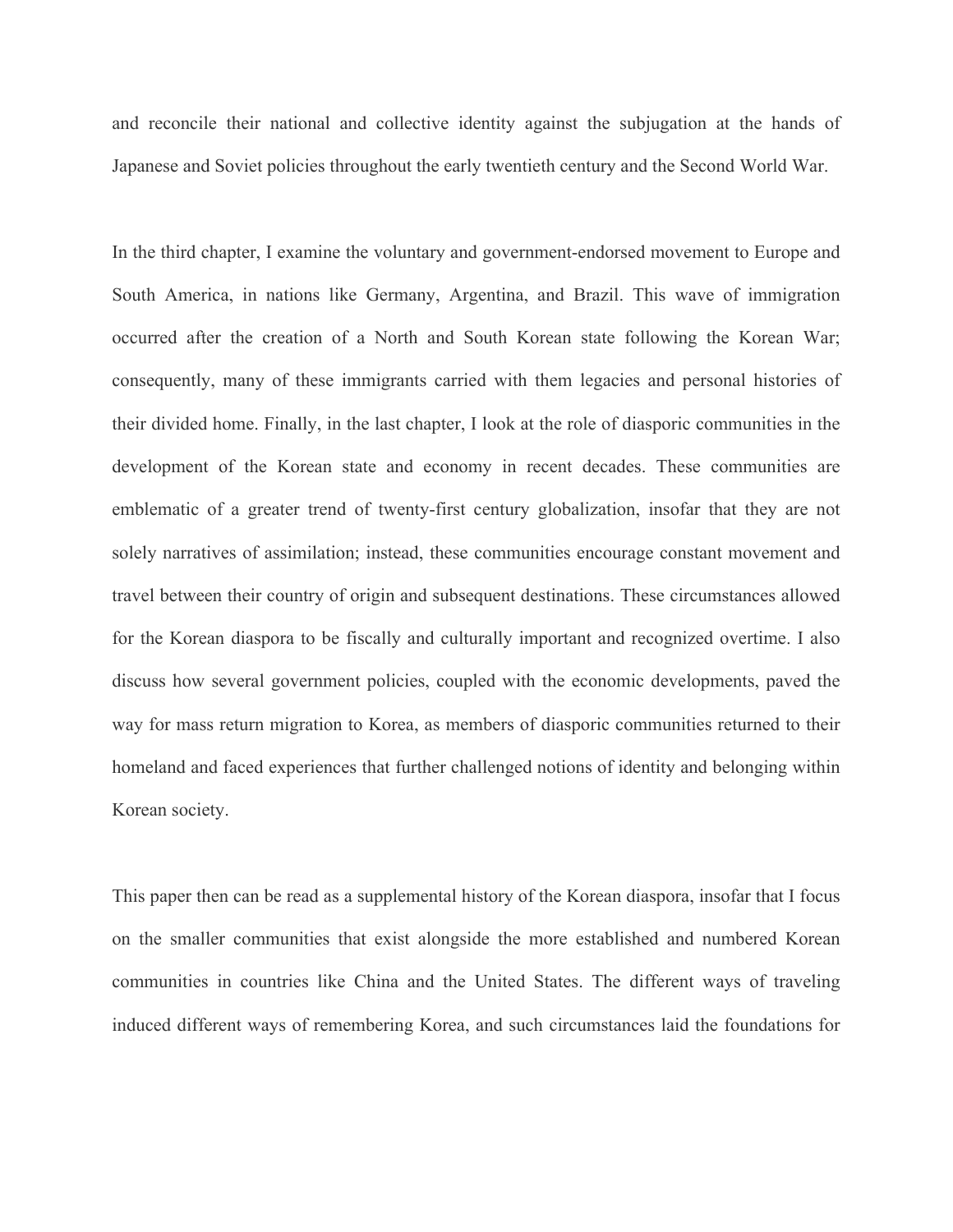and reconcile their national and collective identity against the subjugation at the hands of Japanese and Soviet policies throughout the early twentieth century and the Second World War.

In the third chapter, I examine the voluntary and government-endorsed movement to Europe and South America, in nations like Germany, Argentina, and Brazil. This wave of immigration occurred after the creation of a North and South Korean state following the Korean War; consequently, many of these immigrants carried with them legacies and personal histories of their divided home. Finally, in the last chapter, I look at the role of diasporic communities in the development of the Korean state and economy in recent decades. These communities are emblematic of a greater trend of twenty-first century globalization, insofar that they are not solely narratives of assimilation; instead, these communities encourage constant movement and travel between their country of origin and subsequent destinations. These circumstances allowed for the Korean diaspora to be fiscally and culturally important and recognized overtime. I also discuss how several government policies, coupled with the economic developments, paved the way for mass return migration to Korea, as members of diasporic communities returned to their homeland and faced experiences that further challenged notions of identity and belonging within Korean society.

This paper then can be read as a supplemental history of the Korean diaspora, insofar that I focus on the smaller communities that exist alongside the more established and numbered Korean communities in countries like China and the United States. The different ways of traveling induced different ways of remembering Korea, and such circumstances laid the foundations for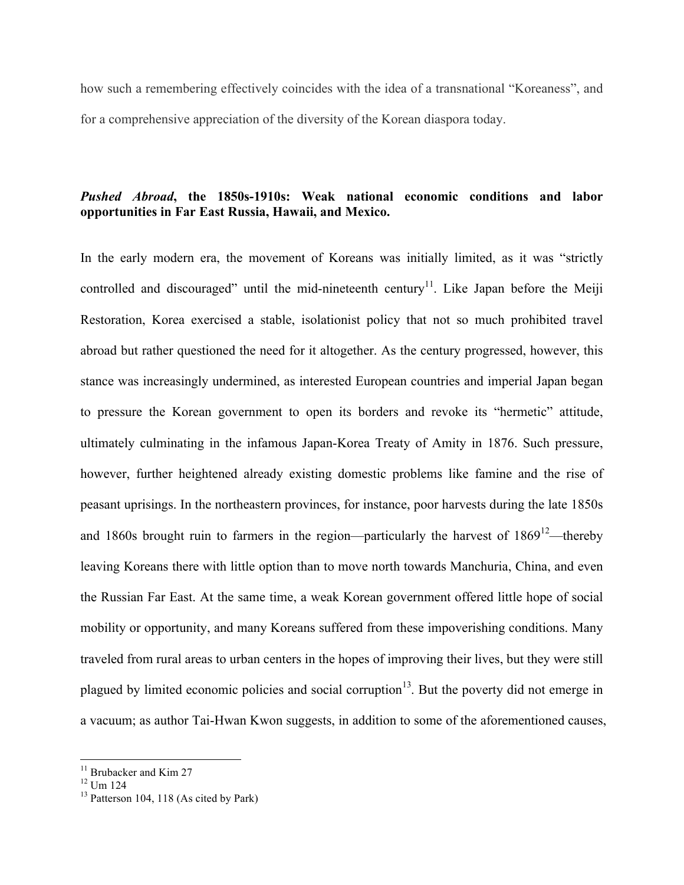how such a remembering effectively coincides with the idea of a transnational "Koreaness", and for a comprehensive appreciation of the diversity of the Korean diaspora today.

### ***Pushed Abroad*, the 1850s-1910s: Weak national economic conditions and labor opportunities in Far East Russia, Hawaii, and Mexico.**

In the early modern era, the movement of Koreans was initially limited, as it was "strictly controlled and discouraged" until the mid-nineteenth century[11]. Like Japan before the Meiji Restoration, Korea exercised a stable, isolationist policy that not so much prohibited travel abroad but rather questioned the need for it altogether. As the century progressed, however, this stance was increasingly undermined, as interested European countries and imperial Japan began to pressure the Korean government to open its borders and revoke its "hermetic" attitude, ultimately culminating in the infamous Japan-Korea Treaty of Amity in 1876. Such pressure, however, further heightened already existing domestic problems like famine and the rise of peasant uprisings. In the northeastern provinces, for instance, poor harvests during the late 1850s and 1860s brought ruin to farmers in the region—particularly the harvest of 1869[12]—thereby leaving Koreans there with little option than to move north towards Manchuria, China, and even the Russian Far East. At the same time, a weak Korean government offered little hope of social mobility or opportunity, and many Koreans suffered from these impoverishing conditions. Many traveled from rural areas to urban centers in the hopes of improving their lives, but they were still plagued by limited economic policies and social corruption[13]. But the poverty did not emerge in a vacuum; as author Tai-Hwan Kwon suggests, in addition to some of the aforementioned causes,

[11] Brubacker and Kim 27

[12] Um 124

[13] Patterson 104, 118 (As cited by Park)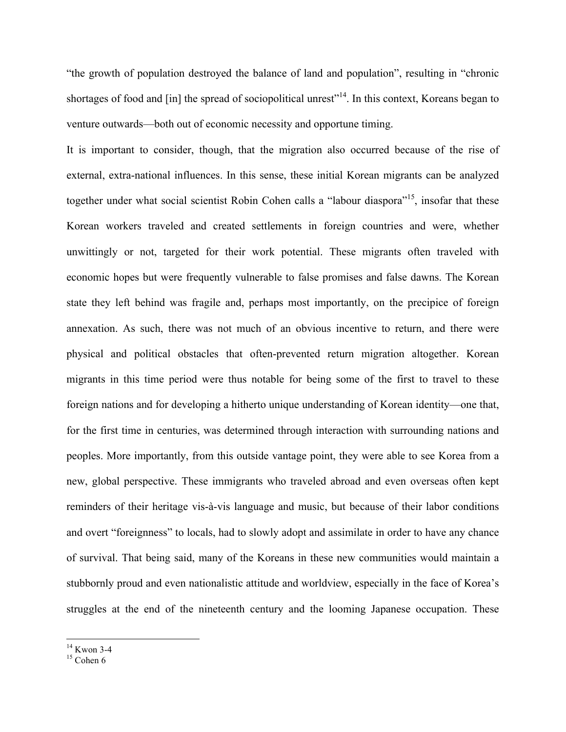"the growth of population destroyed the balance of land and population", resulting in "chronic shortages of food and [in] the spread of sociopolitical unrest"[14]. In this context, Koreans began to venture outwards—both out of economic necessity and opportune timing.

It is important to consider, though, that the migration also occurred because of the rise of external, extra-national influences. In this sense, these initial Korean migrants can be analyzed together under what social scientist Robin Cohen calls a "labour diaspora"[15], insofar that these Korean workers traveled and created settlements in foreign countries and were, whether unwittingly or not, targeted for their work potential. These migrants often traveled with economic hopes but were frequently vulnerable to false promises and false dawns. The Korean state they left behind was fragile and, perhaps most importantly, on the precipice of foreign annexation. As such, there was not much of an obvious incentive to return, and there were physical and political obstacles that often-prevented return migration altogether. Korean migrants in this time period were thus notable for being some of the first to travel to these foreign nations and for developing a hitherto unique understanding of Korean identity—one that, for the first time in centuries, was determined through interaction with surrounding nations and peoples. More importantly, from this outside vantage point, they were able to see Korea from a new, global perspective. These immigrants who traveled abroad and even overseas often kept reminders of their heritage vis-à-vis language and music, but because of their labor conditions and overt "foreignness" to locals, had to slowly adopt and assimilate in order to have any chance of survival. That being said, many of the Koreans in these new communities would maintain a stubbornly proud and even nationalistic attitude and worldview, especially in the face of Korea's struggles at the end of the nineteenth century and the looming Japanese occupation. These

[14] Kwon 3-4

[15] Cohen 6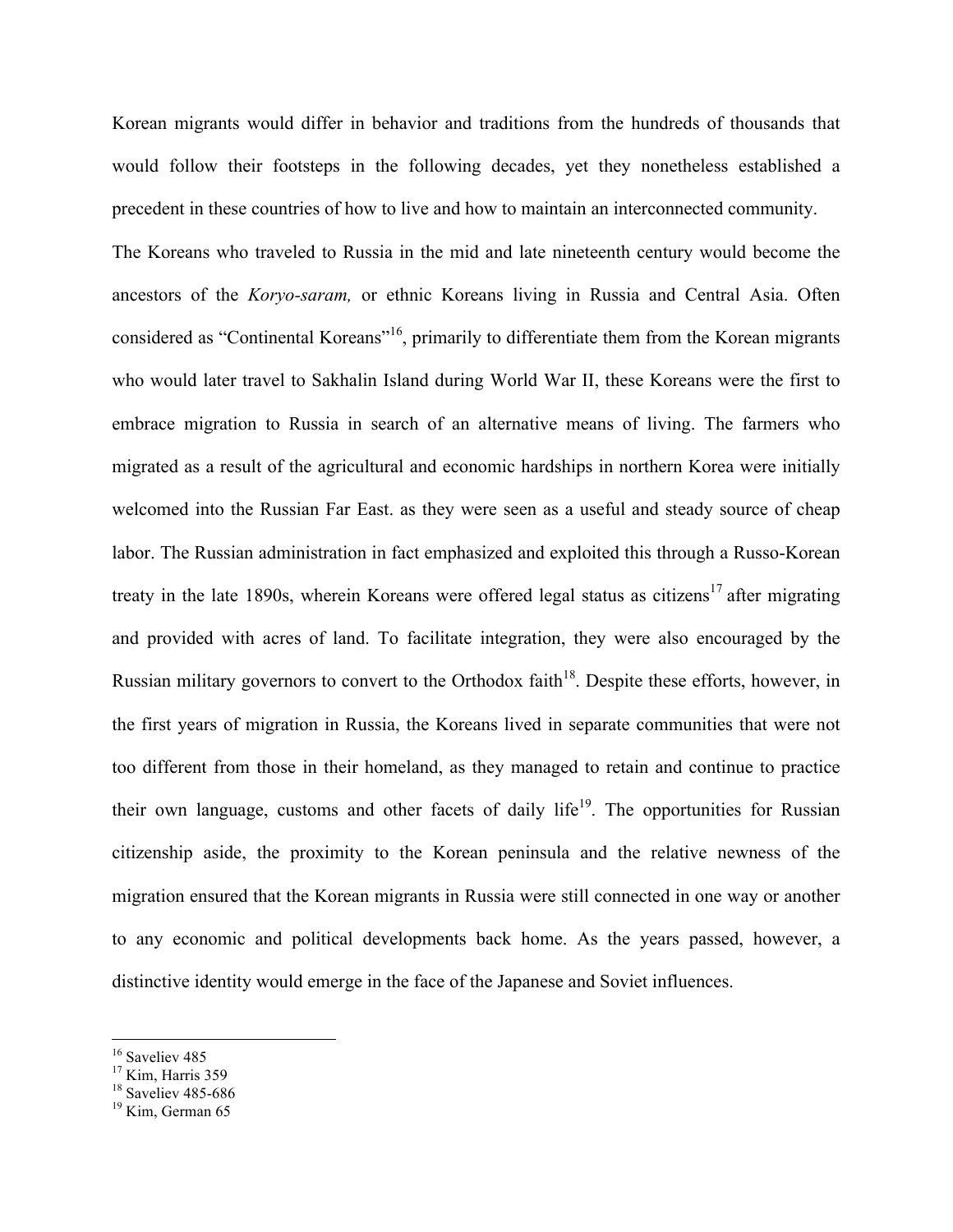Korean migrants would differ in behavior and traditions from the hundreds of thousands that would follow their footsteps in the following decades, yet they nonetheless established a precedent in these countries of how to live and how to maintain an interconnected community.

The Koreans who traveled to Russia in the mid and late nineteenth century would become the ancestors of the *Koryo-saram,* or ethnic Koreans living in Russia and Central Asia. Often considered as "Continental Koreans"[16], primarily to differentiate them from the Korean migrants who would later travel to Sakhalin Island during World War II, these Koreans were the first to embrace migration to Russia in search of an alternative means of living. The farmers who migrated as a result of the agricultural and economic hardships in northern Korea were initially welcomed into the Russian Far East. as they were seen as a useful and steady source of cheap labor. The Russian administration in fact emphasized and exploited this through a Russo-Korean treaty in the late 1890s, wherein Koreans were offered legal status as citizens[17] after migrating and provided with acres of land. To facilitate integration, they were also encouraged by the Russian military governors to convert to the Orthodox faith[18]. Despite these efforts, however, in the first years of migration in Russia, the Koreans lived in separate communities that were not too different from those in their homeland, as they managed to retain and continue to practice their own language, customs and other facets of daily life[19]. The opportunities for Russian citizenship aside, the proximity to the Korean peninsula and the relative newness of the migration ensured that the Korean migrants in Russia were still connected in one way or another to any economic and political developments back home. As the years passed, however, a distinctive identity would emerge in the face of the Japanese and Soviet influences.

---

[16] Saveliev 485
[17] Kim, Harris 359
[18] Saveliev 485-686
[19] Kim, German 65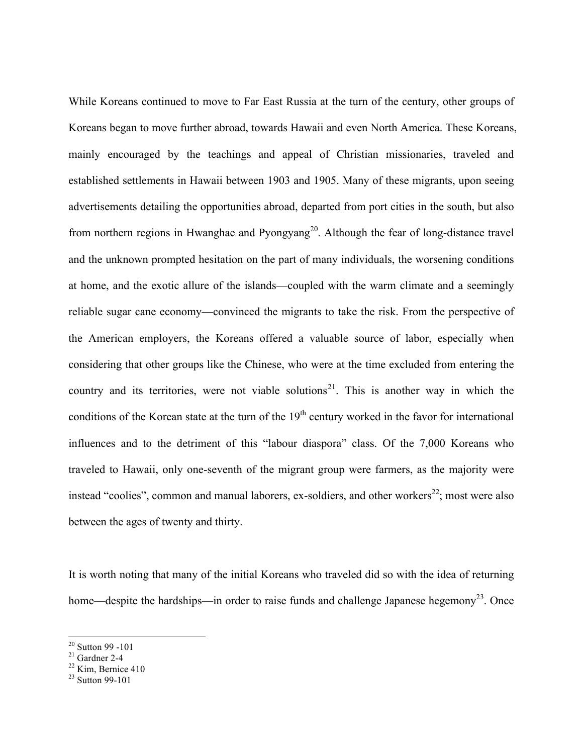While Koreans continued to move to Far East Russia at the turn of the century, other groups of Koreans began to move further abroad, towards Hawaii and even North America. These Koreans, mainly encouraged by the teachings and appeal of Christian missionaries, traveled and established settlements in Hawaii between 1903 and 1905. Many of these migrants, upon seeing advertisements detailing the opportunities abroad, departed from port cities in the south, but also from northern regions in Hwanghae and Pyongyang[20]. Although the fear of long-distance travel and the unknown prompted hesitation on the part of many individuals, the worsening conditions at home, and the exotic allure of the islands—coupled with the warm climate and a seemingly reliable sugar cane economy—convinced the migrants to take the risk. From the perspective of the American employers, the Koreans offered a valuable source of labor, especially when considering that other groups like the Chinese, who were at the time excluded from entering the country and its territories, were not viable solutions[21]. This is another way in which the conditions of the Korean state at the turn of the 19th century worked in the favor for international influences and to the detriment of this "labour diaspora" class. Of the 7,000 Koreans who traveled to Hawaii, only one-seventh of the migrant group were farmers, as the majority were instead "coolies", common and manual laborers, ex-soldiers, and other workers[22]; most were also between the ages of twenty and thirty.

It is worth noting that many of the initial Koreans who traveled did so with the idea of returning home—despite the hardships—in order to raise funds and challenge Japanese hegemony[23]. Once

---

[20] Sutton 99 -101
[21] Gardner 2-4
[22] Kim, Bernice 410
[23] Sutton 99-101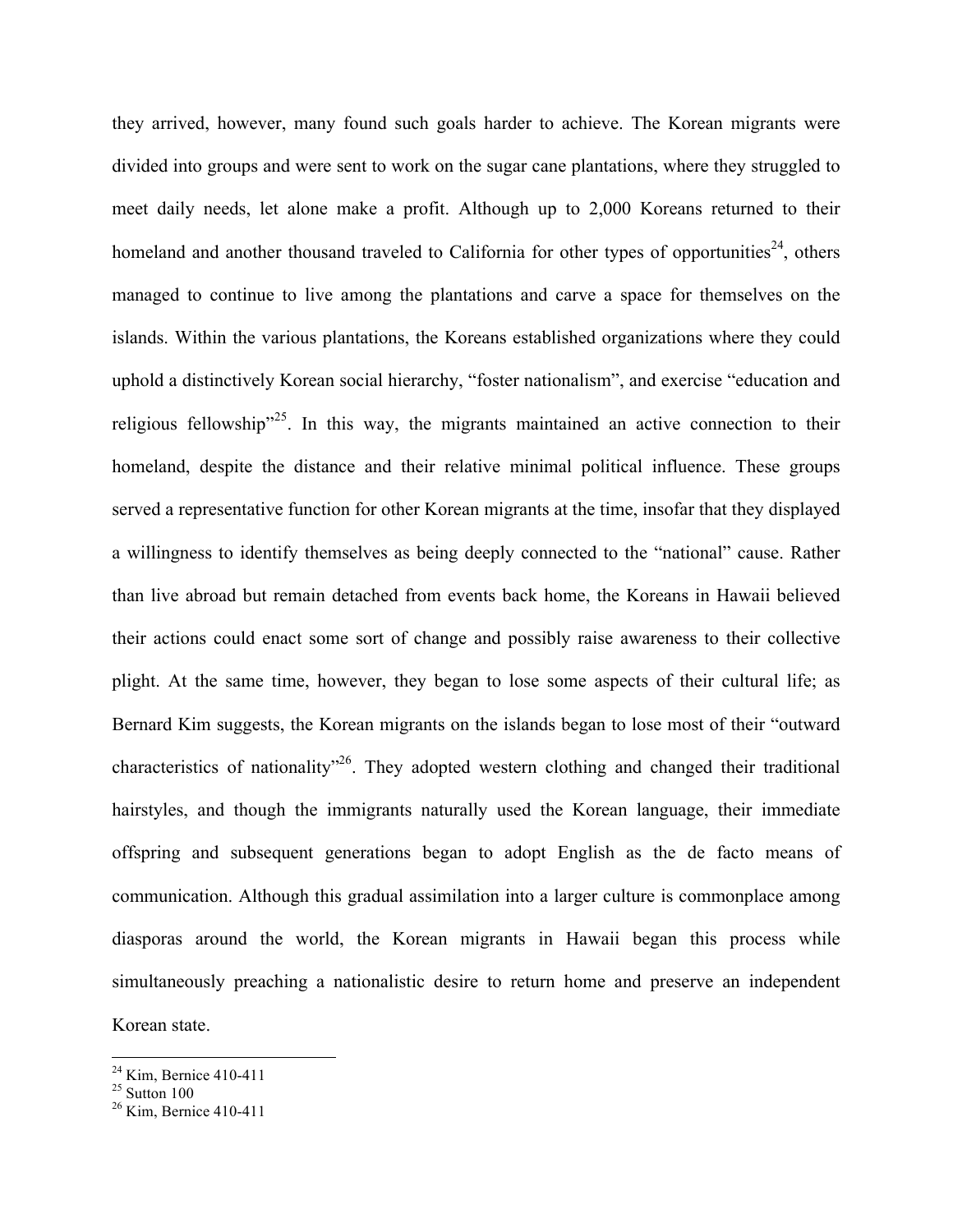they arrived, however, many found such goals harder to achieve. The Korean migrants were divided into groups and were sent to work on the sugar cane plantations, where they struggled to meet daily needs, let alone make a profit. Although up to 2,000 Koreans returned to their homeland and another thousand traveled to California for other types of opportunities[24], others managed to continue to live among the plantations and carve a space for themselves on the islands. Within the various plantations, the Koreans established organizations where they could uphold a distinctively Korean social hierarchy, "foster nationalism", and exercise "education and religious fellowship"[25]. In this way, the migrants maintained an active connection to their homeland, despite the distance and their relative minimal political influence. These groups served a representative function for other Korean migrants at the time, insofar that they displayed a willingness to identify themselves as being deeply connected to the "national" cause. Rather than live abroad but remain detached from events back home, the Koreans in Hawaii believed their actions could enact some sort of change and possibly raise awareness to their collective plight. At the same time, however, they began to lose some aspects of their cultural life; as Bernard Kim suggests, the Korean migrants on the islands began to lose most of their "outward characteristics of nationality"[26]. They adopted western clothing and changed their traditional hairstyles, and though the immigrants naturally used the Korean language, their immediate offspring and subsequent generations began to adopt English as the de facto means of communication. Although this gradual assimilation into a larger culture is commonplace among diasporas around the world, the Korean migrants in Hawaii began this process while simultaneously preaching a nationalistic desire to return home and preserve an independent Korean state.

---

[24] Kim, Bernice 410-411

[25] Sutton 100

[26] Kim, Bernice 410-411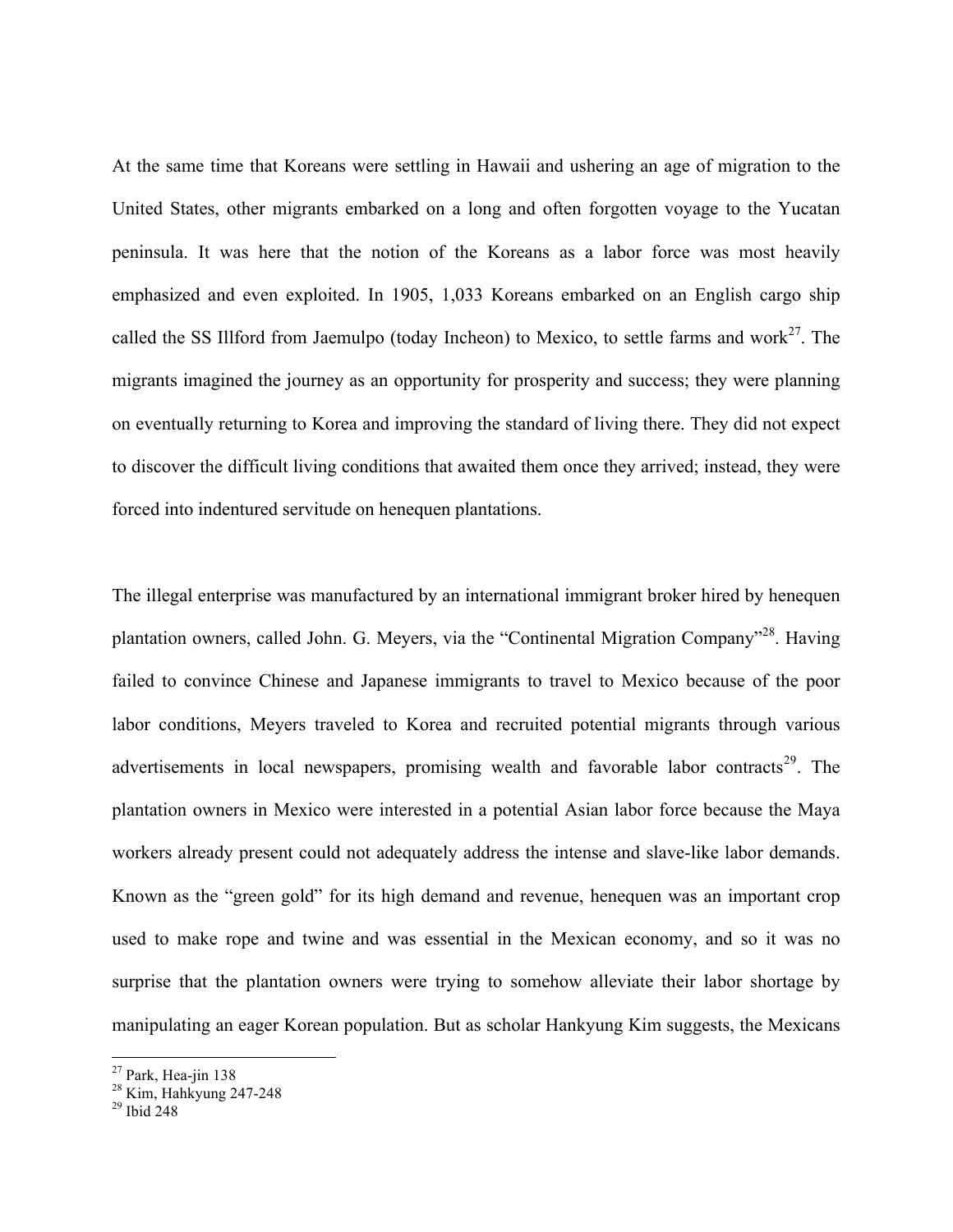At the same time that Koreans were settling in Hawaii and ushering an age of migration to the United States, other migrants embarked on a long and often forgotten voyage to the Yucatan peninsula. It was here that the notion of the Koreans as a labor force was most heavily emphasized and even exploited. In 1905, 1,033 Koreans embarked on an English cargo ship called the SS Illford from Jaemulpo (today Incheon) to Mexico, to settle farms and work[27]. The migrants imagined the journey as an opportunity for prosperity and success; they were planning on eventually returning to Korea and improving the standard of living there. They did not expect to discover the difficult living conditions that awaited them once they arrived; instead, they were forced into indentured servitude on henequen plantations.

The illegal enterprise was manufactured by an international immigrant broker hired by henequen plantation owners, called John. G. Meyers, via the "Continental Migration Company"[28]. Having failed to convince Chinese and Japanese immigrants to travel to Mexico because of the poor labor conditions, Meyers traveled to Korea and recruited potential migrants through various advertisements in local newspapers, promising wealth and favorable labor contracts[29]. The plantation owners in Mexico were interested in a potential Asian labor force because the Maya workers already present could not adequately address the intense and slave-like labor demands. Known as the "green gold" for its high demand and revenue, henequen was an important crop used to make rope and twine and was essential in the Mexican economy, and so it was no surprise that the plantation owners were trying to somehow alleviate their labor shortage by manipulating an eager Korean population. But as scholar Hankyung Kim suggests, the Mexicans

[27] Park, Hea-jin 138

[28] Kim, Hahkyung 247-248

[29] Ibid 248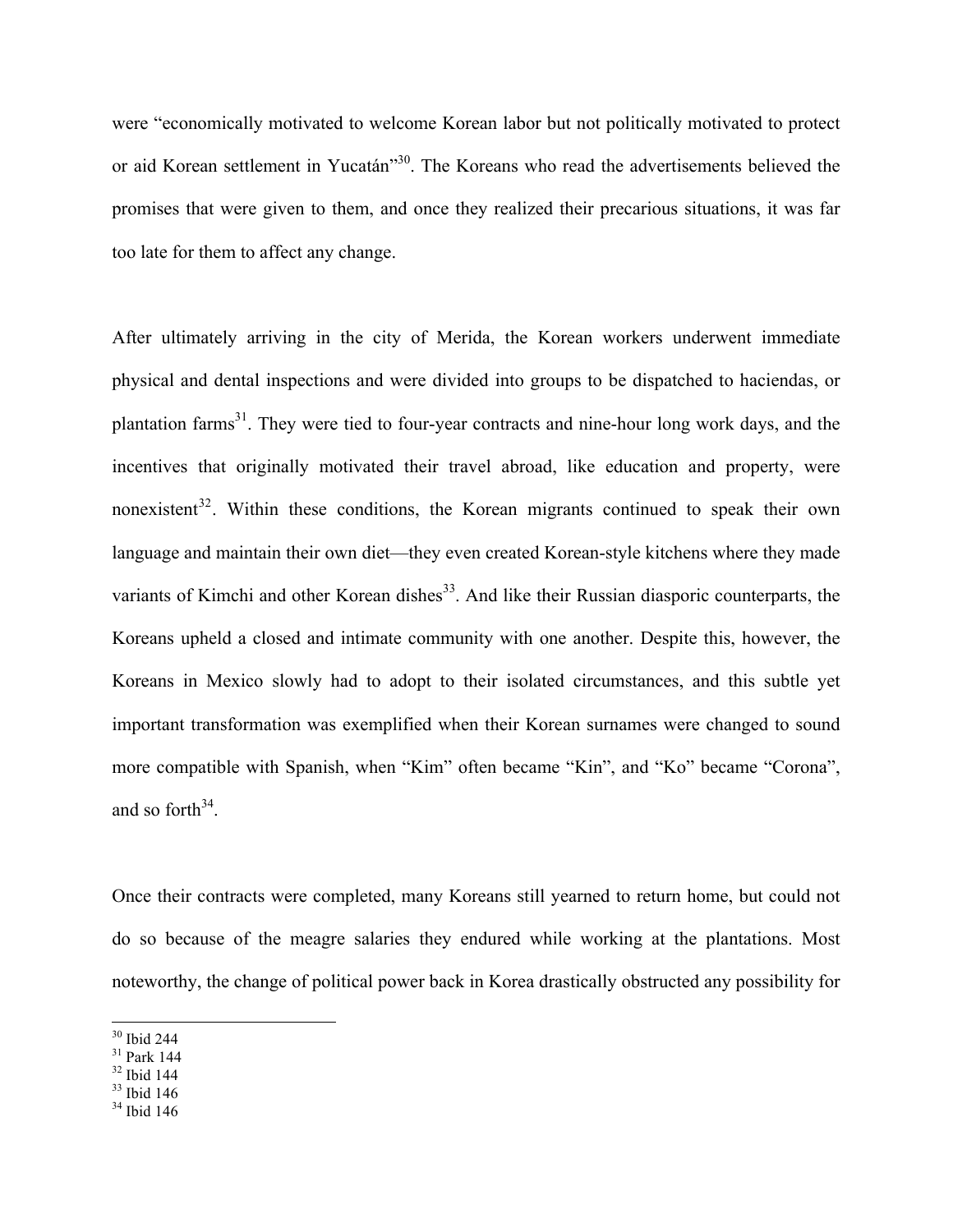were "economically motivated to welcome Korean labor but not politically motivated to protect or aid Korean settlement in Yucatán"[30]. The Koreans who read the advertisements believed the promises that were given to them, and once they realized their precarious situations, it was far too late for them to affect any change.

After ultimately arriving in the city of Merida, the Korean workers underwent immediate physical and dental inspections and were divided into groups to be dispatched to haciendas, or plantation farms[31]. They were tied to four-year contracts and nine-hour long work days, and the incentives that originally motivated their travel abroad, like education and property, were nonexistent[32]. Within these conditions, the Korean migrants continued to speak their own language and maintain their own diet—they even created Korean-style kitchens where they made variants of Kimchi and other Korean dishes[33]. And like their Russian diasporic counterparts, the Koreans upheld a closed and intimate community with one another. Despite this, however, the Koreans in Mexico slowly had to adopt to their isolated circumstances, and this subtle yet important transformation was exemplified when their Korean surnames were changed to sound more compatible with Spanish, when "Kim" often became "Kin", and "Ko" became "Corona", and so forth[34].

Once their contracts were completed, many Koreans still yearned to return home, but could not do so because of the meagre salaries they endured while working at the plantations. Most noteworthy, the change of political power back in Korea drastically obstructed any possibility for

[30] Ibid 244
[31] Park 144
[32] Ibid 144
[33] Ibid 146
[34] Ibid 146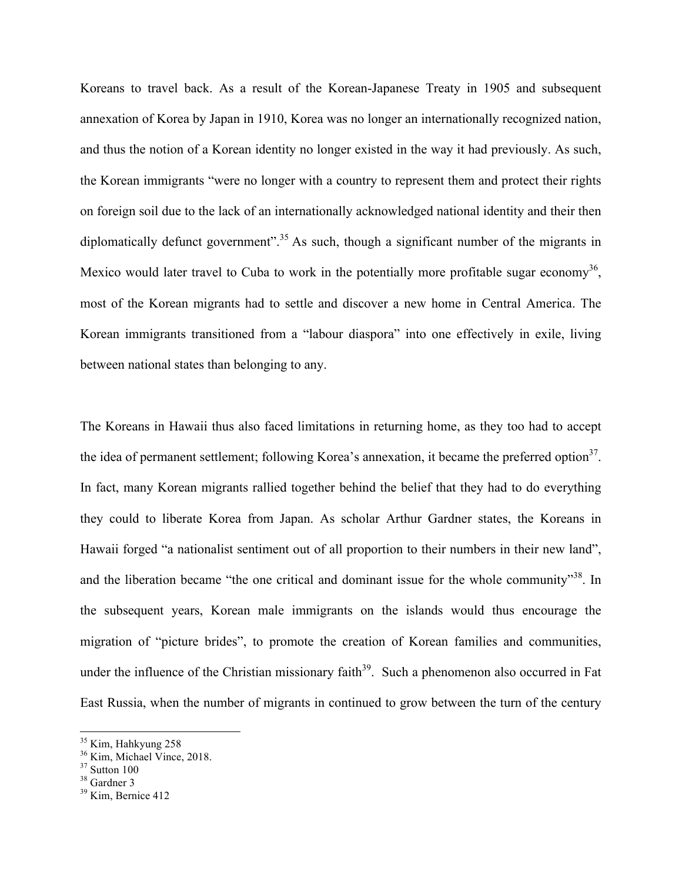Koreans to travel back. As a result of the Korean-Japanese Treaty in 1905 and subsequent annexation of Korea by Japan in 1910, Korea was no longer an internationally recognized nation, and thus the notion of a Korean identity no longer existed in the way it had previously. As such, the Korean immigrants "were no longer with a country to represent them and protect their rights on foreign soil due to the lack of an internationally acknowledged national identity and their then diplomatically defunct government".[35] As such, though a significant number of the migrants in Mexico would later travel to Cuba to work in the potentially more profitable sugar economy[36], most of the Korean migrants had to settle and discover a new home in Central America. The Korean immigrants transitioned from a "labour diaspora" into one effectively in exile, living between national states than belonging to any.

The Koreans in Hawaii thus also faced limitations in returning home, as they too had to accept the idea of permanent settlement; following Korea's annexation, it became the preferred option[37]. In fact, many Korean migrants rallied together behind the belief that they had to do everything they could to liberate Korea from Japan. As scholar Arthur Gardner states, the Koreans in Hawaii forged "a nationalist sentiment out of all proportion to their numbers in their new land", and the liberation became "the one critical and dominant issue for the whole community"[38]. In the subsequent years, Korean male immigrants on the islands would thus encourage the migration of "picture brides", to promote the creation of Korean families and communities, under the influence of the Christian missionary faith[39]. Such a phenomenon also occurred in Fat East Russia, when the number of migrants in continued to grow between the turn of the century

---

[35] Kim, Hahkyung 258

[36] Kim, Michael Vince, 2018.

[37] Sutton 100

[38] Gardner 3

[39] Kim, Bernice 412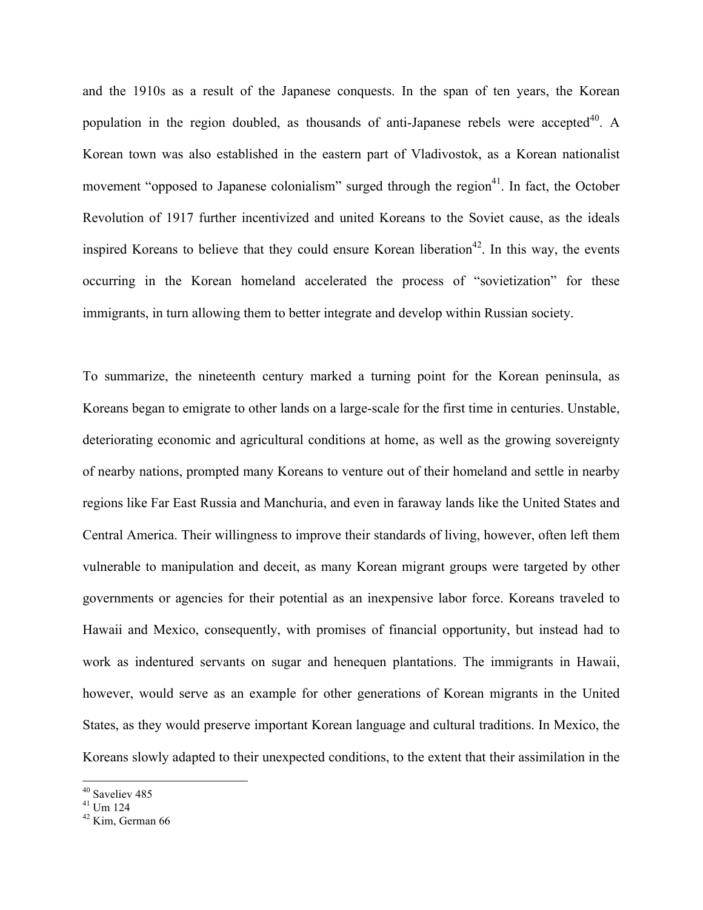and the 1910s as a result of the Japanese conquests. In the span of ten years, the Korean population in the region doubled, as thousands of anti-Japanese rebels were accepted[40]. A Korean town was also established in the eastern part of Vladivostok, as a Korean nationalist movement "opposed to Japanese colonialism" surged through the region[41]. In fact, the October Revolution of 1917 further incentivized and united Koreans to the Soviet cause, as the ideals inspired Koreans to believe that they could ensure Korean liberation[42]. In this way, the events occurring in the Korean homeland accelerated the process of "sovietization" for these immigrants, in turn allowing them to better integrate and develop within Russian society.

To summarize, the nineteenth century marked a turning point for the Korean peninsula, as Koreans began to emigrate to other lands on a large-scale for the first time in centuries. Unstable, deteriorating economic and agricultural conditions at home, as well as the growing sovereignty of nearby nations, prompted many Koreans to venture out of their homeland and settle in nearby regions like Far East Russia and Manchuria, and even in faraway lands like the United States and Central America. Their willingness to improve their standards of living, however, often left them vulnerable to manipulation and deceit, as many Korean migrant groups were targeted by other governments or agencies for their potential as an inexpensive labor force. Koreans traveled to Hawaii and Mexico, consequently, with promises of financial opportunity, but instead had to work as indentured servants on sugar and henequen plantations. The immigrants in Hawaii, however, would serve as an example for other generations of Korean migrants in the United States, as they would preserve important Korean language and cultural traditions. In Mexico, the Koreans slowly adapted to their unexpected conditions, to the extent that their assimilation in the

[40] Saveliev 485
[41] Um 124
[42] Kim, German 66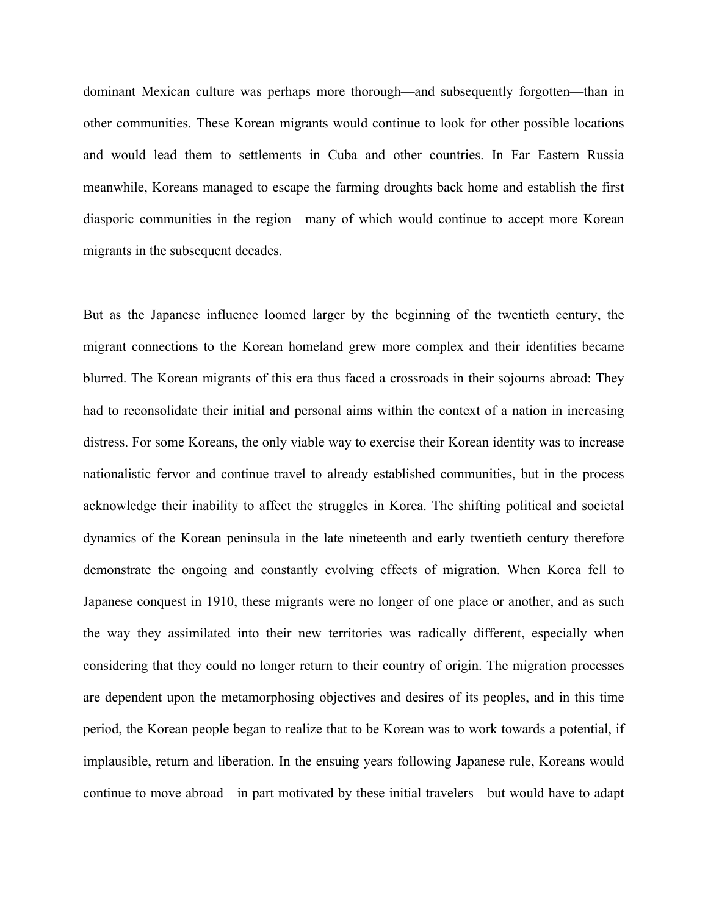dominant Mexican culture was perhaps more thorough—and subsequently forgotten—than in other communities. These Korean migrants would continue to look for other possible locations and would lead them to settlements in Cuba and other countries. In Far Eastern Russia meanwhile, Koreans managed to escape the farming droughts back home and establish the first diasporic communities in the region—many of which would continue to accept more Korean migrants in the subsequent decades.

But as the Japanese influence loomed larger by the beginning of the twentieth century, the migrant connections to the Korean homeland grew more complex and their identities became blurred. The Korean migrants of this era thus faced a crossroads in their sojourns abroad: They had to reconsolidate their initial and personal aims within the context of a nation in increasing distress. For some Koreans, the only viable way to exercise their Korean identity was to increase nationalistic fervor and continue travel to already established communities, but in the process acknowledge their inability to affect the struggles in Korea. The shifting political and societal dynamics of the Korean peninsula in the late nineteenth and early twentieth century therefore demonstrate the ongoing and constantly evolving effects of migration. When Korea fell to Japanese conquest in 1910, these migrants were no longer of one place or another, and as such the way they assimilated into their new territories was radically different, especially when considering that they could no longer return to their country of origin. The migration processes are dependent upon the metamorphosing objectives and desires of its peoples, and in this time period, the Korean people began to realize that to be Korean was to work towards a potential, if implausible, return and liberation. In the ensuing years following Japanese rule, Koreans would continue to move abroad—in part motivated by these initial travelers—but would have to adapt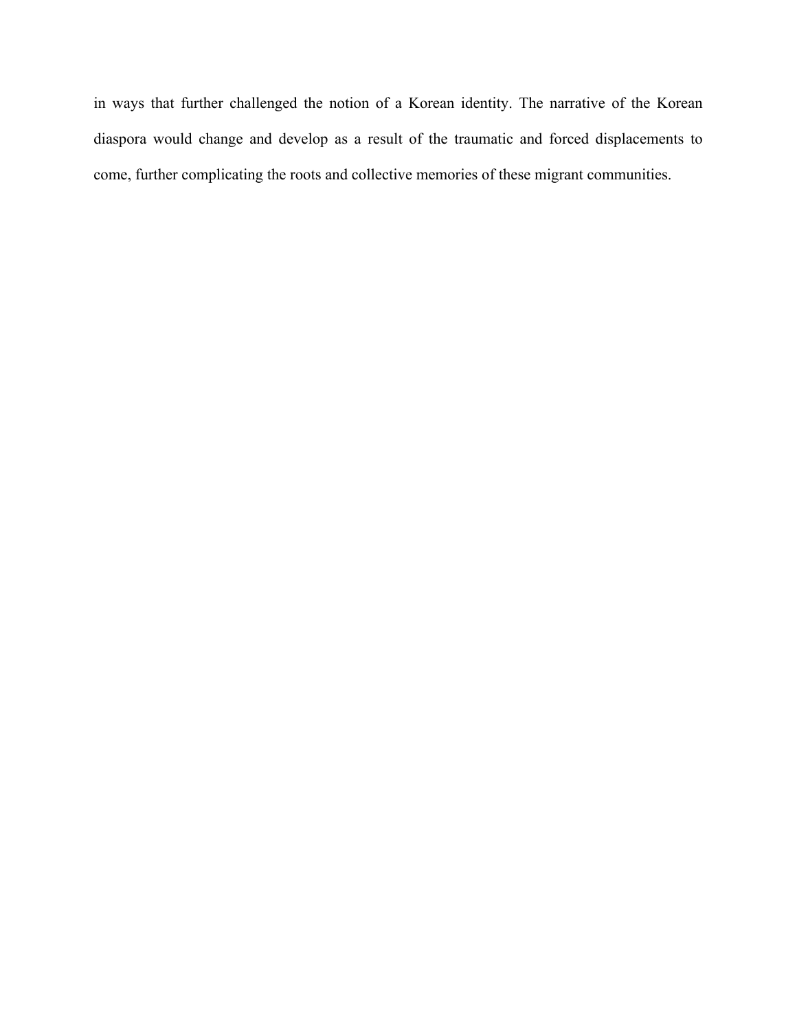in ways that further challenged the notion of a Korean identity. The narrative of the Korean diaspora would change and develop as a result of the traumatic and forced displacements to come, further complicating the roots and collective memories of these migrant communities.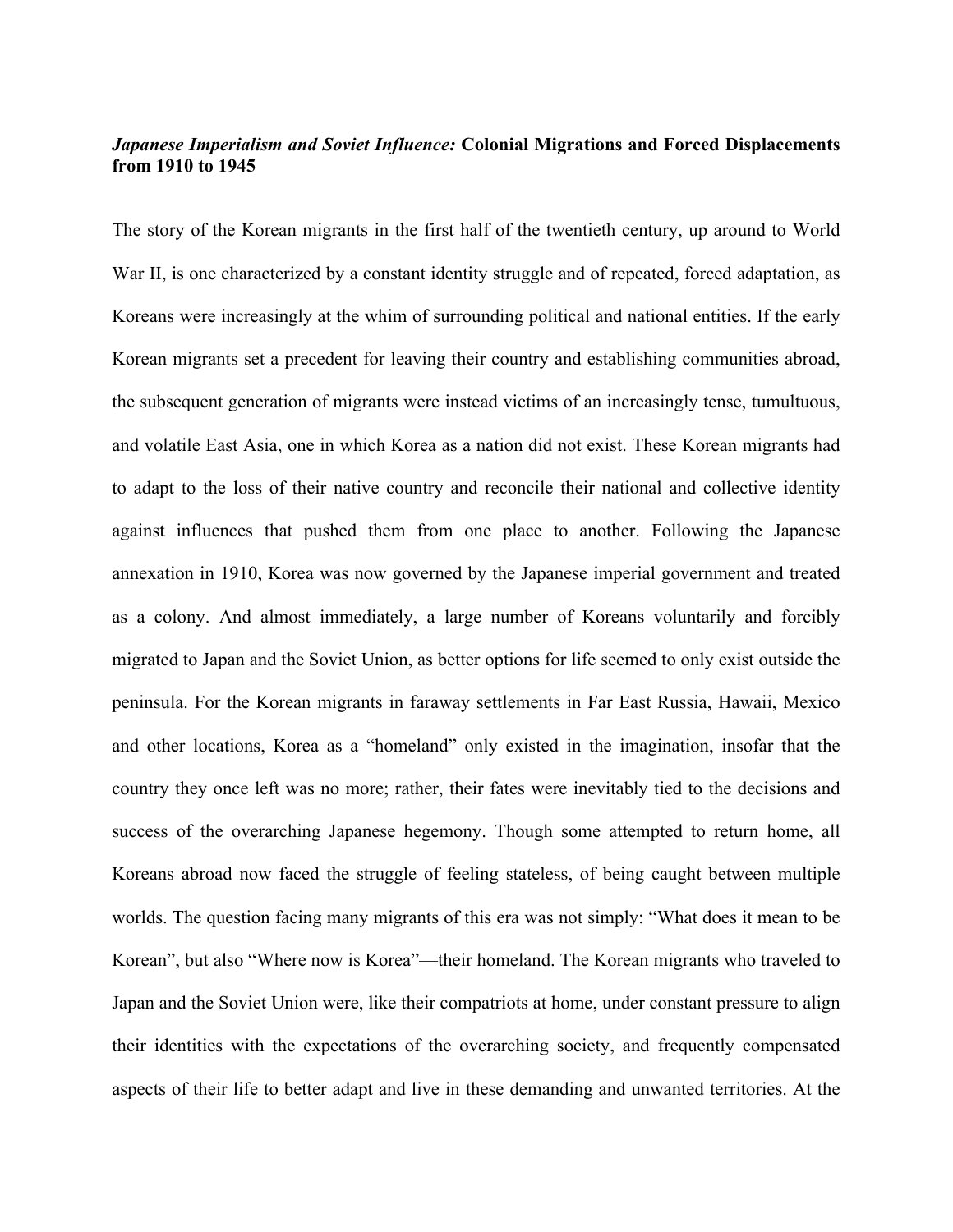## *Japanese Imperialism and Soviet Influence:* **Colonial Migrations and Forced Displacements from 1910 to 1945**

The story of the Korean migrants in the first half of the twentieth century, up around to World War II, is one characterized by a constant identity struggle and of repeated, forced adaptation, as Koreans were increasingly at the whim of surrounding political and national entities. If the early Korean migrants set a precedent for leaving their country and establishing communities abroad, the subsequent generation of migrants were instead victims of an increasingly tense, tumultuous, and volatile East Asia, one in which Korea as a nation did not exist. These Korean migrants had to adapt to the loss of their native country and reconcile their national and collective identity against influences that pushed them from one place to another. Following the Japanese annexation in 1910, Korea was now governed by the Japanese imperial government and treated as a colony. And almost immediately, a large number of Koreans voluntarily and forcibly migrated to Japan and the Soviet Union, as better options for life seemed to only exist outside the peninsula. For the Korean migrants in faraway settlements in Far East Russia, Hawaii, Mexico and other locations, Korea as a "homeland" only existed in the imagination, insofar that the country they once left was no more; rather, their fates were inevitably tied to the decisions and success of the overarching Japanese hegemony. Though some attempted to return home, all Koreans abroad now faced the struggle of feeling stateless, of being caught between multiple worlds. The question facing many migrants of this era was not simply: "What does it mean to be Korean", but also "Where now is Korea"—their homeland. The Korean migrants who traveled to Japan and the Soviet Union were, like their compatriots at home, under constant pressure to align their identities with the expectations of the overarching society, and frequently compensated aspects of their life to better adapt and live in these demanding and unwanted territories. At the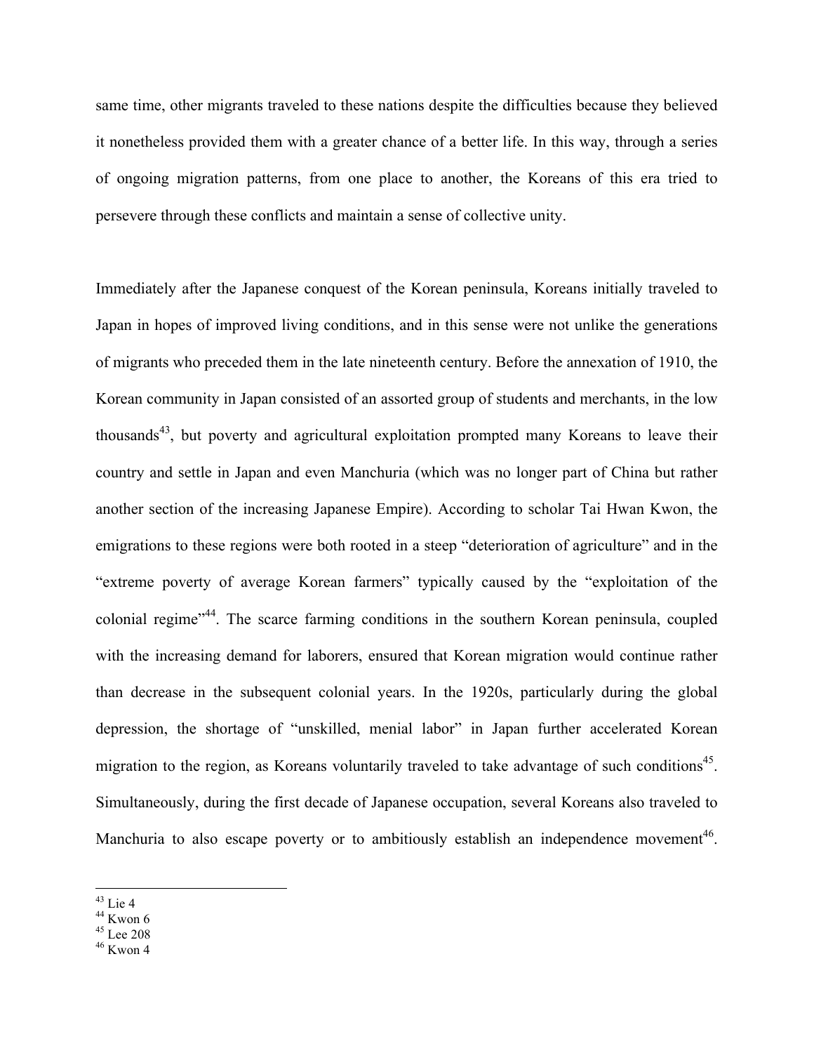same time, other migrants traveled to these nations despite the difficulties because they believed it nonetheless provided them with a greater chance of a better life. In this way, through a series of ongoing migration patterns, from one place to another, the Koreans of this era tried to persevere through these conflicts and maintain a sense of collective unity.

Immediately after the Japanese conquest of the Korean peninsula, Koreans initially traveled to Japan in hopes of improved living conditions, and in this sense were not unlike the generations of migrants who preceded them in the late nineteenth century. Before the annexation of 1910, the Korean community in Japan consisted of an assorted group of students and merchants, in the low thousands[43], but poverty and agricultural exploitation prompted many Koreans to leave their country and settle in Japan and even Manchuria (which was no longer part of China but rather another section of the increasing Japanese Empire). According to scholar Tai Hwan Kwon, the emigrations to these regions were both rooted in a steep "deterioration of agriculture" and in the "extreme poverty of average Korean farmers" typically caused by the "exploitation of the colonial regime"[44]. The scarce farming conditions in the southern Korean peninsula, coupled with the increasing demand for laborers, ensured that Korean migration would continue rather than decrease in the subsequent colonial years. In the 1920s, particularly during the global depression, the shortage of "unskilled, menial labor" in Japan further accelerated Korean migration to the region, as Koreans voluntarily traveled to take advantage of such conditions[45]. Simultaneously, during the first decade of Japanese occupation, several Koreans also traveled to Manchuria to also escape poverty or to ambitiously establish an independence movement[46].

[43] Lie 4
[44] Kwon 6
[45] Lee 208
[46] Kwon 4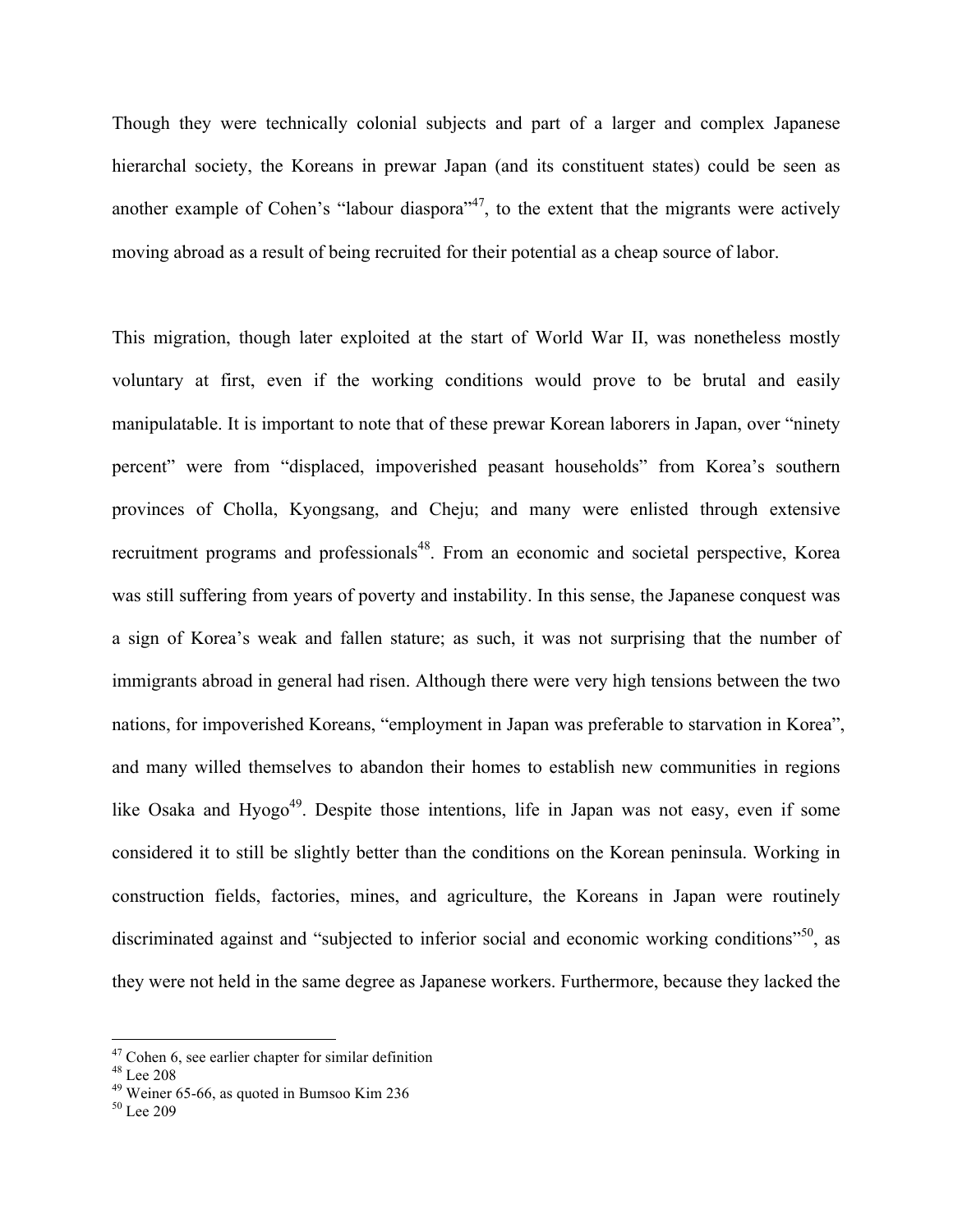Though they were technically colonial subjects and part of a larger and complex Japanese hierarchal society, the Koreans in prewar Japan (and its constituent states) could be seen as another example of Cohen's "labour diaspora"[47], to the extent that the migrants were actively moving abroad as a result of being recruited for their potential as a cheap source of labor.

This migration, though later exploited at the start of World War II, was nonetheless mostly voluntary at first, even if the working conditions would prove to be brutal and easily manipulatable. It is important to note that of these prewar Korean laborers in Japan, over "ninety percent" were from "displaced, impoverished peasant households" from Korea's southern provinces of Cholla, Kyongsang, and Cheju; and many were enlisted through extensive recruitment programs and professionals[48]. From an economic and societal perspective, Korea was still suffering from years of poverty and instability. In this sense, the Japanese conquest was a sign of Korea's weak and fallen stature; as such, it was not surprising that the number of immigrants abroad in general had risen. Although there were very high tensions between the two nations, for impoverished Koreans, "employment in Japan was preferable to starvation in Korea", and many willed themselves to abandon their homes to establish new communities in regions like Osaka and Hyogo[49]. Despite those intentions, life in Japan was not easy, even if some considered it to still be slightly better than the conditions on the Korean peninsula. Working in construction fields, factories, mines, and agriculture, the Koreans in Japan were routinely discriminated against and "subjected to inferior social and economic working conditions"[50], as they were not held in the same degree as Japanese workers. Furthermore, because they lacked the

[47] Cohen 6, see earlier chapter for similar definition

[48] Lee 208

[49] Weiner 65-66, as quoted in Bumsoo Kim 236

[50] Lee 209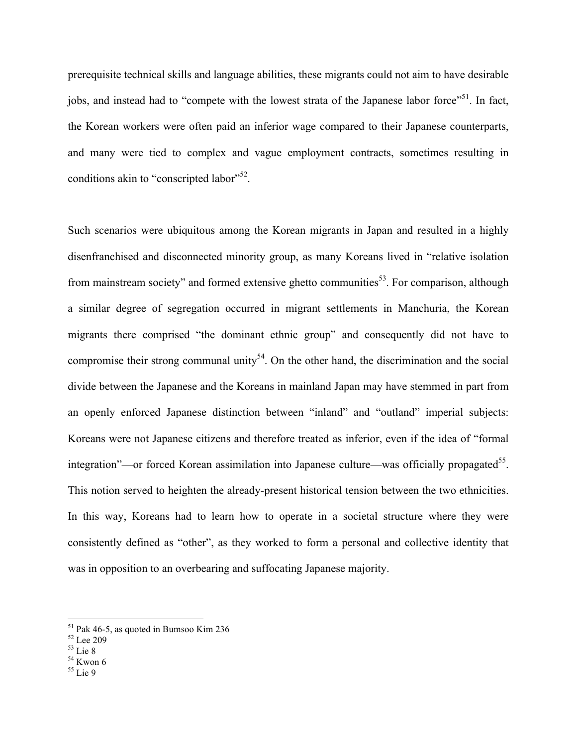prerequisite technical skills and language abilities, these migrants could not aim to have desirable jobs, and instead had to "compete with the lowest strata of the Japanese labor force"[51]. In fact, the Korean workers were often paid an inferior wage compared to their Japanese counterparts, and many were tied to complex and vague employment contracts, sometimes resulting in conditions akin to "conscripted labor"[52].

Such scenarios were ubiquitous among the Korean migrants in Japan and resulted in a highly disenfranchised and disconnected minority group, as many Koreans lived in "relative isolation from mainstream society" and formed extensive ghetto communities[53]. For comparison, although a similar degree of segregation occurred in migrant settlements in Manchuria, the Korean migrants there comprised "the dominant ethnic group" and consequently did not have to compromise their strong communal unity[54]. On the other hand, the discrimination and the social divide between the Japanese and the Koreans in mainland Japan may have stemmed in part from an openly enforced Japanese distinction between "inland" and "outland" imperial subjects: Koreans were not Japanese citizens and therefore treated as inferior, even if the idea of "formal integration"—or forced Korean assimilation into Japanese culture—was officially propagated[55]. This notion served to heighten the already-present historical tension between the two ethnicities. In this way, Koreans had to learn how to operate in a societal structure where they were consistently defined as "other", as they worked to form a personal and collective identity that was in opposition to an overbearing and suffocating Japanese majority.

---

[51] Pak 46-5, as quoted in Bumsoo Kim 236
[52] Lee 209
[53] Lie 8
[54] Kwon 6
[55] Lie 9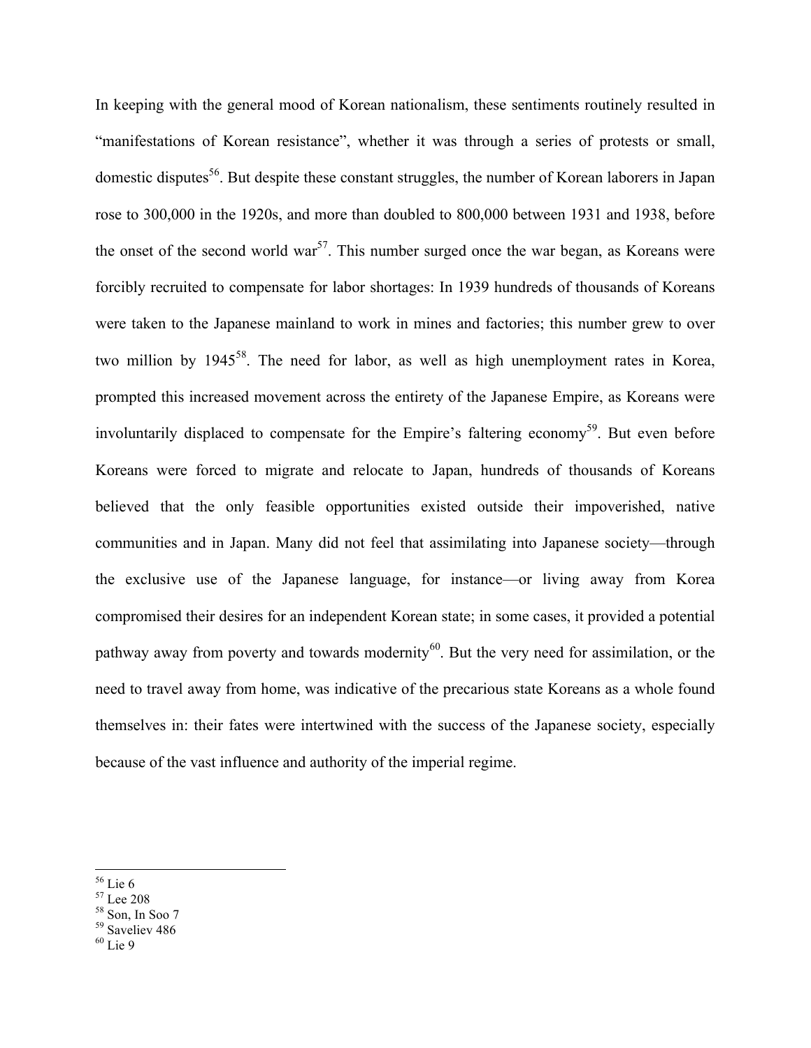In keeping with the general mood of Korean nationalism, these sentiments routinely resulted in "manifestations of Korean resistance", whether it was through a series of protests or small, domestic disputes[56]. But despite these constant struggles, the number of Korean laborers in Japan rose to 300,000 in the 1920s, and more than doubled to 800,000 between 1931 and 1938, before the onset of the second world war[57]. This number surged once the war began, as Koreans were forcibly recruited to compensate for labor shortages: In 1939 hundreds of thousands of Koreans were taken to the Japanese mainland to work in mines and factories; this number grew to over two million by 1945[58]. The need for labor, as well as high unemployment rates in Korea, prompted this increased movement across the entirety of the Japanese Empire, as Koreans were involuntarily displaced to compensate for the Empire's faltering economy[59]. But even before Koreans were forced to migrate and relocate to Japan, hundreds of thousands of Koreans believed that the only feasible opportunities existed outside their impoverished, native communities and in Japan. Many did not feel that assimilating into Japanese society—through the exclusive use of the Japanese language, for instance—or living away from Korea compromised their desires for an independent Korean state; in some cases, it provided a potential pathway away from poverty and towards modernity[60]. But the very need for assimilation, or the need to travel away from home, was indicative of the precarious state Koreans as a whole found themselves in: their fates were intertwined with the success of the Japanese society, especially because of the vast influence and authority of the imperial regime.

---

[56] Lie 6
[57] Lee 208
[58] Son, In Soo 7
[59] Saveliev 486
[60] Lie 9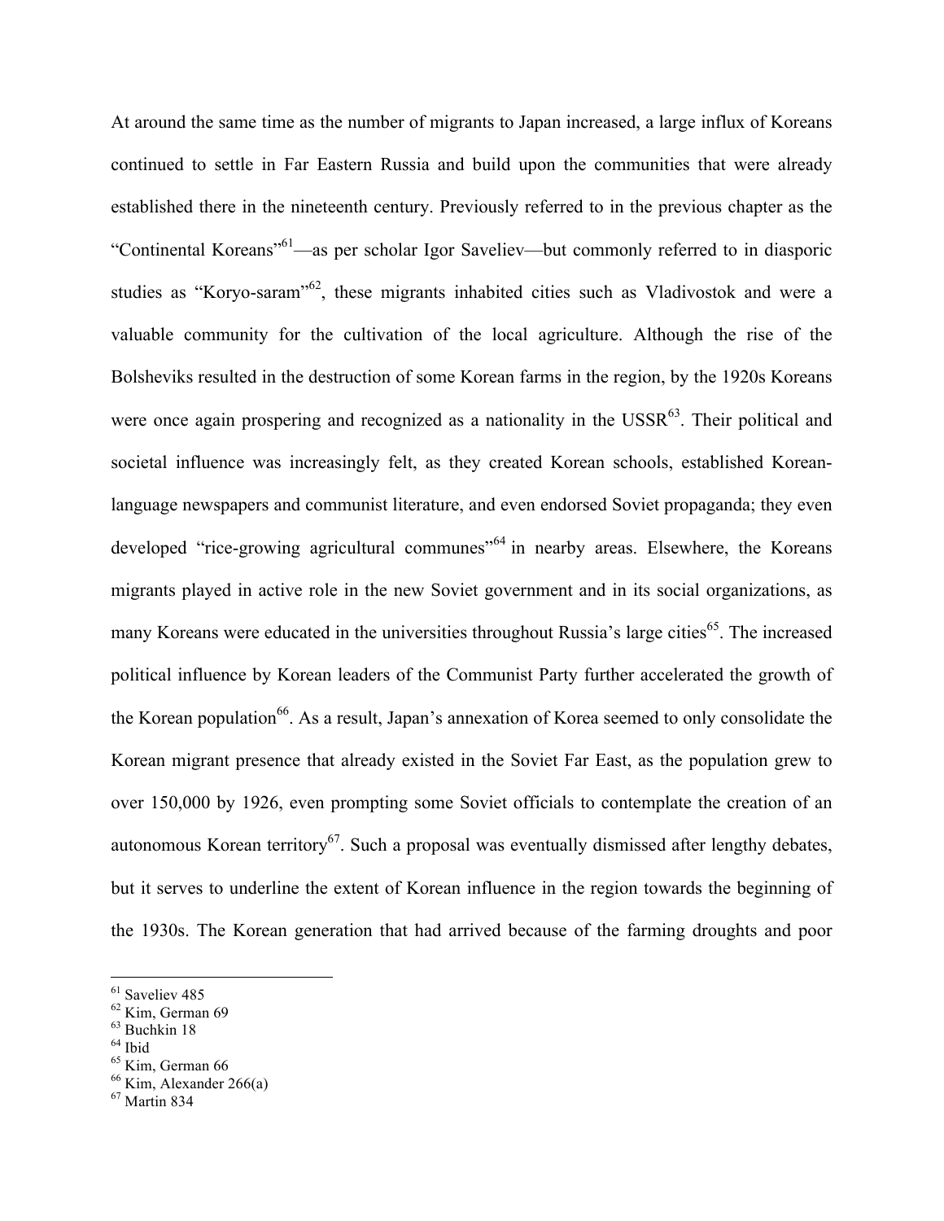At around the same time as the number of migrants to Japan increased, a large influx of Koreans continued to settle in Far Eastern Russia and build upon the communities that were already established there in the nineteenth century. Previously referred to in the previous chapter as the "Continental Koreans"[61]—as per scholar Igor Saveliev—but commonly referred to in diasporic studies as "Koryo-saram"[62], these migrants inhabited cities such as Vladivostok and were a valuable community for the cultivation of the local agriculture. Although the rise of the Bolsheviks resulted in the destruction of some Korean farms in the region, by the 1920s Koreans were once again prospering and recognized as a nationality in the USSR[63]. Their political and societal influence was increasingly felt, as they created Korean schools, established Korean-language newspapers and communist literature, and even endorsed Soviet propaganda; they even developed "rice-growing agricultural communes"[64] in nearby areas. Elsewhere, the Koreans migrants played in active role in the new Soviet government and in its social organizations, as many Koreans were educated in the universities throughout Russia's large cities[65]. The increased political influence by Korean leaders of the Communist Party further accelerated the growth of the Korean population[66]. As a result, Japan's annexation of Korea seemed to only consolidate the Korean migrant presence that already existed in the Soviet Far East, as the population grew to over 150,000 by 1926, even prompting some Soviet officials to contemplate the creation of an autonomous Korean territory[67]. Such a proposal was eventually dismissed after lengthy debates, but it serves to underline the extent of Korean influence in the region towards the beginning of the 1930s. The Korean generation that had arrived because of the farming droughts and poor

---

[61] Saveliev 485
[62] Kim, German 69
[63] Buchkin 18
[64] Ibid
[65] Kim, German 66
[66] Kim, Alexander 266(a)
[67] Martin 834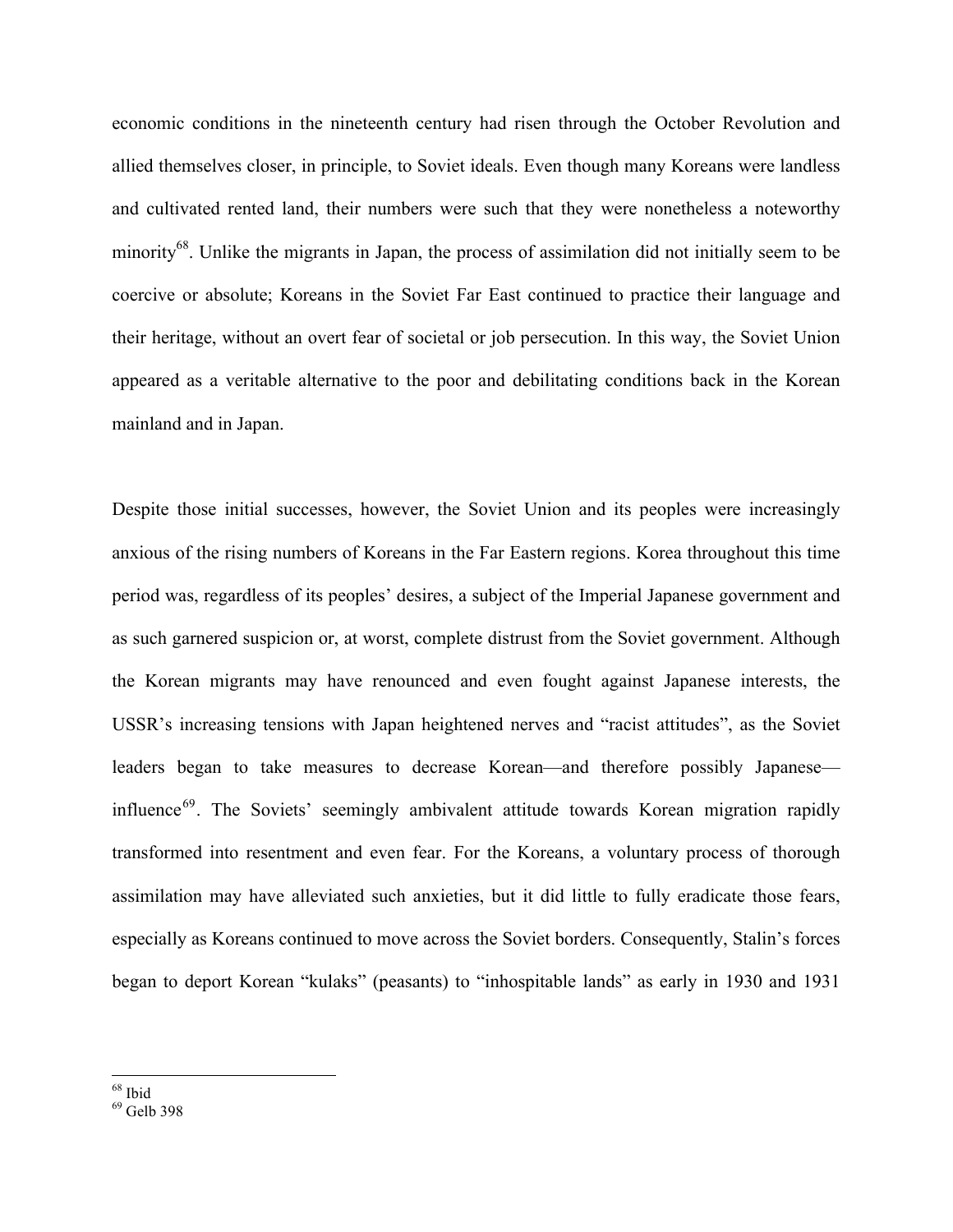economic conditions in the nineteenth century had risen through the October Revolution and allied themselves closer, in principle, to Soviet ideals. Even though many Koreans were landless and cultivated rented land, their numbers were such that they were nonetheless a noteworthy minority[68]. Unlike the migrants in Japan, the process of assimilation did not initially seem to be coercive or absolute; Koreans in the Soviet Far East continued to practice their language and their heritage, without an overt fear of societal or job persecution. In this way, the Soviet Union appeared as a veritable alternative to the poor and debilitating conditions back in the Korean mainland and in Japan.

Despite those initial successes, however, the Soviet Union and its peoples were increasingly anxious of the rising numbers of Koreans in the Far Eastern regions. Korea throughout this time period was, regardless of its peoples' desires, a subject of the Imperial Japanese government and as such garnered suspicion or, at worst, complete distrust from the Soviet government. Although the Korean migrants may have renounced and even fought against Japanese interests, the USSR's increasing tensions with Japan heightened nerves and "racist attitudes", as the Soviet leaders began to take measures to decrease Korean—and therefore possibly Japanese—influence[69]. The Soviets' seemingly ambivalent attitude towards Korean migration rapidly transformed into resentment and even fear. For the Koreans, a voluntary process of thorough assimilation may have alleviated such anxieties, but it did little to fully eradicate those fears, especially as Koreans continued to move across the Soviet borders. Consequently, Stalin's forces began to deport Korean "kulaks" (peasants) to "inhospitable lands" as early in 1930 and 1931

---

[68] Ibid

[69] Gelb 398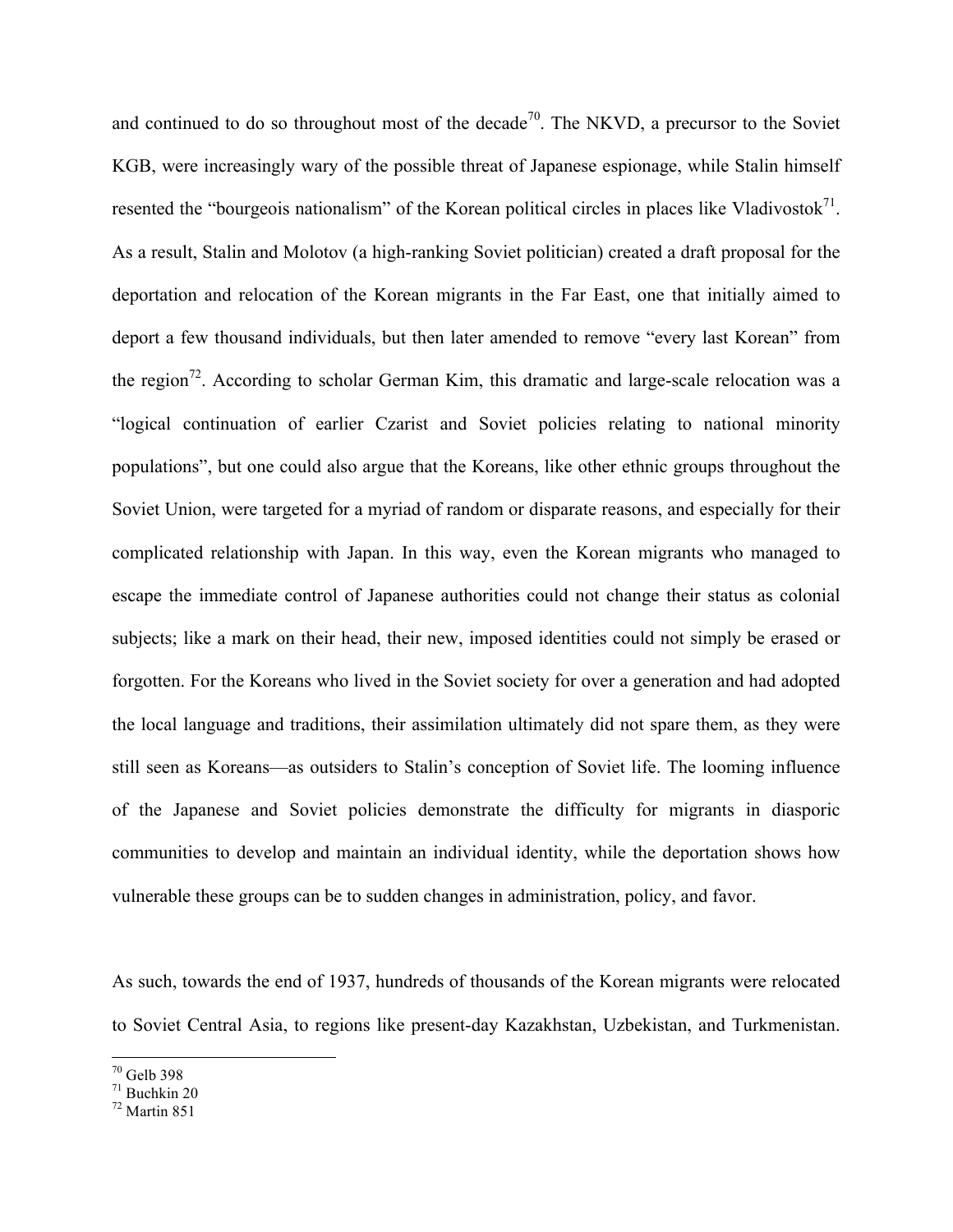and continued to do so throughout most of the decade[70]. The NKVD, a precursor to the Soviet KGB, were increasingly wary of the possible threat of Japanese espionage, while Stalin himself resented the "bourgeois nationalism" of the Korean political circles in places like Vladivostok[71]. As a result, Stalin and Molotov (a high-ranking Soviet politician) created a draft proposal for the deportation and relocation of the Korean migrants in the Far East, one that initially aimed to deport a few thousand individuals, but then later amended to remove "every last Korean" from the region[72]. According to scholar German Kim, this dramatic and large-scale relocation was a "logical continuation of earlier Czarist and Soviet policies relating to national minority populations", but one could also argue that the Koreans, like other ethnic groups throughout the Soviet Union, were targeted for a myriad of random or disparate reasons, and especially for their complicated relationship with Japan. In this way, even the Korean migrants who managed to escape the immediate control of Japanese authorities could not change their status as colonial subjects; like a mark on their head, their new, imposed identities could not simply be erased or forgotten. For the Koreans who lived in the Soviet society for over a generation and had adopted the local language and traditions, their assimilation ultimately did not spare them, as they were still seen as Koreans—as outsiders to Stalin's conception of Soviet life. The looming influence of the Japanese and Soviet policies demonstrate the difficulty for migrants in diasporic communities to develop and maintain an individual identity, while the deportation shows how vulnerable these groups can be to sudden changes in administration, policy, and favor.

As such, towards the end of 1937, hundreds of thousands of the Korean migrants were relocated to Soviet Central Asia, to regions like present-day Kazakhstan, Uzbekistan, and Turkmenistan.

---

[70] Gelb 398

[71] Buchkin 20

[72] Martin 851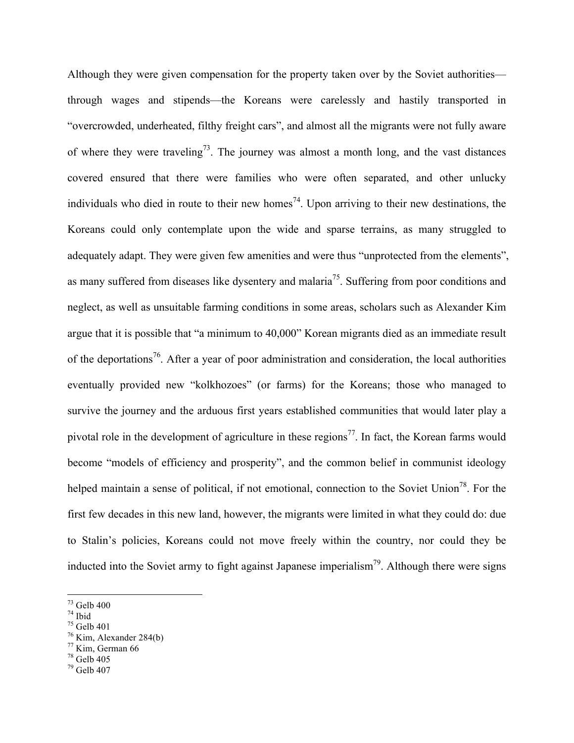Although they were given compensation for the property taken over by the Soviet authorities—through wages and stipends—the Koreans were carelessly and hastily transported in "overcrowded, underheated, filthy freight cars", and almost all the migrants were not fully aware of where they were traveling[73]. The journey was almost a month long, and the vast distances covered ensured that there were families who were often separated, and other unlucky individuals who died in route to their new homes[74]. Upon arriving to their new destinations, the Koreans could only contemplate upon the wide and sparse terrains, as many struggled to adequately adapt. They were given few amenities and were thus "unprotected from the elements", as many suffered from diseases like dysentery and malaria[75]. Suffering from poor conditions and neglect, as well as unsuitable farming conditions in some areas, scholars such as Alexander Kim argue that it is possible that "a minimum to 40,000" Korean migrants died as an immediate result of the deportations[76]. After a year of poor administration and consideration, the local authorities eventually provided new "kolkhozoes" (or farms) for the Koreans; those who managed to survive the journey and the arduous first years established communities that would later play a pivotal role in the development of agriculture in these regions[77]. In fact, the Korean farms would become "models of efficiency and prosperity", and the common belief in communist ideology helped maintain a sense of political, if not emotional, connection to the Soviet Union[78]. For the first few decades in this new land, however, the migrants were limited in what they could do: due to Stalin's policies, Koreans could not move freely within the country, nor could they be inducted into the Soviet army to fight against Japanese imperialism[79]. Although there were signs

---

[73] Gelb 400
[74] Ibid
[75] Gelb 401
[76] Kim, Alexander 284(b)
[77] Kim, German 66
[78] Gelb 405
[79] Gelb 407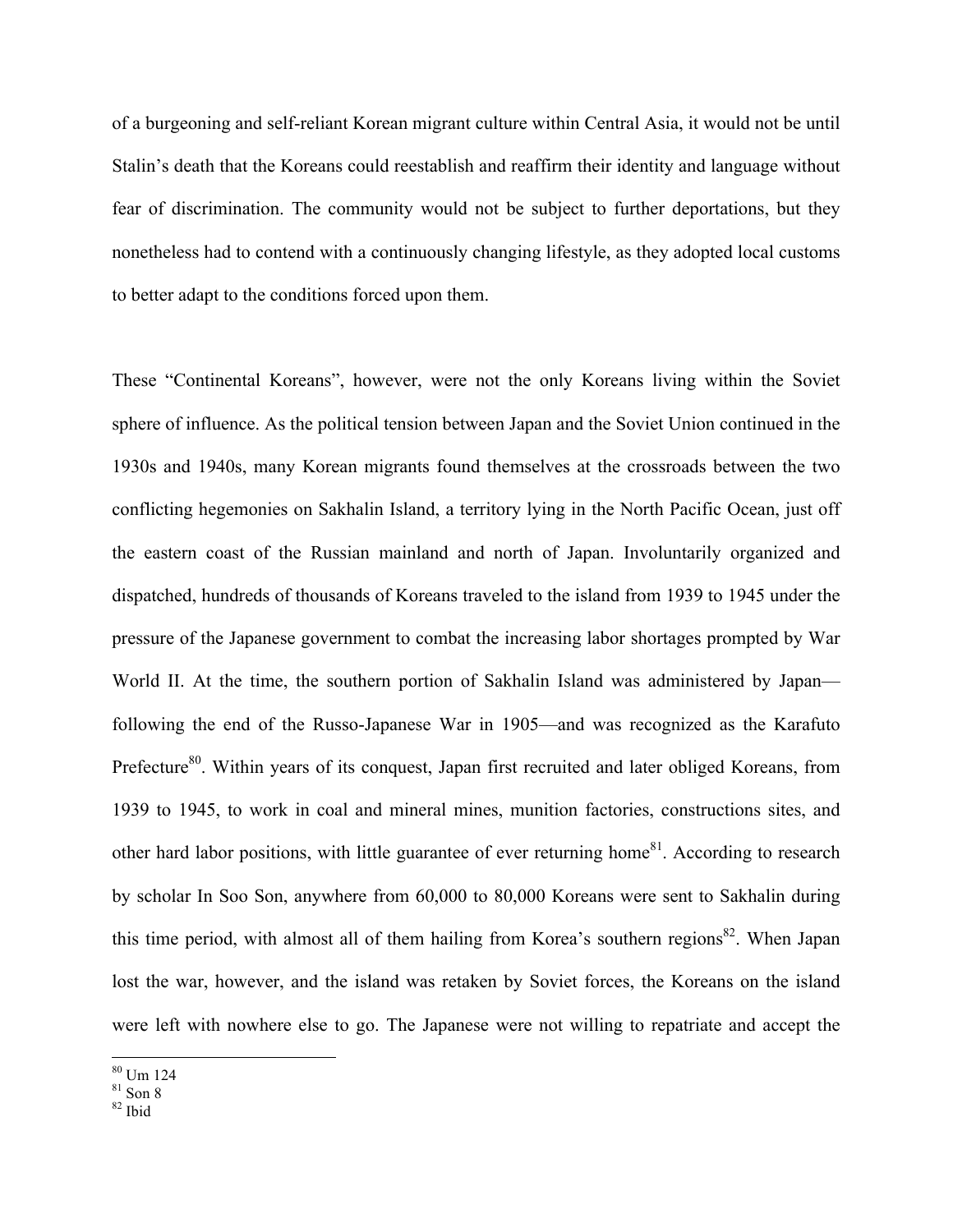of a burgeoning and self-reliant Korean migrant culture within Central Asia, it would not be until Stalin's death that the Koreans could reestablish and reaffirm their identity and language without fear of discrimination. The community would not be subject to further deportations, but they nonetheless had to contend with a continuously changing lifestyle, as they adopted local customs to better adapt to the conditions forced upon them.

These "Continental Koreans", however, were not the only Koreans living within the Soviet sphere of influence. As the political tension between Japan and the Soviet Union continued in the 1930s and 1940s, many Korean migrants found themselves at the crossroads between the two conflicting hegemonies on Sakhalin Island, a territory lying in the North Pacific Ocean, just off the eastern coast of the Russian mainland and north of Japan. Involuntarily organized and dispatched, hundreds of thousands of Koreans traveled to the island from 1939 to 1945 under the pressure of the Japanese government to combat the increasing labor shortages prompted by War World II. At the time, the southern portion of Sakhalin Island was administered by Japan—following the end of the Russo-Japanese War in 1905—and was recognized as the Karafuto Prefecture[80]. Within years of its conquest, Japan first recruited and later obliged Koreans, from 1939 to 1945, to work in coal and mineral mines, munition factories, constructions sites, and other hard labor positions, with little guarantee of ever returning home[81]. According to research by scholar In Soo Son, anywhere from 60,000 to 80,000 Koreans were sent to Sakhalin during this time period, with almost all of them hailing from Korea's southern regions[82]. When Japan lost the war, however, and the island was retaken by Soviet forces, the Koreans on the island were left with nowhere else to go. The Japanese were not willing to repatriate and accept the

[80] Um 124
[81] Son 8
[82] Ibid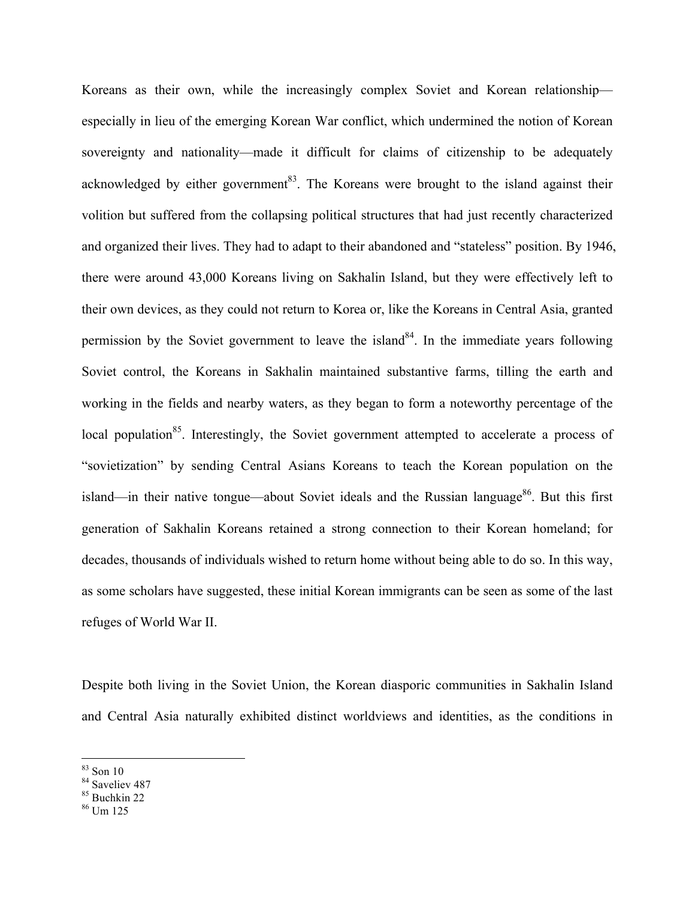Koreans as their own, while the increasingly complex Soviet and Korean relationship—especially in lieu of the emerging Korean War conflict, which undermined the notion of Korean sovereignty and nationality—made it difficult for claims of citizenship to be adequately acknowledged by either government[83]. The Koreans were brought to the island against their volition but suffered from the collapsing political structures that had just recently characterized and organized their lives. They had to adapt to their abandoned and "stateless" position. By 1946, there were around 43,000 Koreans living on Sakhalin Island, but they were effectively left to their own devices, as they could not return to Korea or, like the Koreans in Central Asia, granted permission by the Soviet government to leave the island[84]. In the immediate years following Soviet control, the Koreans in Sakhalin maintained substantive farms, tilling the earth and working in the fields and nearby waters, as they began to form a noteworthy percentage of the local population[85]. Interestingly, the Soviet government attempted to accelerate a process of "sovietization" by sending Central Asians Koreans to teach the Korean population on the island—in their native tongue—about Soviet ideals and the Russian language[86]. But this first generation of Sakhalin Koreans retained a strong connection to their Korean homeland; for decades, thousands of individuals wished to return home without being able to do so. In this way, as some scholars have suggested, these initial Korean immigrants can be seen as some of the last refuges of World War II.

Despite both living in the Soviet Union, the Korean diasporic communities in Sakhalin Island and Central Asia naturally exhibited distinct worldviews and identities, as the conditions in

---

[83] Son 10
[84] Saveliev 487
[85] Buchkin 22
[86] Um 125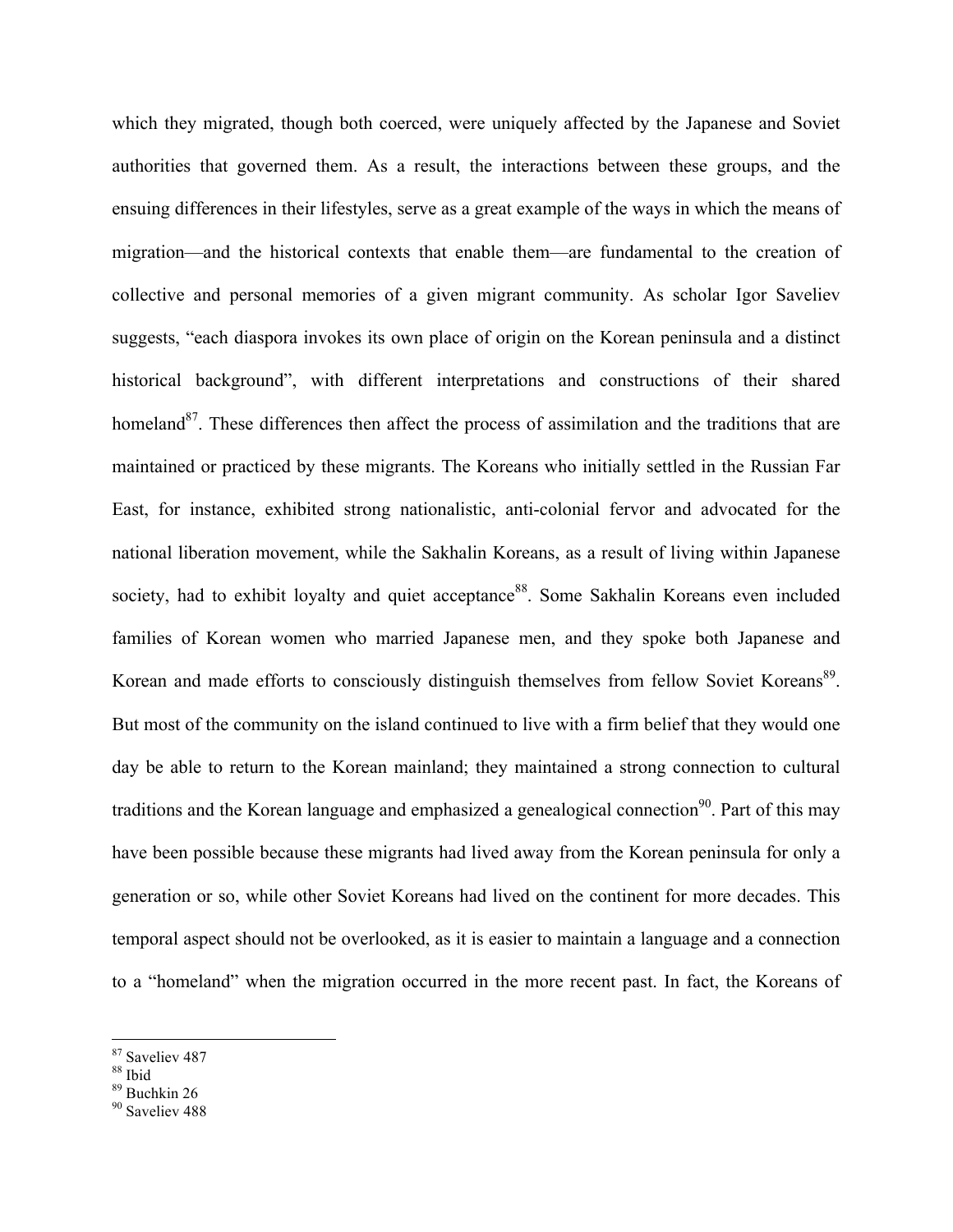which they migrated, though both coerced, were uniquely affected by the Japanese and Soviet authorities that governed them. As a result, the interactions between these groups, and the ensuing differences in their lifestyles, serve as a great example of the ways in which the means of migration—and the historical contexts that enable them—are fundamental to the creation of collective and personal memories of a given migrant community. As scholar Igor Saveliev suggests, "each diaspora invokes its own place of origin on the Korean peninsula and a distinct historical background", with different interpretations and constructions of their shared homeland[87]. These differences then affect the process of assimilation and the traditions that are maintained or practiced by these migrants. The Koreans who initially settled in the Russian Far East, for instance, exhibited strong nationalistic, anti-colonial fervor and advocated for the national liberation movement, while the Sakhalin Koreans, as a result of living within Japanese society, had to exhibit loyalty and quiet acceptance[88]. Some Sakhalin Koreans even included families of Korean women who married Japanese men, and they spoke both Japanese and Korean and made efforts to consciously distinguish themselves from fellow Soviet Koreans[89]. But most of the community on the island continued to live with a firm belief that they would one day be able to return to the Korean mainland; they maintained a strong connection to cultural traditions and the Korean language and emphasized a genealogical connection[90]. Part of this may have been possible because these migrants had lived away from the Korean peninsula for only a generation or so, while other Soviet Koreans had lived on the continent for more decades. This temporal aspect should not be overlooked, as it is easier to maintain a language and a connection to a "homeland" when the migration occurred in the more recent past. In fact, the Koreans of

---

[87] Saveliev 487
[88] Ibid
[89] Buchkin 26
[90] Saveliev 488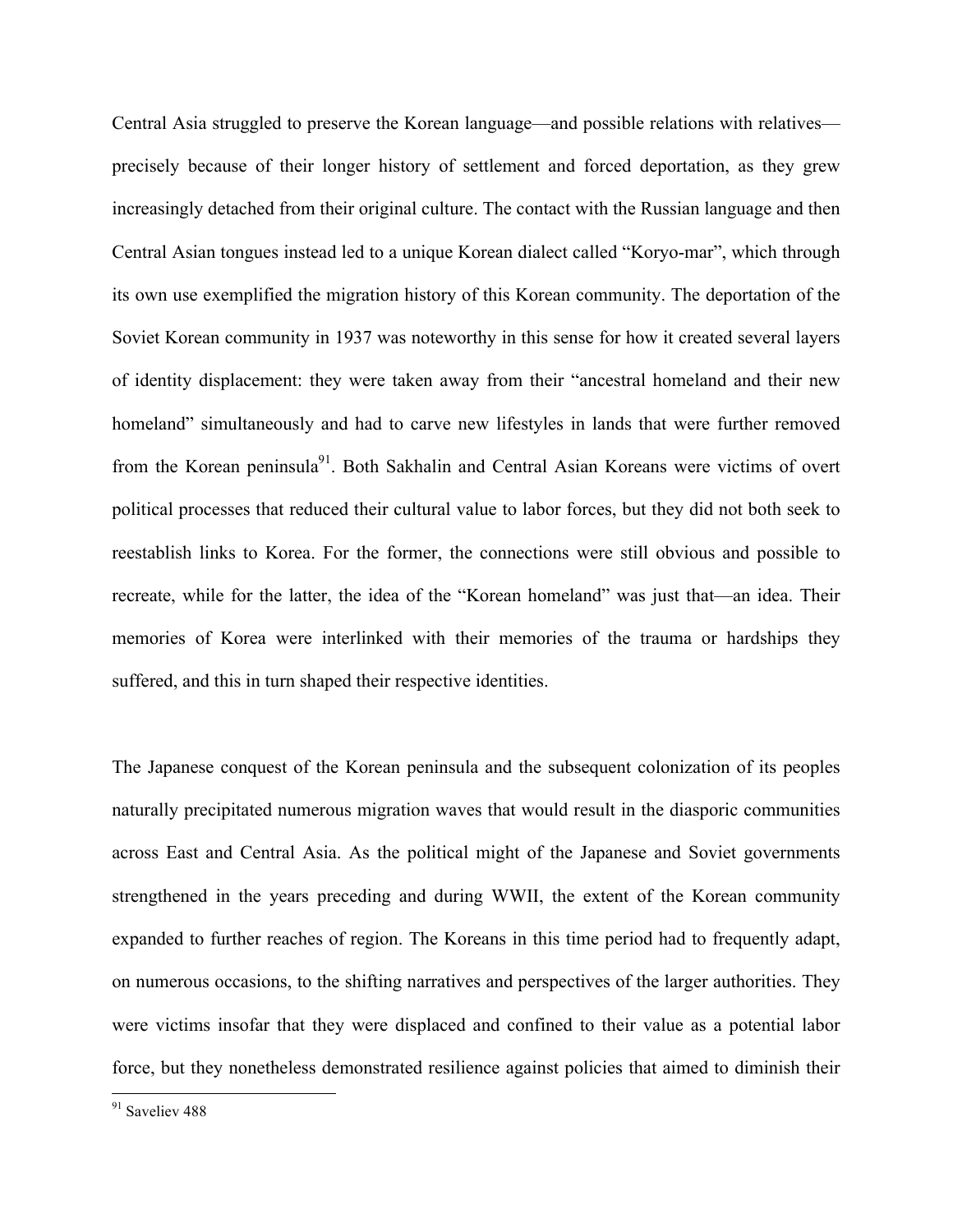Central Asia struggled to preserve the Korean language—and possible relations with relatives—precisely because of their longer history of settlement and forced deportation, as they grew increasingly detached from their original culture. The contact with the Russian language and then Central Asian tongues instead led to a unique Korean dialect called "Koryo-mar", which through its own use exemplified the migration history of this Korean community. The deportation of the Soviet Korean community in 1937 was noteworthy in this sense for how it created several layers of identity displacement: they were taken away from their "ancestral homeland and their new homeland" simultaneously and had to carve new lifestyles in lands that were further removed from the Korean peninsula[91]. Both Sakhalin and Central Asian Koreans were victims of overt political processes that reduced their cultural value to labor forces, but they did not both seek to reestablish links to Korea. For the former, the connections were still obvious and possible to recreate, while for the latter, the idea of the "Korean homeland" was just that—an idea. Their memories of Korea were interlinked with their memories of the trauma or hardships they suffered, and this in turn shaped their respective identities.

The Japanese conquest of the Korean peninsula and the subsequent colonization of its peoples naturally precipitated numerous migration waves that would result in the diasporic communities across East and Central Asia. As the political might of the Japanese and Soviet governments strengthened in the years preceding and during WWII, the extent of the Korean community expanded to further reaches of region. The Koreans in this time period had to frequently adapt, on numerous occasions, to the shifting narratives and perspectives of the larger authorities. They were victims insofar that they were displaced and confined to their value as a potential labor force, but they nonetheless demonstrated resilience against policies that aimed to diminish their

[91] Saveliev 488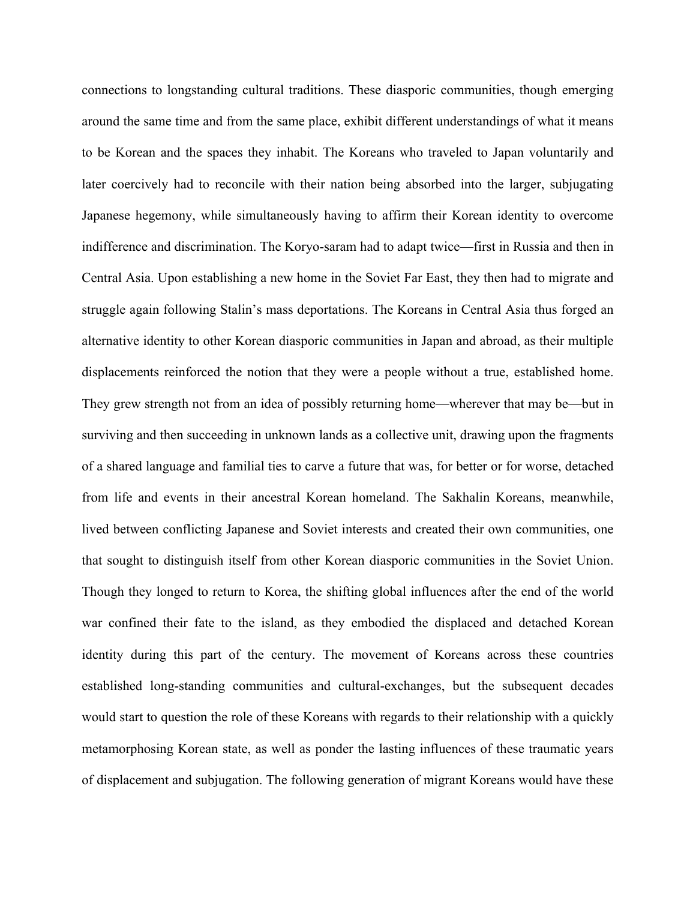connections to longstanding cultural traditions. These diasporic communities, though emerging around the same time and from the same place, exhibit different understandings of what it means to be Korean and the spaces they inhabit. The Koreans who traveled to Japan voluntarily and later coercively had to reconcile with their nation being absorbed into the larger, subjugating Japanese hegemony, while simultaneously having to affirm their Korean identity to overcome indifference and discrimination. The Koryo-saram had to adapt twice—first in Russia and then in Central Asia. Upon establishing a new home in the Soviet Far East, they then had to migrate and struggle again following Stalin's mass deportations. The Koreans in Central Asia thus forged an alternative identity to other Korean diasporic communities in Japan and abroad, as their multiple displacements reinforced the notion that they were a people without a true, established home. They grew strength not from an idea of possibly returning home—wherever that may be—but in surviving and then succeeding in unknown lands as a collective unit, drawing upon the fragments of a shared language and familial ties to carve a future that was, for better or for worse, detached from life and events in their ancestral Korean homeland. The Sakhalin Koreans, meanwhile, lived between conflicting Japanese and Soviet interests and created their own communities, one that sought to distinguish itself from other Korean diasporic communities in the Soviet Union. Though they longed to return to Korea, the shifting global influences after the end of the world war confined their fate to the island, as they embodied the displaced and detached Korean identity during this part of the century. The movement of Koreans across these countries established long-standing communities and cultural-exchanges, but the subsequent decades would start to question the role of these Koreans with regards to their relationship with a quickly metamorphosing Korean state, as well as ponder the lasting influences of these traumatic years of displacement and subjugation. The following generation of migrant Koreans would have these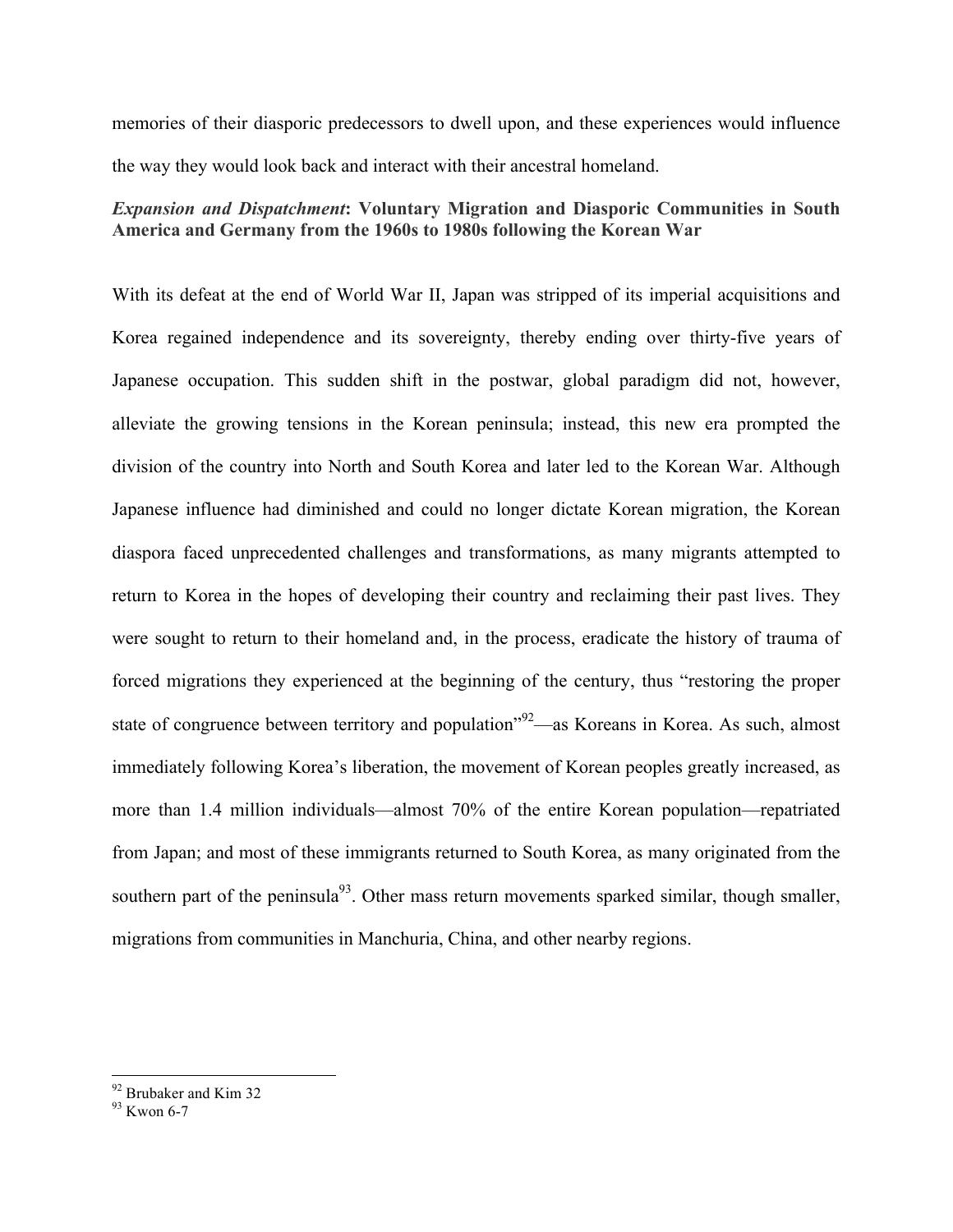memories of their diasporic predecessors to dwell upon, and these experiences would influence the way they would look back and interact with their ancestral homeland.

### *Expansion and Dispatchment*: Voluntary Migration and Diasporic Communities in South America and Germany from the 1960s to 1980s following the Korean War

With its defeat at the end of World War II, Japan was stripped of its imperial acquisitions and Korea regained independence and its sovereignty, thereby ending over thirty-five years of Japanese occupation. This sudden shift in the postwar, global paradigm did not, however, alleviate the growing tensions in the Korean peninsula; instead, this new era prompted the division of the country into North and South Korea and later led to the Korean War. Although Japanese influence had diminished and could no longer dictate Korean migration, the Korean diaspora faced unprecedented challenges and transformations, as many migrants attempted to return to Korea in the hopes of developing their country and reclaiming their past lives. They were sought to return to their homeland and, in the process, eradicate the history of trauma of forced migrations they experienced at the beginning of the century, thus "restoring the proper state of congruence between territory and population"[92]—as Koreans in Korea. As such, almost immediately following Korea's liberation, the movement of Korean peoples greatly increased, as more than 1.4 million individuals—almost 70% of the entire Korean population—repatriated from Japan; and most of these immigrants returned to South Korea, as many originated from the southern part of the peninsula[93]. Other mass return movements sparked similar, though smaller, migrations from communities in Manchuria, China, and other nearby regions.

---

[92] Brubaker and Kim 32

[93] Kwon 6-7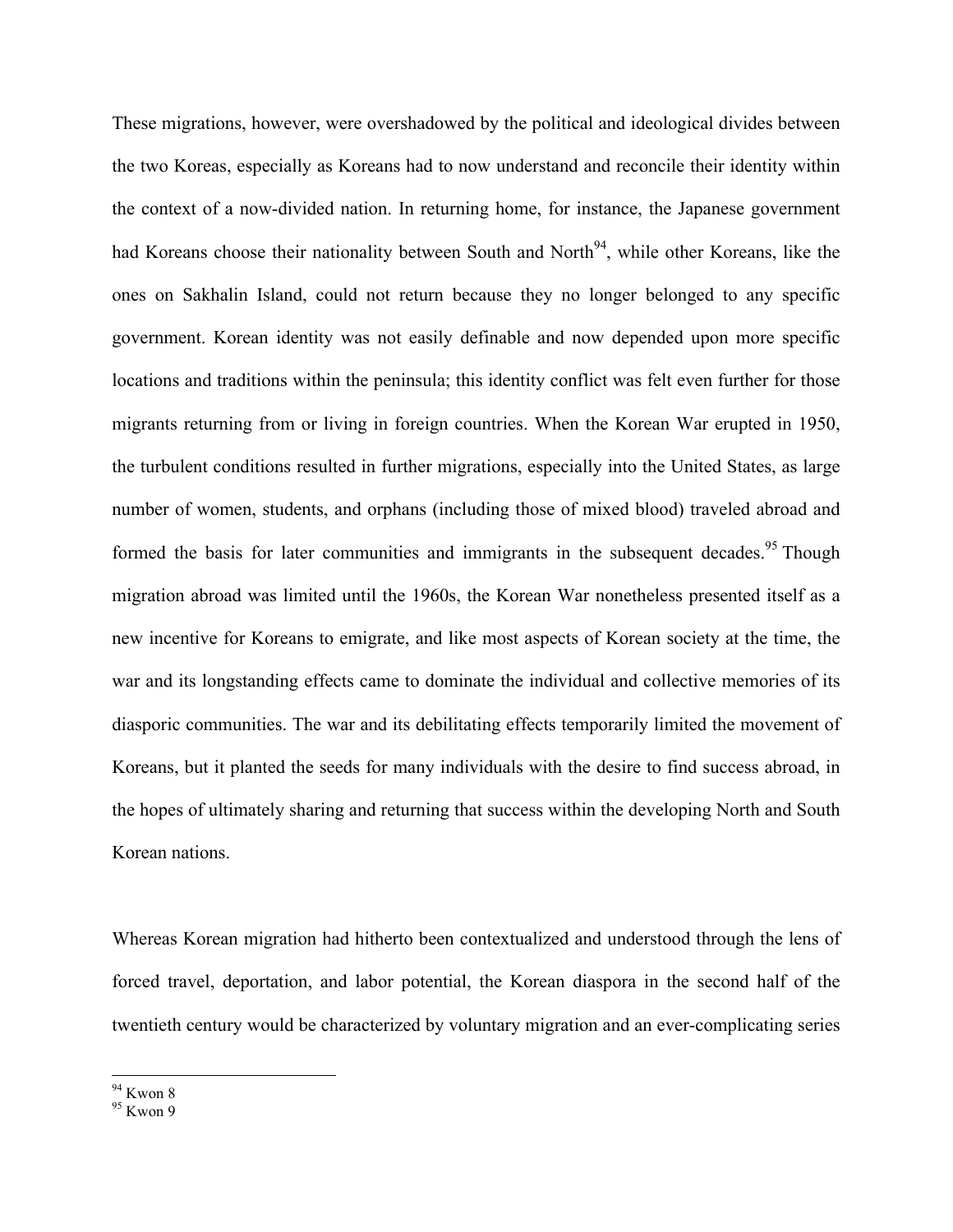These migrations, however, were overshadowed by the political and ideological divides between the two Koreas, especially as Koreans had to now understand and reconcile their identity within the context of a now-divided nation. In returning home, for instance, the Japanese government had Koreans choose their nationality between South and North[94], while other Koreans, like the ones on Sakhalin Island, could not return because they no longer belonged to any specific government. Korean identity was not easily definable and now depended upon more specific locations and traditions within the peninsula; this identity conflict was felt even further for those migrants returning from or living in foreign countries. When the Korean War erupted in 1950, the turbulent conditions resulted in further migrations, especially into the United States, as large number of women, students, and orphans (including those of mixed blood) traveled abroad and formed the basis for later communities and immigrants in the subsequent decades.[95] Though migration abroad was limited until the 1960s, the Korean War nonetheless presented itself as a new incentive for Koreans to emigrate, and like most aspects of Korean society at the time, the war and its longstanding effects came to dominate the individual and collective memories of its diasporic communities. The war and its debilitating effects temporarily limited the movement of Koreans, but it planted the seeds for many individuals with the desire to find success abroad, in the hopes of ultimately sharing and returning that success within the developing North and South Korean nations.

Whereas Korean migration had hitherto been contextualized and understood through the lens of forced travel, deportation, and labor potential, the Korean diaspora in the second half of the twentieth century would be characterized by voluntary migration and an ever-complicating series

---

[94] Kwon 8

[95] Kwon 9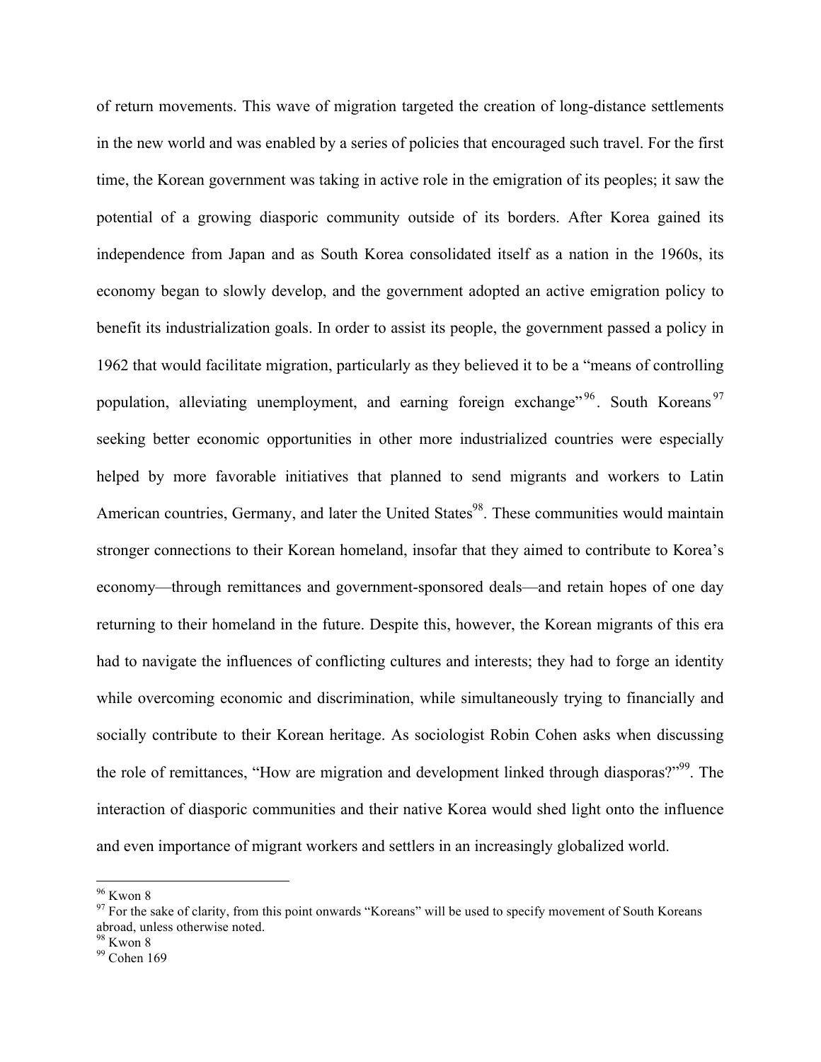of return movements. This wave of migration targeted the creation of long-distance settlements in the new world and was enabled by a series of policies that encouraged such travel. For the first time, the Korean government was taking in active role in the emigration of its peoples; it saw the potential of a growing diasporic community outside of its borders. After Korea gained its independence from Japan and as South Korea consolidated itself as a nation in the 1960s, its economy began to slowly develop, and the government adopted an active emigration policy to benefit its industrialization goals. In order to assist its people, the government passed a policy in 1962 that would facilitate migration, particularly as they believed it to be a "means of controlling population, alleviating unemployment, and earning foreign exchange"[96]. South Koreans[97] seeking better economic opportunities in other more industrialized countries were especially helped by more favorable initiatives that planned to send migrants and workers to Latin American countries, Germany, and later the United States[98]. These communities would maintain stronger connections to their Korean homeland, insofar that they aimed to contribute to Korea's economy—through remittances and government-sponsored deals—and retain hopes of one day returning to their homeland in the future. Despite this, however, the Korean migrants of this era had to navigate the influences of conflicting cultures and interests; they had to forge an identity while overcoming economic and discrimination, while simultaneously trying to financially and socially contribute to their Korean heritage. As sociologist Robin Cohen asks when discussing the role of remittances, "How are migration and development linked through diasporas?"[99]. The interaction of diasporic communities and their native Korea would shed light onto the influence and even importance of migrant workers and settlers in an increasingly globalized world.

---

[96] Kwon 8

[97] For the sake of clarity, from this point onwards "Koreans" will be used to specify movement of South Koreans abroad, unless otherwise noted.

[98] Kwon 8

[99] Cohen 169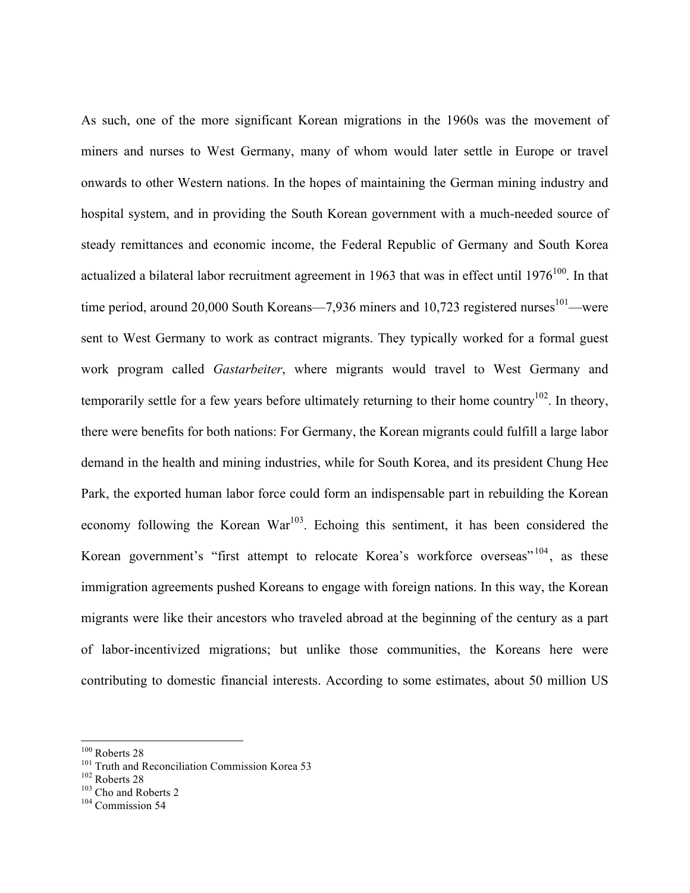As such, one of the more significant Korean migrations in the 1960s was the movement of miners and nurses to West Germany, many of whom would later settle in Europe or travel onwards to other Western nations. In the hopes of maintaining the German mining industry and hospital system, and in providing the South Korean government with a much-needed source of steady remittances and economic income, the Federal Republic of Germany and South Korea actualized a bilateral labor recruitment agreement in 1963 that was in effect until 1976[100]. In that time period, around 20,000 South Koreans—7,936 miners and 10,723 registered nurses[101]—were sent to West Germany to work as contract migrants. They typically worked for a formal guest work program called *Gastarbeiter*, where migrants would travel to West Germany and temporarily settle for a few years before ultimately returning to their home country[102]. In theory, there were benefits for both nations: For Germany, the Korean migrants could fulfill a large labor demand in the health and mining industries, while for South Korea, and its president Chung Hee Park, the exported human labor force could form an indispensable part in rebuilding the Korean economy following the Korean War[103]. Echoing this sentiment, it has been considered the Korean government's "first attempt to relocate Korea's workforce overseas"[104], as these immigration agreements pushed Koreans to engage with foreign nations. In this way, the Korean migrants were like their ancestors who traveled abroad at the beginning of the century as a part of labor-incentivized migrations; but unlike those communities, the Koreans here were contributing to domestic financial interests. According to some estimates, about 50 million US

---

[100] Roberts 28
[101] Truth and Reconciliation Commission Korea 53
[102] Roberts 28
[103] Cho and Roberts 2
[104] Commission 54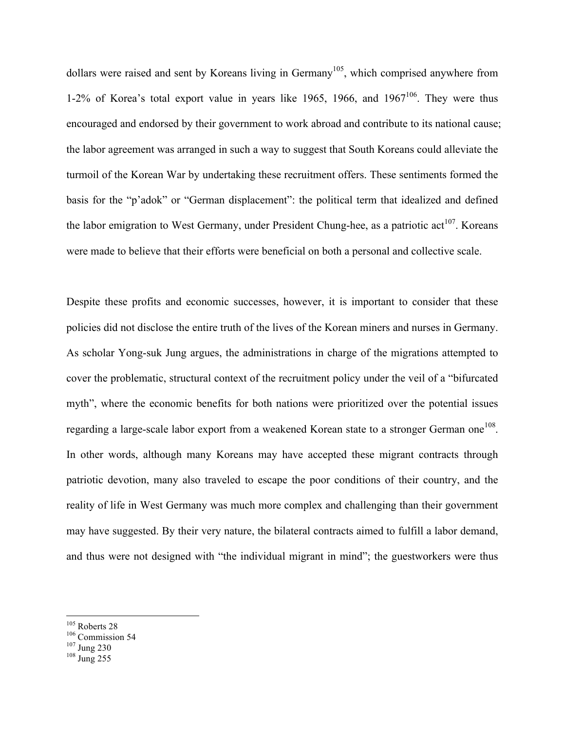dollars were raised and sent by Koreans living in Germany[105], which comprised anywhere from 1-2% of Korea's total export value in years like 1965, 1966, and 1967[106]. They were thus encouraged and endorsed by their government to work abroad and contribute to its national cause; the labor agreement was arranged in such a way to suggest that South Koreans could alleviate the turmoil of the Korean War by undertaking these recruitment offers. These sentiments formed the basis for the "p'adok" or "German displacement": the political term that idealized and defined the labor emigration to West Germany, under President Chung-hee, as a patriotic act[107]. Koreans were made to believe that their efforts were beneficial on both a personal and collective scale.

Despite these profits and economic successes, however, it is important to consider that these policies did not disclose the entire truth of the lives of the Korean miners and nurses in Germany. As scholar Yong-suk Jung argues, the administrations in charge of the migrations attempted to cover the problematic, structural context of the recruitment policy under the veil of a "bifurcated myth", where the economic benefits for both nations were prioritized over the potential issues regarding a large-scale labor export from a weakened Korean state to a stronger German one[108]. In other words, although many Koreans may have accepted these migrant contracts through patriotic devotion, many also traveled to escape the poor conditions of their country, and the reality of life in West Germany was much more complex and challenging than their government may have suggested. By their very nature, the bilateral contracts aimed to fulfill a labor demand, and thus were not designed with "the individual migrant in mind"; the guestworkers were thus

---

[105] Roberts 28

[106] Commission 54

[107] Jung 230

[108] Jung 255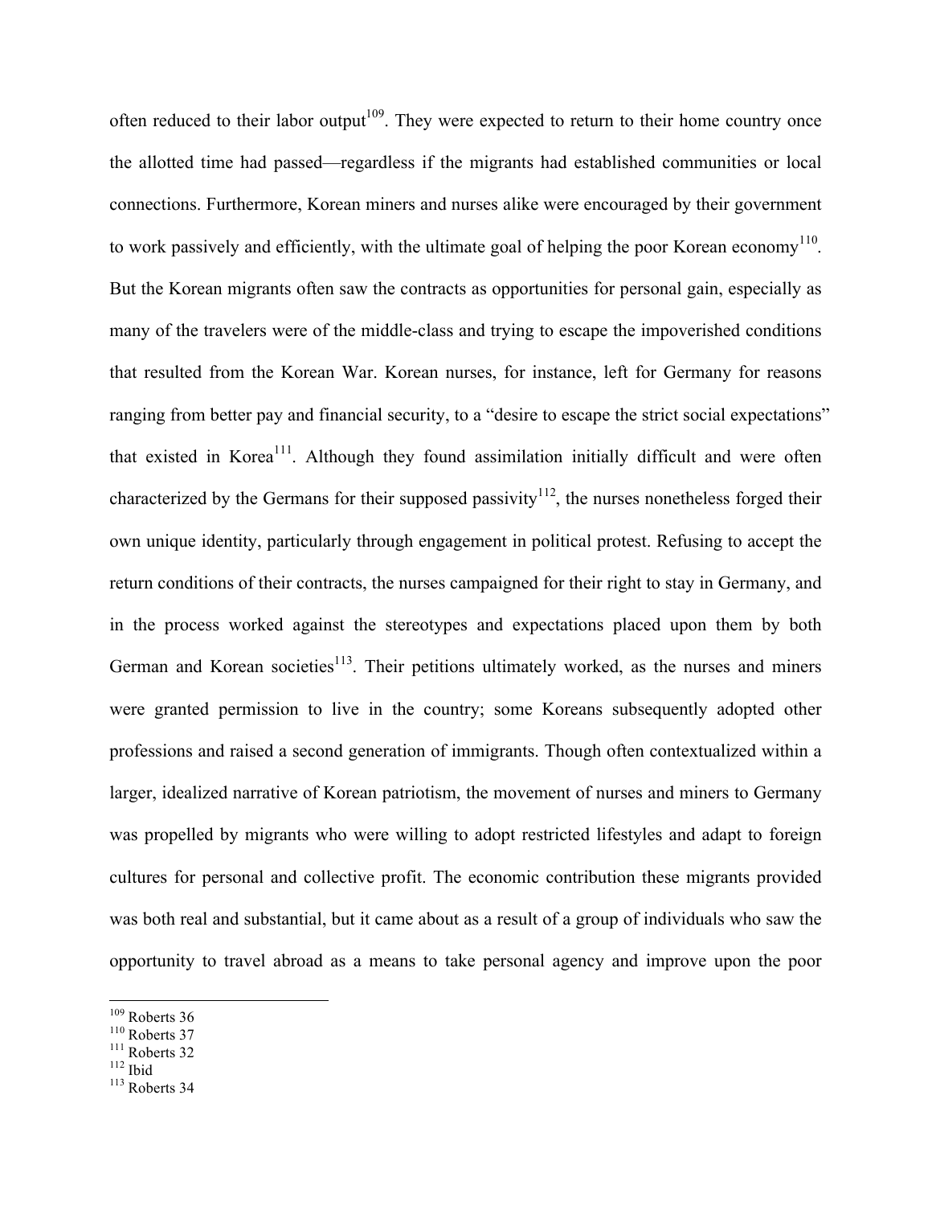often reduced to their labor output[109]. They were expected to return to their home country once the allotted time had passed—regardless if the migrants had established communities or local connections. Furthermore, Korean miners and nurses alike were encouraged by their government to work passively and efficiently, with the ultimate goal of helping the poor Korean economy[110]. But the Korean migrants often saw the contracts as opportunities for personal gain, especially as many of the travelers were of the middle-class and trying to escape the impoverished conditions that resulted from the Korean War. Korean nurses, for instance, left for Germany for reasons ranging from better pay and financial security, to a "desire to escape the strict social expectations" that existed in Korea[111]. Although they found assimilation initially difficult and were often characterized by the Germans for their supposed passivity[112], the nurses nonetheless forged their own unique identity, particularly through engagement in political protest. Refusing to accept the return conditions of their contracts, the nurses campaigned for their right to stay in Germany, and in the process worked against the stereotypes and expectations placed upon them by both German and Korean societies[113]. Their petitions ultimately worked, as the nurses and miners were granted permission to live in the country; some Koreans subsequently adopted other professions and raised a second generation of immigrants. Though often contextualized within a larger, idealized narrative of Korean patriotism, the movement of nurses and miners to Germany was propelled by migrants who were willing to adopt restricted lifestyles and adapt to foreign cultures for personal and collective profit. The economic contribution these migrants provided was both real and substantial, but it came about as a result of a group of individuals who saw the opportunity to travel abroad as a means to take personal agency and improve upon the poor

---

[109] Roberts 36
[110] Roberts 37
[111] Roberts 32
[112] Ibid
[113] Roberts 34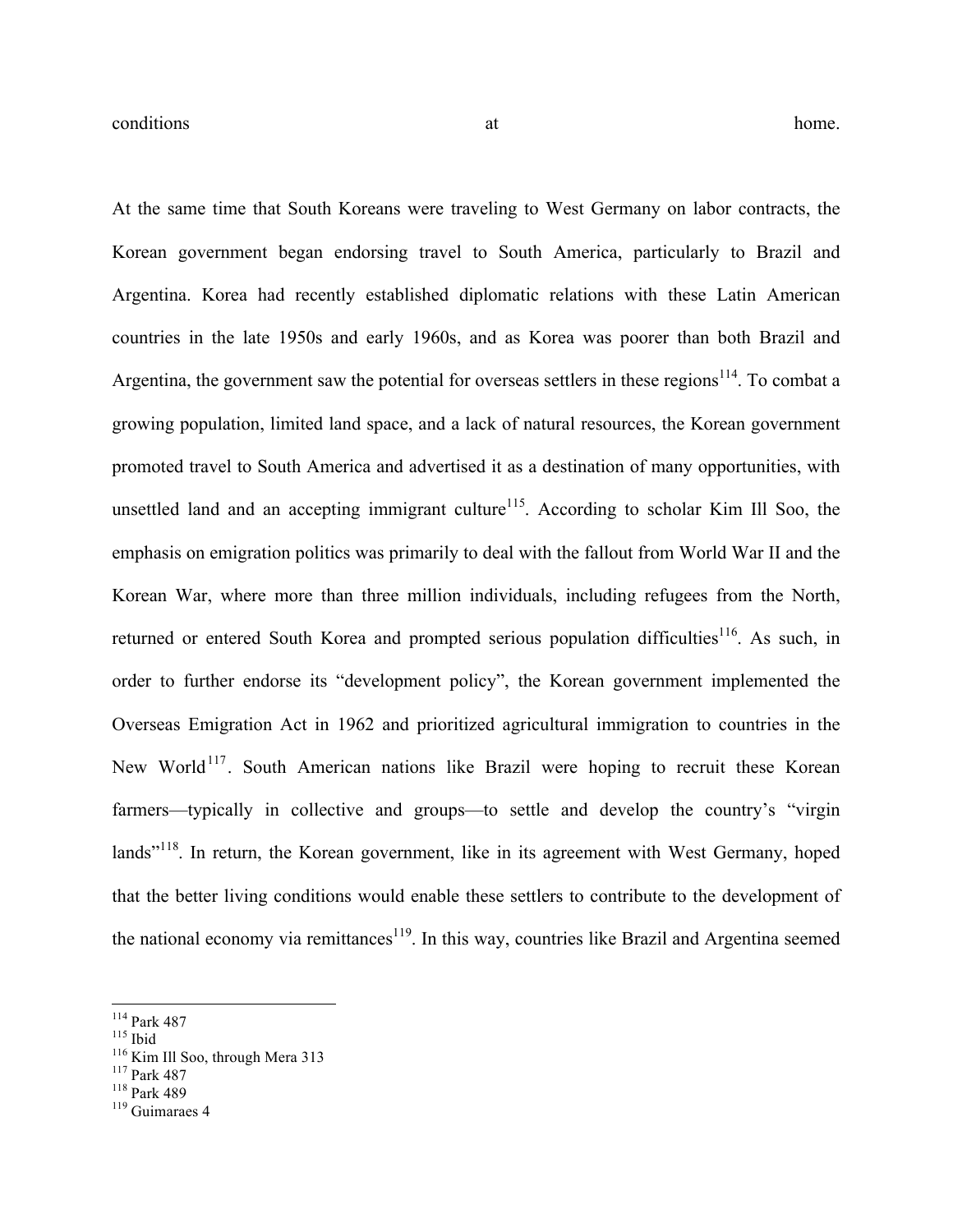conditions at home.

At the same time that South Koreans were traveling to West Germany on labor contracts, the Korean government began endorsing travel to South America, particularly to Brazil and Argentina. Korea had recently established diplomatic relations with these Latin American countries in the late 1950s and early 1960s, and as Korea was poorer than both Brazil and Argentina, the government saw the potential for overseas settlers in these regions[114]. To combat a growing population, limited land space, and a lack of natural resources, the Korean government promoted travel to South America and advertised it as a destination of many opportunities, with unsettled land and an accepting immigrant culture[115]. According to scholar Kim Ill Soo, the emphasis on emigration politics was primarily to deal with the fallout from World War II and the Korean War, where more than three million individuals, including refugees from the North, returned or entered South Korea and prompted serious population difficulties[116]. As such, in order to further endorse its "development policy", the Korean government implemented the Overseas Emigration Act in 1962 and prioritized agricultural immigration to countries in the New World[117]. South American nations like Brazil were hoping to recruit these Korean farmers—typically in collective and groups—to settle and develop the country's "virgin lands"[118]. In return, the Korean government, like in its agreement with West Germany, hoped that the better living conditions would enable these settlers to contribute to the development of the national economy via remittances[119]. In this way, countries like Brazil and Argentina seemed

[114] Park 487
[115] Ibid
[116] Kim Ill Soo, through Mera 313
[117] Park 487
[118] Park 489
[119] Guimaraes 4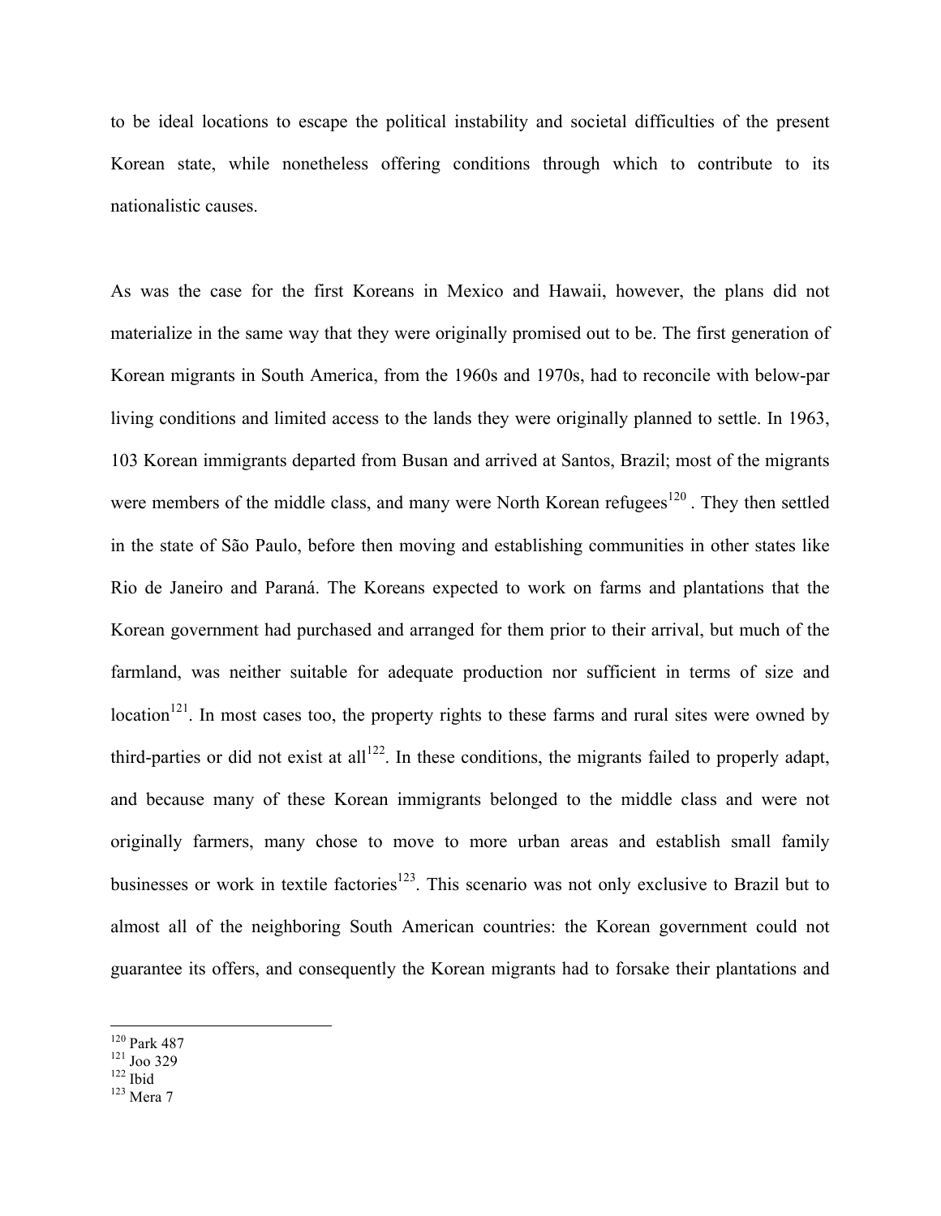to be ideal locations to escape the political instability and societal difficulties of the present Korean state, while nonetheless offering conditions through which to contribute to its nationalistic causes.

As was the case for the first Koreans in Mexico and Hawaii, however, the plans did not materialize in the same way that they were originally promised out to be. The first generation of Korean migrants in South America, from the 1960s and 1970s, had to reconcile with below-par living conditions and limited access to the lands they were originally planned to settle. In 1963, 103 Korean immigrants departed from Busan and arrived at Santos, Brazil; most of the migrants were members of the middle class, and many were North Korean refugees[120] . They then settled in the state of São Paulo, before then moving and establishing communities in other states like Rio de Janeiro and Paraná. The Koreans expected to work on farms and plantations that the Korean government had purchased and arranged for them prior to their arrival, but much of the farmland, was neither suitable for adequate production nor sufficient in terms of size and location[121]. In most cases too, the property rights to these farms and rural sites were owned by third-parties or did not exist at all[122]. In these conditions, the migrants failed to properly adapt, and because many of these Korean immigrants belonged to the middle class and were not originally farmers, many chose to move to more urban areas and establish small family businesses or work in textile factories[123]. This scenario was not only exclusive to Brazil but to almost all of the neighboring South American countries: the Korean government could not guarantee its offers, and consequently the Korean migrants had to forsake their plantations and

[120] Park 487
[121] Joo 329
[122] Ibid
[123] Mera 7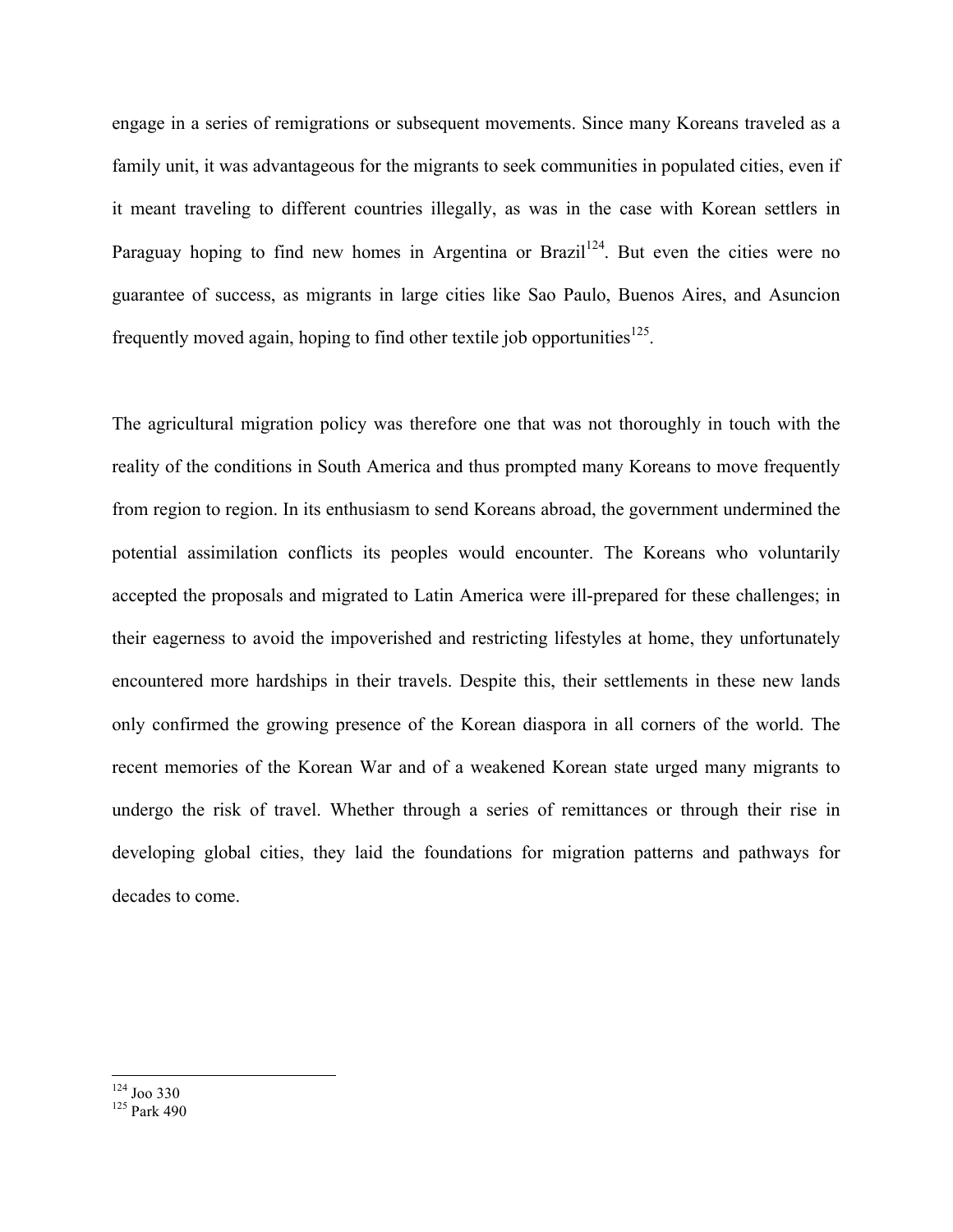engage in a series of remigrations or subsequent movements. Since many Koreans traveled as a family unit, it was advantageous for the migrants to seek communities in populated cities, even if it meant traveling to different countries illegally, as was in the case with Korean settlers in Paraguay hoping to find new homes in Argentina or Brazil[124]. But even the cities were no guarantee of success, as migrants in large cities like Sao Paulo, Buenos Aires, and Asuncion frequently moved again, hoping to find other textile job opportunities[125].

The agricultural migration policy was therefore one that was not thoroughly in touch with the reality of the conditions in South America and thus prompted many Koreans to move frequently from region to region. In its enthusiasm to send Koreans abroad, the government undermined the potential assimilation conflicts its peoples would encounter. The Koreans who voluntarily accepted the proposals and migrated to Latin America were ill-prepared for these challenges; in their eagerness to avoid the impoverished and restricting lifestyles at home, they unfortunately encountered more hardships in their travels. Despite this, their settlements in these new lands only confirmed the growing presence of the Korean diaspora in all corners of the world. The recent memories of the Korean War and of a weakened Korean state urged many migrants to undergo the risk of travel. Whether through a series of remittances or through their rise in developing global cities, they laid the foundations for migration patterns and pathways for decades to come.

---

[124] Joo 330

[125] Park 490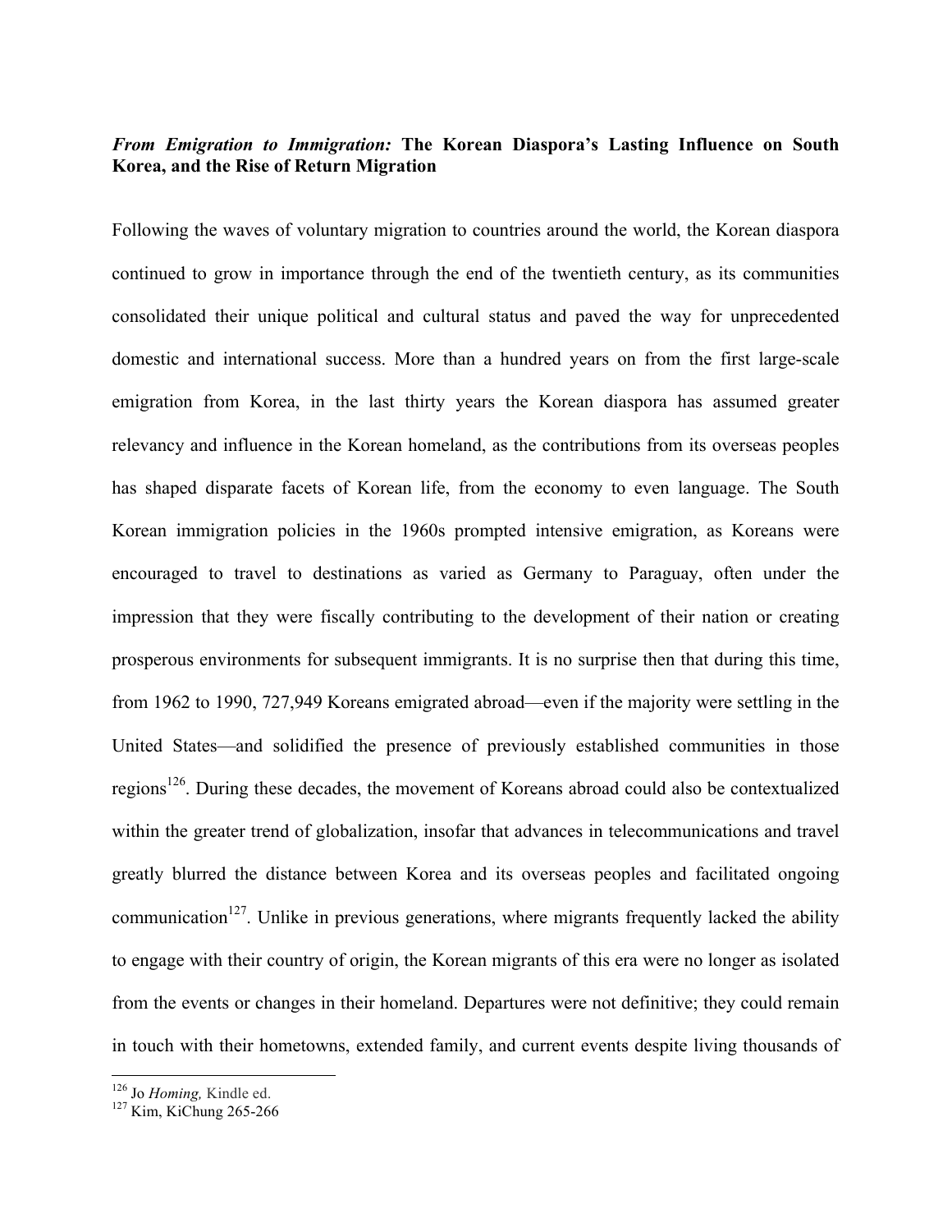## *From Emigration to Immigration:* **The Korean Diaspora's Lasting Influence on South Korea, and the Rise of Return Migration**

Following the waves of voluntary migration to countries around the world, the Korean diaspora continued to grow in importance through the end of the twentieth century, as its communities consolidated their unique political and cultural status and paved the way for unprecedented domestic and international success. More than a hundred years on from the first large-scale emigration from Korea, in the last thirty years the Korean diaspora has assumed greater relevancy and influence in the Korean homeland, as the contributions from its overseas peoples has shaped disparate facets of Korean life, from the economy to even language. The South Korean immigration policies in the 1960s prompted intensive emigration, as Koreans were encouraged to travel to destinations as varied as Germany to Paraguay, often under the impression that they were fiscally contributing to the development of their nation or creating prosperous environments for subsequent immigrants. It is no surprise then that during this time, from 1962 to 1990, 727,949 Koreans emigrated abroad—even if the majority were settling in the United States—and solidified the presence of previously established communities in those regions[126]. During these decades, the movement of Koreans abroad could also be contextualized within the greater trend of globalization, insofar that advances in telecommunications and travel greatly blurred the distance between Korea and its overseas peoples and facilitated ongoing communication[127]. Unlike in previous generations, where migrants frequently lacked the ability to engage with their country of origin, the Korean migrants of this era were no longer as isolated from the events or changes in their homeland. Departures were not definitive; they could remain in touch with their hometowns, extended family, and current events despite living thousands of

---

[126] Jo *Homing,* Kindle ed.

[127] Kim, KiChung 265-266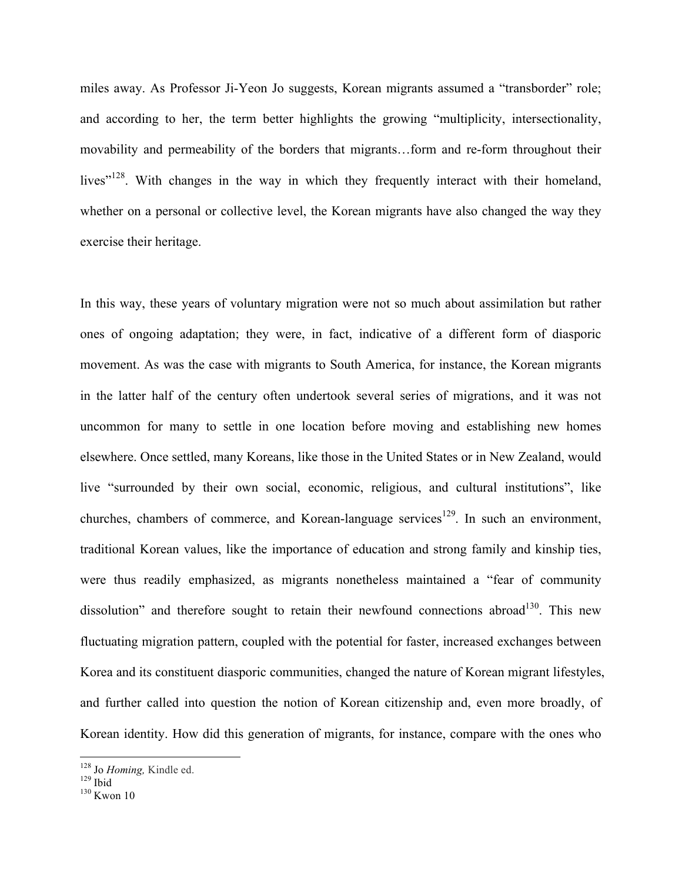miles away. As Professor Ji-Yeon Jo suggests, Korean migrants assumed a "transborder" role; and according to her, the term better highlights the growing "multiplicity, intersectionality, movability and permeability of the borders that migrants…form and re-form throughout their lives"[128]. With changes in the way in which they frequently interact with their homeland, whether on a personal or collective level, the Korean migrants have also changed the way they exercise their heritage.

In this way, these years of voluntary migration were not so much about assimilation but rather ones of ongoing adaptation; they were, in fact, indicative of a different form of diasporic movement. As was the case with migrants to South America, for instance, the Korean migrants in the latter half of the century often undertook several series of migrations, and it was not uncommon for many to settle in one location before moving and establishing new homes elsewhere. Once settled, many Koreans, like those in the United States or in New Zealand, would live "surrounded by their own social, economic, religious, and cultural institutions", like churches, chambers of commerce, and Korean-language services[129]. In such an environment, traditional Korean values, like the importance of education and strong family and kinship ties, were thus readily emphasized, as migrants nonetheless maintained a "fear of community dissolution" and therefore sought to retain their newfound connections abroad[130]. This new fluctuating migration pattern, coupled with the potential for faster, increased exchanges between Korea and its constituent diasporic communities, changed the nature of Korean migrant lifestyles, and further called into question the notion of Korean citizenship and, even more broadly, of Korean identity. How did this generation of migrants, for instance, compare with the ones who

---

[128] Jo *Homing,* Kindle ed.

[129] Ibid

[130] Kwon 10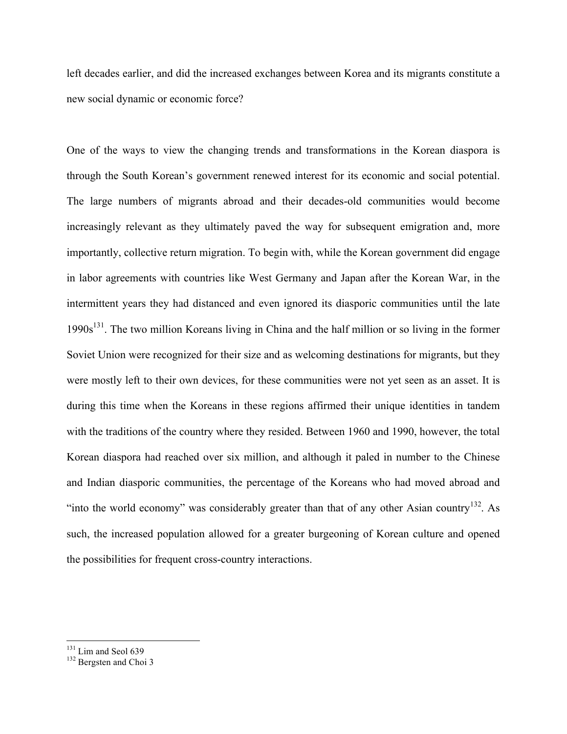left decades earlier, and did the increased exchanges between Korea and its migrants constitute a new social dynamic or economic force?

One of the ways to view the changing trends and transformations in the Korean diaspora is through the South Korean's government renewed interest for its economic and social potential. The large numbers of migrants abroad and their decades-old communities would become increasingly relevant as they ultimately paved the way for subsequent emigration and, more importantly, collective return migration. To begin with, while the Korean government did engage in labor agreements with countries like West Germany and Japan after the Korean War, in the intermittent years they had distanced and even ignored its diasporic communities until the late 1990s[131]. The two million Koreans living in China and the half million or so living in the former Soviet Union were recognized for their size and as welcoming destinations for migrants, but they were mostly left to their own devices, for these communities were not yet seen as an asset. It is during this time when the Koreans in these regions affirmed their unique identities in tandem with the traditions of the country where they resided. Between 1960 and 1990, however, the total Korean diaspora had reached over six million, and although it paled in number to the Chinese and Indian diasporic communities, the percentage of the Koreans who had moved abroad and "into the world economy" was considerably greater than that of any other Asian country[132]. As such, the increased population allowed for a greater burgeoning of Korean culture and opened the possibilities for frequent cross-country interactions.

---

[131] Lim and Seol 639

[132] Bergsten and Choi 3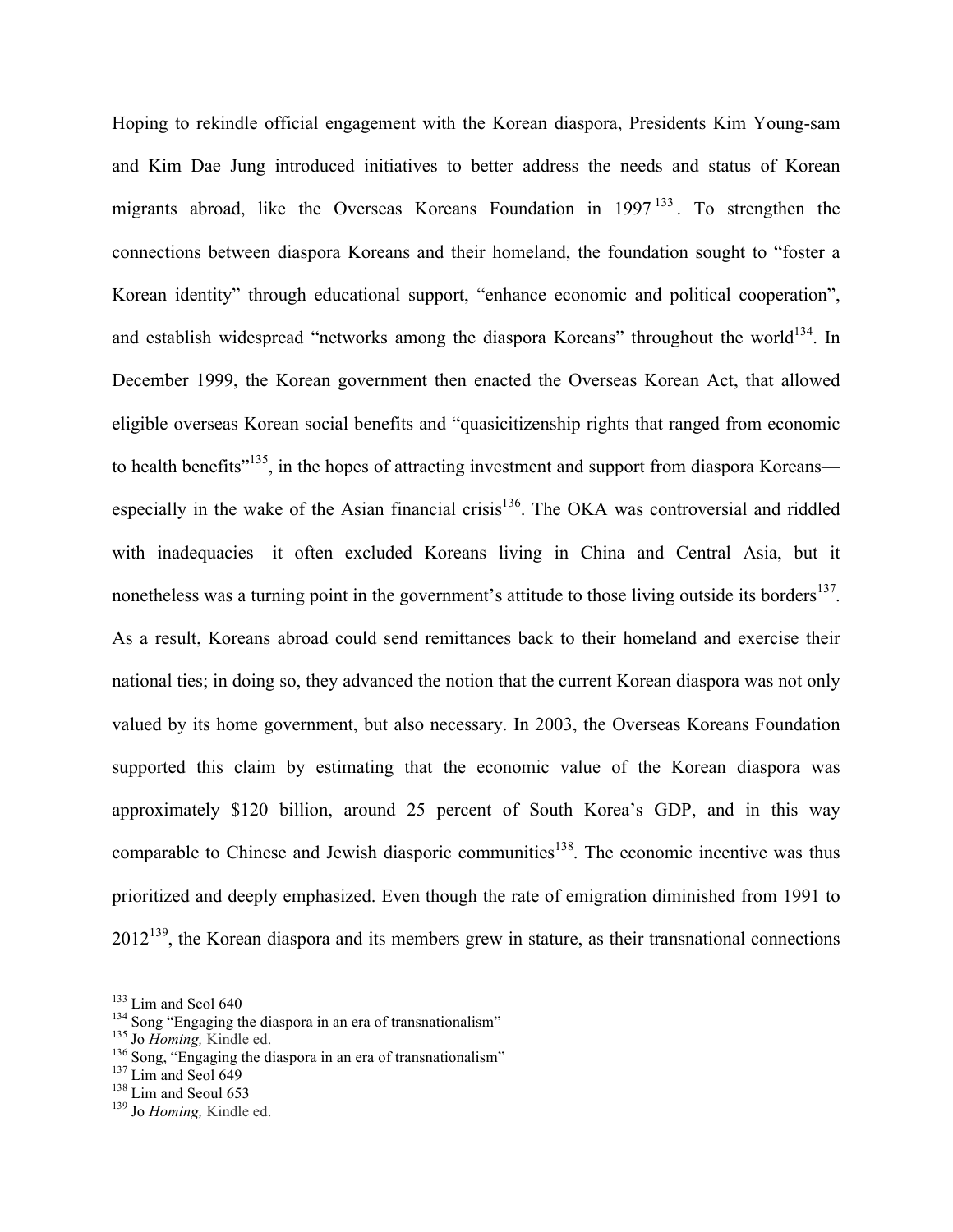Hoping to rekindle official engagement with the Korean diaspora, Presidents Kim Young-sam and Kim Dae Jung introduced initiatives to better address the needs and status of Korean migrants abroad, like the Overseas Koreans Foundation in 1997[133]. To strengthen the connections between diaspora Koreans and their homeland, the foundation sought to "foster a Korean identity" through educational support, "enhance economic and political cooperation", and establish widespread "networks among the diaspora Koreans" throughout the world[134]. In December 1999, the Korean government then enacted the Overseas Korean Act, that allowed eligible overseas Korean social benefits and "quasicitizenship rights that ranged from economic to health benefits"[135], in the hopes of attracting investment and support from diaspora Koreans—especially in the wake of the Asian financial crisis[136]. The OKA was controversial and riddled with inadequacies—it often excluded Koreans living in China and Central Asia, but it nonetheless was a turning point in the government's attitude to those living outside its borders[137]. As a result, Koreans abroad could send remittances back to their homeland and exercise their national ties; in doing so, they advanced the notion that the current Korean diaspora was not only valued by its home government, but also necessary. In 2003, the Overseas Koreans Foundation supported this claim by estimating that the economic value of the Korean diaspora was approximately $120 billion, around 25 percent of South Korea's GDP, and in this way comparable to Chinese and Jewish diasporic communities[138]. The economic incentive was thus prioritized and deeply emphasized. Even though the rate of emigration diminished from 1991 to 2012[139], the Korean diaspora and its members grew in stature, as their transnational connections

---

[133] Lim and Seol 640

[134] Song "Engaging the diaspora in an era of transnationalism"

[135] Jo *Homing,* Kindle ed.

[136] Song, "Engaging the diaspora in an era of transnationalism"

[137] Lim and Seol 649

[138] Lim and Seoul 653

[139] Jo *Homing,* Kindle ed.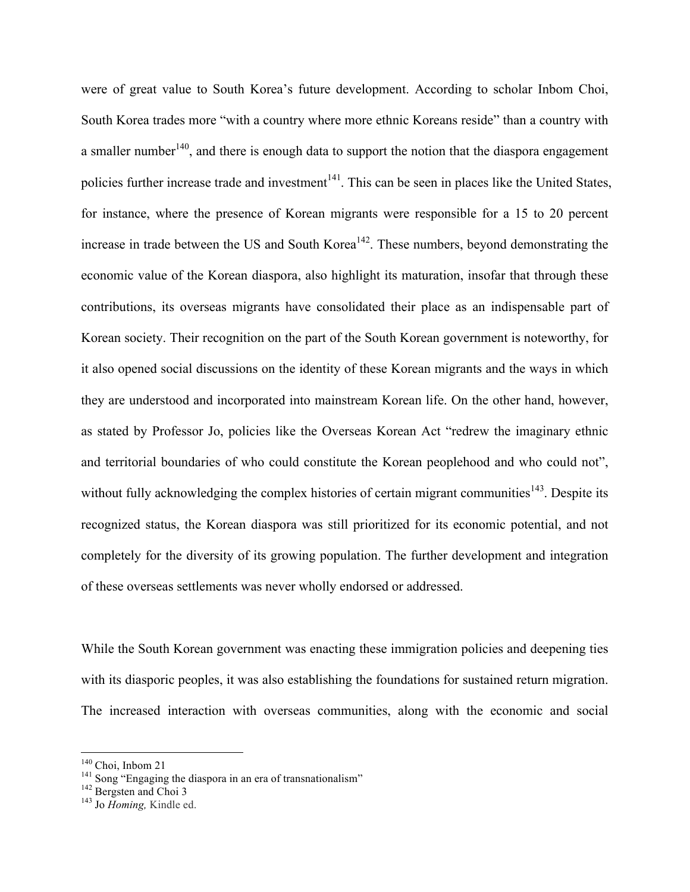were of great value to South Korea's future development. According to scholar Inbom Choi, South Korea trades more "with a country where more ethnic Koreans reside" than a country with a smaller number[140], and there is enough data to support the notion that the diaspora engagement policies further increase trade and investment[141]. This can be seen in places like the United States, for instance, where the presence of Korean migrants were responsible for a 15 to 20 percent increase in trade between the US and South Korea[142]. These numbers, beyond demonstrating the economic value of the Korean diaspora, also highlight its maturation, insofar that through these contributions, its overseas migrants have consolidated their place as an indispensable part of Korean society. Their recognition on the part of the South Korean government is noteworthy, for it also opened social discussions on the identity of these Korean migrants and the ways in which they are understood and incorporated into mainstream Korean life. On the other hand, however, as stated by Professor Jo, policies like the Overseas Korean Act "redrew the imaginary ethnic and territorial boundaries of who could constitute the Korean peoplehood and who could not", without fully acknowledging the complex histories of certain migrant communities[143]. Despite its recognized status, the Korean diaspora was still prioritized for its economic potential, and not completely for the diversity of its growing population. The further development and integration of these overseas settlements was never wholly endorsed or addressed.

While the South Korean government was enacting these immigration policies and deepening ties with its diasporic peoples, it was also establishing the foundations for sustained return migration. The increased interaction with overseas communities, along with the economic and social

---

[140] Choi, Inbom 21

[141] Song "Engaging the diaspora in an era of transnationalism"

[142] Bergsten and Choi 3

[143] Jo *Homing,* Kindle ed.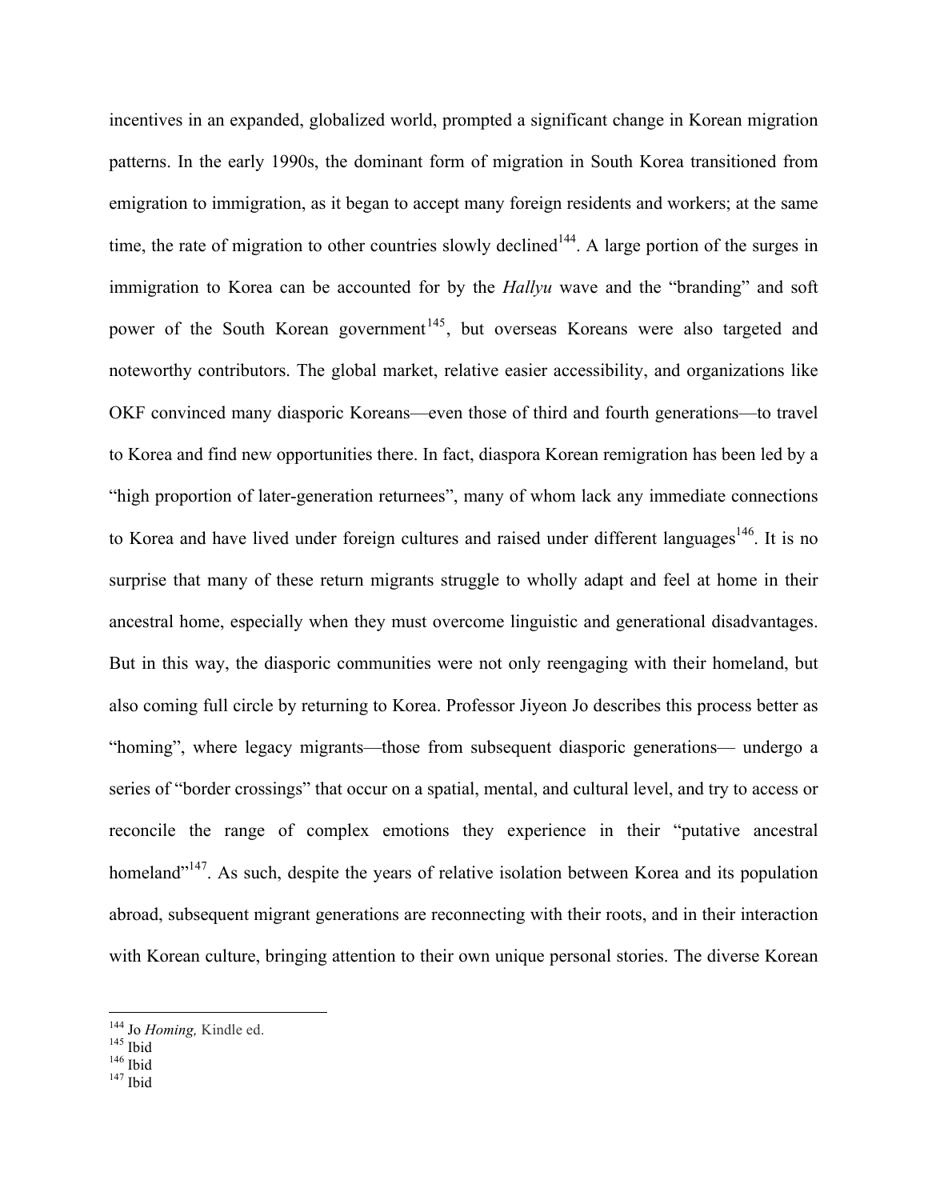incentives in an expanded, globalized world, prompted a significant change in Korean migration patterns. In the early 1990s, the dominant form of migration in South Korea transitioned from emigration to immigration, as it began to accept many foreign residents and workers; at the same time, the rate of migration to other countries slowly declined[144]. A large portion of the surges in immigration to Korea can be accounted for by the *Hallyu* wave and the "branding" and soft power of the South Korean government[145], but overseas Koreans were also targeted and noteworthy contributors. The global market, relative easier accessibility, and organizations like OKF convinced many diasporic Koreans—even those of third and fourth generations—to travel to Korea and find new opportunities there. In fact, diaspora Korean remigration has been led by a "high proportion of later-generation returnees", many of whom lack any immediate connections to Korea and have lived under foreign cultures and raised under different languages[146]. It is no surprise that many of these return migrants struggle to wholly adapt and feel at home in their ancestral home, especially when they must overcome linguistic and generational disadvantages. But in this way, the diasporic communities were not only reengaging with their homeland, but also coming full circle by returning to Korea. Professor Jiyeon Jo describes this process better as "homing", where legacy migrants—those from subsequent diasporic generations— undergo a series of "border crossings" that occur on a spatial, mental, and cultural level, and try to access or reconcile the range of complex emotions they experience in their "putative ancestral homeland"[147]. As such, despite the years of relative isolation between Korea and its population abroad, subsequent migrant generations are reconnecting with their roots, and in their interaction with Korean culture, bringing attention to their own unique personal stories. The diverse Korean

---

[144] Jo *Homing,* Kindle ed.
[145] Ibid
[146] Ibid
[147] Ibid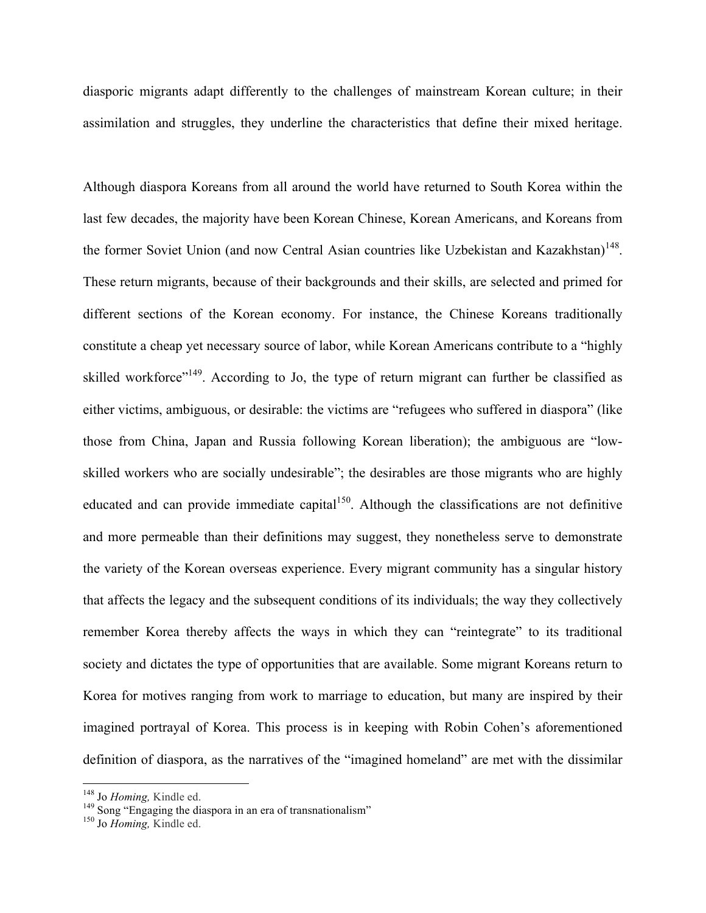diasporic migrants adapt differently to the challenges of mainstream Korean culture; in their assimilation and struggles, they underline the characteristics that define their mixed heritage.

Although diaspora Koreans from all around the world have returned to South Korea within the last few decades, the majority have been Korean Chinese, Korean Americans, and Koreans from the former Soviet Union (and now Central Asian countries like Uzbekistan and Kazakhstan)[148]. These return migrants, because of their backgrounds and their skills, are selected and primed for different sections of the Korean economy. For instance, the Chinese Koreans traditionally constitute a cheap yet necessary source of labor, while Korean Americans contribute to a "highly skilled workforce"[149]. According to Jo, the type of return migrant can further be classified as either victims, ambiguous, or desirable: the victims are "refugees who suffered in diaspora" (like those from China, Japan and Russia following Korean liberation); the ambiguous are "low-skilled workers who are socially undesirable"; the desirables are those migrants who are highly educated and can provide immediate capital[150]. Although the classifications are not definitive and more permeable than their definitions may suggest, they nonetheless serve to demonstrate the variety of the Korean overseas experience. Every migrant community has a singular history that affects the legacy and the subsequent conditions of its individuals; the way they collectively remember Korea thereby affects the ways in which they can "reintegrate" to its traditional society and dictates the type of opportunities that are available. Some migrant Koreans return to Korea for motives ranging from work to marriage to education, but many are inspired by their imagined portrayal of Korea. This process is in keeping with Robin Cohen's aforementioned definition of diaspora, as the narratives of the "imagined homeland" are met with the dissimilar

---

[148] Jo *Homing,* Kindle ed.

[149] Song "Engaging the diaspora in an era of transnationalism"

[150] Jo *Homing,* Kindle ed.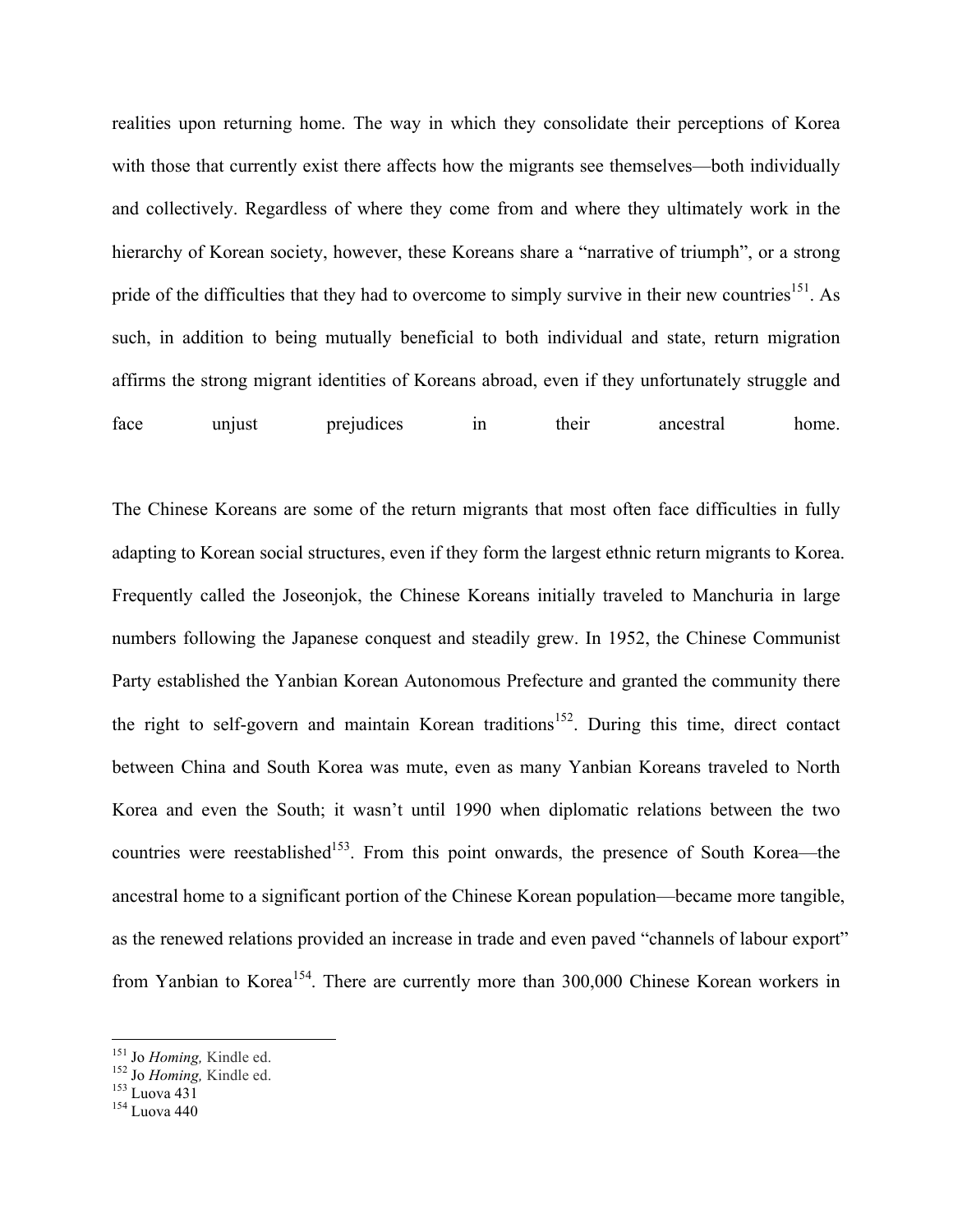realities upon returning home. The way in which they consolidate their perceptions of Korea with those that currently exist there affects how the migrants see themselves—both individually and collectively. Regardless of where they come from and where they ultimately work in the hierarchy of Korean society, however, these Koreans share a "narrative of triumph", or a strong pride of the difficulties that they had to overcome to simply survive in their new countries[151]. As such, in addition to being mutually beneficial to both individual and state, return migration affirms the strong migrant identities of Koreans abroad, even if they unfortunately struggle and face unjust prejudices in their ancestral home.

The Chinese Koreans are some of the return migrants that most often face difficulties in fully adapting to Korean social structures, even if they form the largest ethnic return migrants to Korea. Frequently called the Joseonjok, the Chinese Koreans initially traveled to Manchuria in large numbers following the Japanese conquest and steadily grew. In 1952, the Chinese Communist Party established the Yanbian Korean Autonomous Prefecture and granted the community there the right to self-govern and maintain Korean traditions[152]. During this time, direct contact between China and South Korea was mute, even as many Yanbian Koreans traveled to North Korea and even the South; it wasn't until 1990 when diplomatic relations between the two countries were reestablished[153]. From this point onwards, the presence of South Korea—the ancestral home to a significant portion of the Chinese Korean population—became more tangible, as the renewed relations provided an increase in trade and even paved "channels of labour export" from Yanbian to Korea[154]. There are currently more than 300,000 Chinese Korean workers in

---

[151] Jo *Homing,* Kindle ed.
[152] Jo *Homing,* Kindle ed.
[153] Luova 431
[154] Luova 440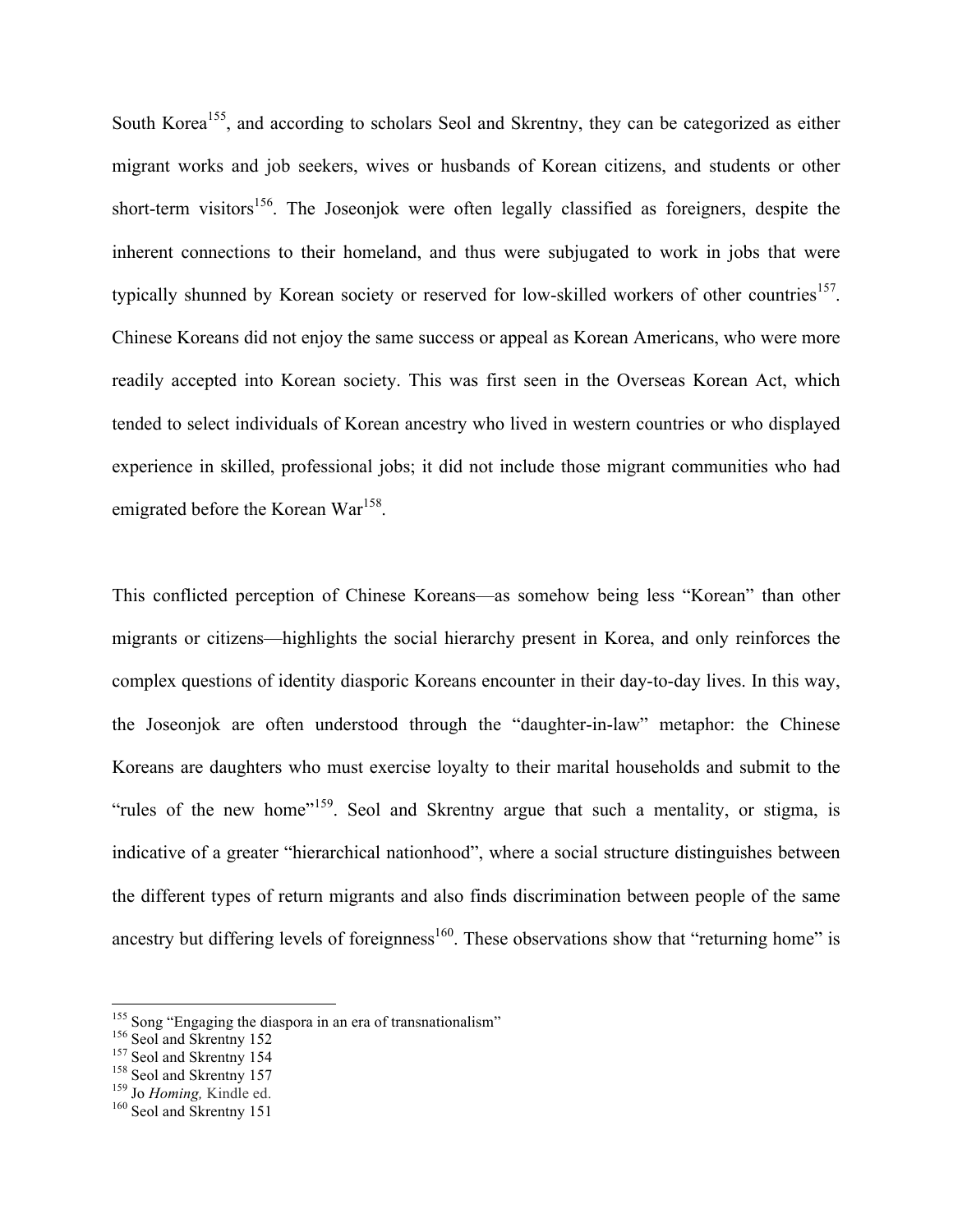South Korea[155], and according to scholars Seol and Skrentny, they can be categorized as either migrant works and job seekers, wives or husbands of Korean citizens, and students or other short-term visitors[156]. The Joseonjok were often legally classified as foreigners, despite the inherent connections to their homeland, and thus were subjugated to work in jobs that were typically shunned by Korean society or reserved for low-skilled workers of other countries[157]. Chinese Koreans did not enjoy the same success or appeal as Korean Americans, who were more readily accepted into Korean society. This was first seen in the Overseas Korean Act, which tended to select individuals of Korean ancestry who lived in western countries or who displayed experience in skilled, professional jobs; it did not include those migrant communities who had emigrated before the Korean War[158].

This conflicted perception of Chinese Koreans—as somehow being less "Korean" than other migrants or citizens—highlights the social hierarchy present in Korea, and only reinforces the complex questions of identity diasporic Koreans encounter in their day-to-day lives. In this way, the Joseonjok are often understood through the "daughter-in-law" metaphor: the Chinese Koreans are daughters who must exercise loyalty to their marital households and submit to the "rules of the new home"[159]. Seol and Skrentny argue that such a mentality, or stigma, is indicative of a greater "hierarchical nationhood", where a social structure distinguishes between the different types of return migrants and also finds discrimination between people of the same ancestry but differing levels of foreignness[160]. These observations show that "returning home" is

[155] Song "Engaging the diaspora in an era of transnationalism"
[156] Seol and Skrentny 152
[157] Seol and Skrentny 154
[158] Seol and Skrentny 157
[159] Jo *Homing,* Kindle ed.
[160] Seol and Skrentny 151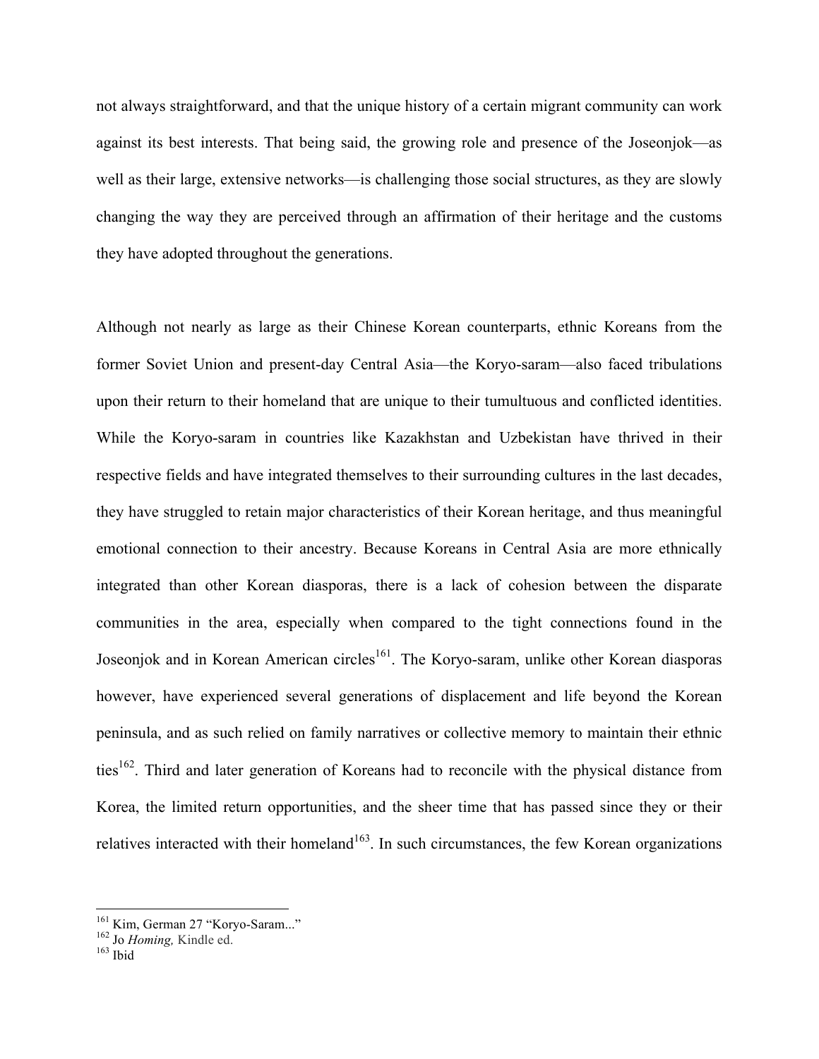not always straightforward, and that the unique history of a certain migrant community can work against its best interests. That being said, the growing role and presence of the Joseonjok—as well as their large, extensive networks—is challenging those social structures, as they are slowly changing the way they are perceived through an affirmation of their heritage and the customs they have adopted throughout the generations.

Although not nearly as large as their Chinese Korean counterparts, ethnic Koreans from the former Soviet Union and present-day Central Asia—the Koryo-saram—also faced tribulations upon their return to their homeland that are unique to their tumultuous and conflicted identities. While the Koryo-saram in countries like Kazakhstan and Uzbekistan have thrived in their respective fields and have integrated themselves to their surrounding cultures in the last decades, they have struggled to retain major characteristics of their Korean heritage, and thus meaningful emotional connection to their ancestry. Because Koreans in Central Asia are more ethnically integrated than other Korean diasporas, there is a lack of cohesion between the disparate communities in the area, especially when compared to the tight connections found in the Joseonjok and in Korean American circles[161]. The Koryo-saram, unlike other Korean diasporas however, have experienced several generations of displacement and life beyond the Korean peninsula, and as such relied on family narratives or collective memory to maintain their ethnic ties[162]. Third and later generation of Koreans had to reconcile with the physical distance from Korea, the limited return opportunities, and the sheer time that has passed since they or their relatives interacted with their homeland[163]. In such circumstances, the few Korean organizations

---

[161] Kim, German 27 "Koryo-Saram..."
[162] Jo *Homing,* Kindle ed.
[163] Ibid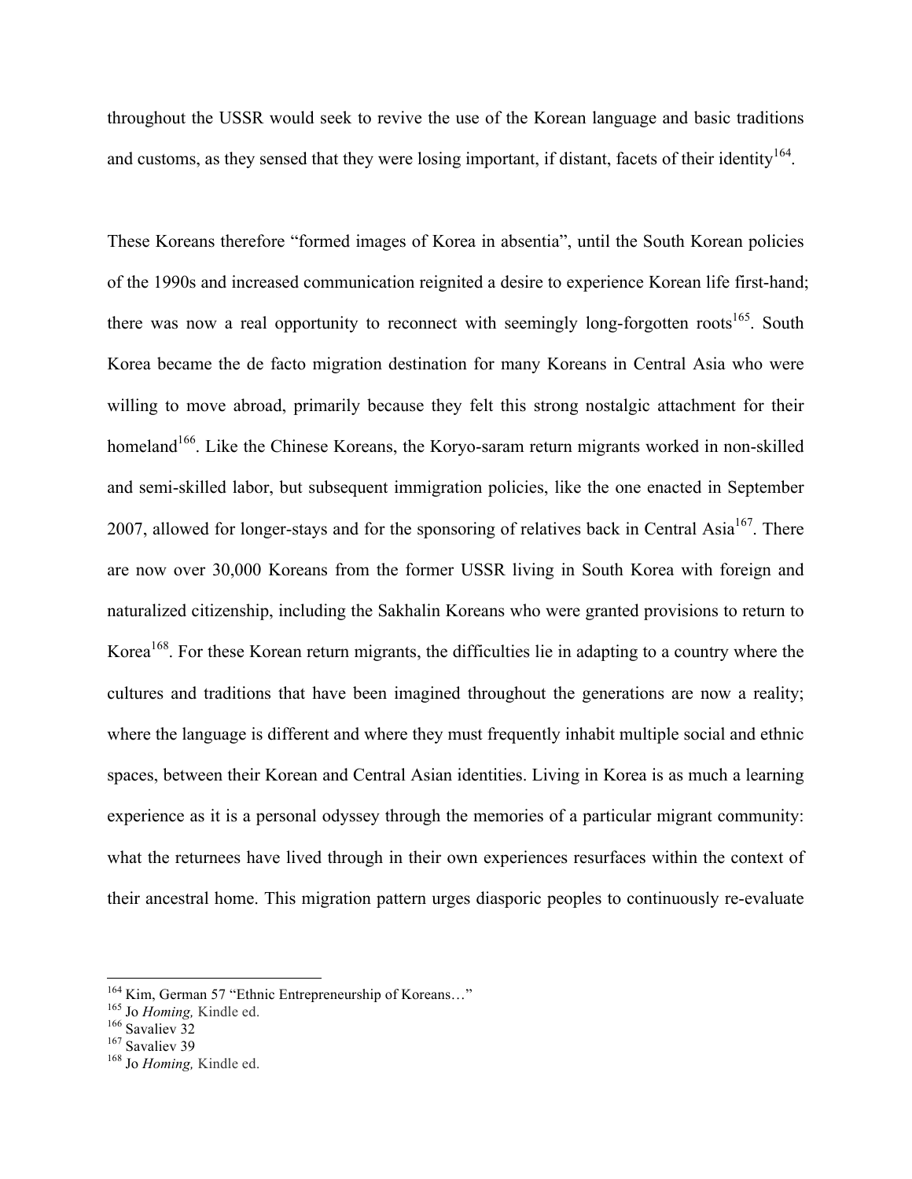throughout the USSR would seek to revive the use of the Korean language and basic traditions and customs, as they sensed that they were losing important, if distant, facets of their identity[164].

These Koreans therefore "formed images of Korea in absentia", until the South Korean policies of the 1990s and increased communication reignited a desire to experience Korean life first-hand; there was now a real opportunity to reconnect with seemingly long-forgotten roots[165]. South Korea became the de facto migration destination for many Koreans in Central Asia who were willing to move abroad, primarily because they felt this strong nostalgic attachment for their homeland[166]. Like the Chinese Koreans, the Koryo-saram return migrants worked in non-skilled and semi-skilled labor, but subsequent immigration policies, like the one enacted in September 2007, allowed for longer-stays and for the sponsoring of relatives back in Central Asia[167]. There are now over 30,000 Koreans from the former USSR living in South Korea with foreign and naturalized citizenship, including the Sakhalin Koreans who were granted provisions to return to Korea[168]. For these Korean return migrants, the difficulties lie in adapting to a country where the cultures and traditions that have been imagined throughout the generations are now a reality; where the language is different and where they must frequently inhabit multiple social and ethnic spaces, between their Korean and Central Asian identities. Living in Korea is as much a learning experience as it is a personal odyssey through the memories of a particular migrant community: what the returnees have lived through in their own experiences resurfaces within the context of their ancestral home. This migration pattern urges diasporic peoples to continuously re-evaluate

---

[164] Kim, German 57 "Ethnic Entrepreneurship of Koreans…"
[165] Jo *Homing,* Kindle ed.
[166] Savaliev 32
[167] Savaliev 39
[168] Jo *Homing,* Kindle ed.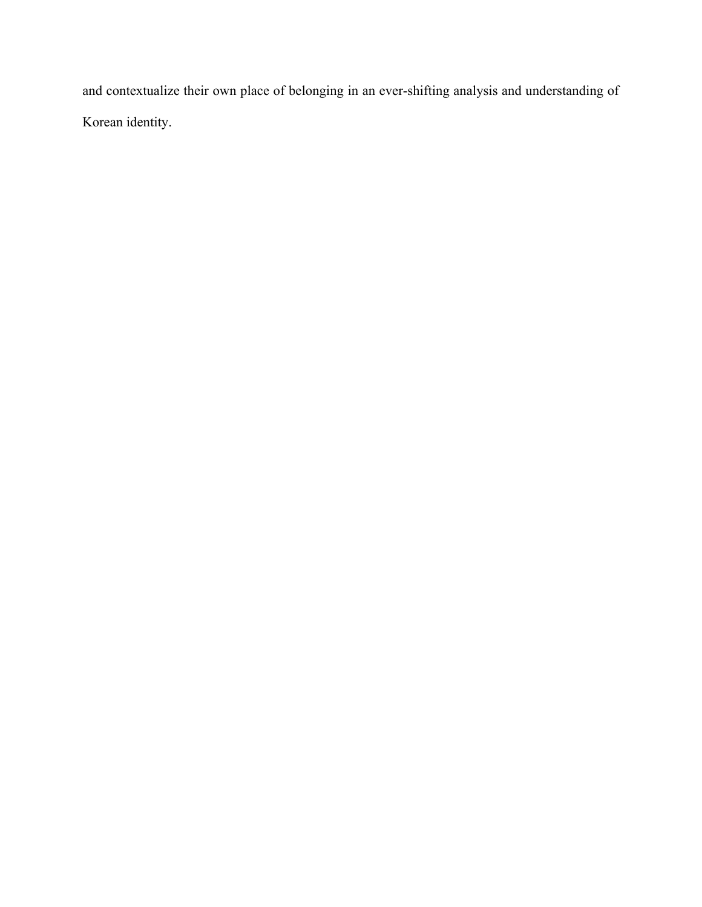and contextualize their own place of belonging in an ever-shifting analysis and understanding of Korean identity.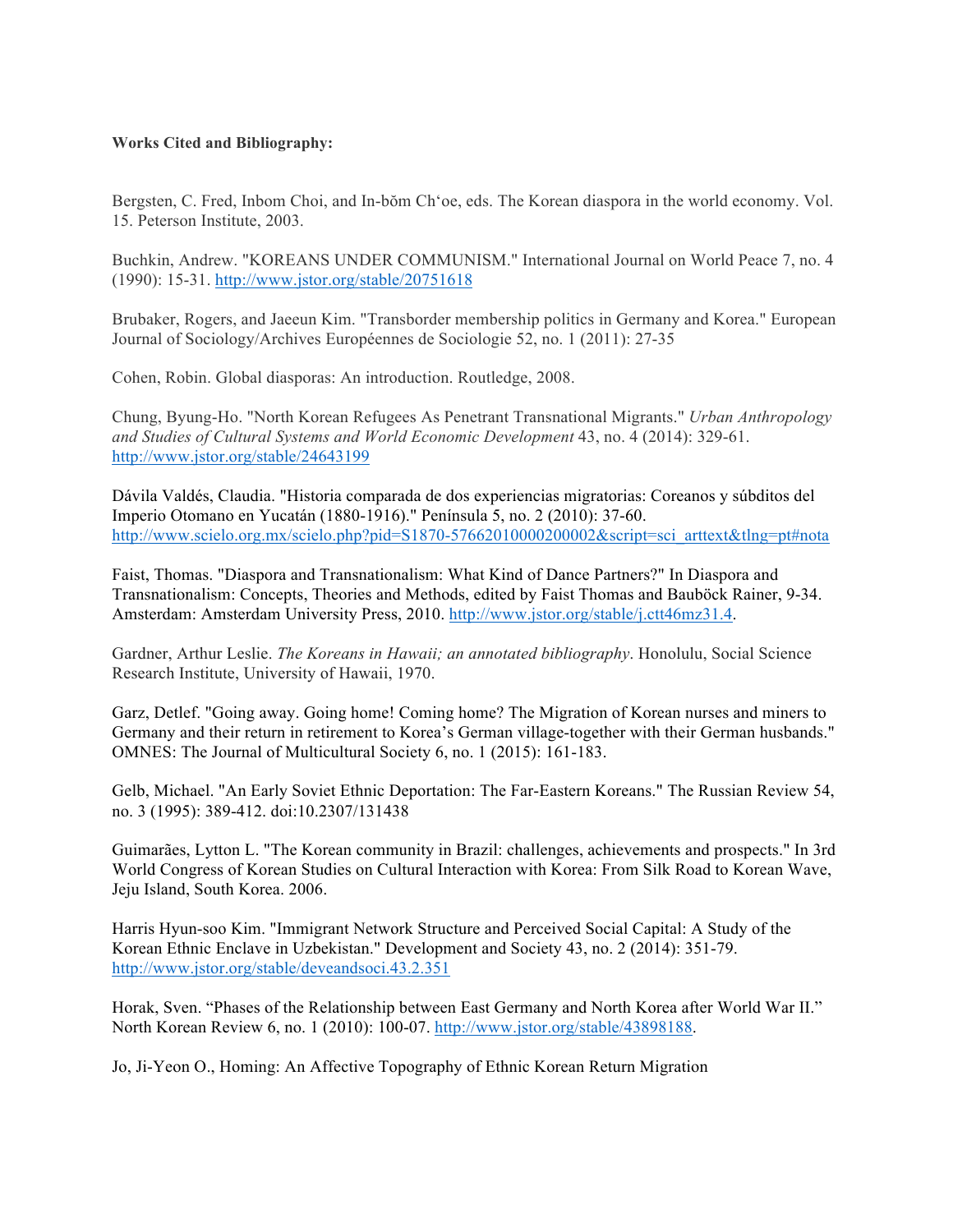**Works Cited and Bibliography:**

Bergsten, C. Fred, Inbom Choi, and In-bŏm Ch'oe, eds. The Korean diaspora in the world economy. Vol. 15. Peterson Institute, 2003.

Buchkin, Andrew. "KOREANS UNDER COMMUNISM." International Journal on World Peace 7, no. 4 (1990): 15-31. http://www.jstor.org/stable/20751618

Brubaker, Rogers, and Jaeeun Kim. "Transborder membership politics in Germany and Korea." European Journal of Sociology/Archives Européennes de Sociologie 52, no. 1 (2011): 27-35

Cohen, Robin. Global diasporas: An introduction. Routledge, 2008.

Chung, Byung-Ho. "North Korean Refugees As Penetrant Transnational Migrants." *Urban Anthropology and Studies of Cultural Systems and World Economic Development* 43, no. 4 (2014): 329-61. http://www.jstor.org/stable/24643199

Dávila Valdés, Claudia. "Historia comparada de dos experiencias migratorias: Coreanos y súbditos del Imperio Otomano en Yucatán (1880-1916)." Península 5, no. 2 (2010): 37-60. http://www.scielo.org.mx/scielo.php?pid=S1870-57662010000200002&script=sci_arttext&tlng=pt#nota

Faist, Thomas. "Diaspora and Transnationalism: What Kind of Dance Partners?" In Diaspora and Transnationalism: Concepts, Theories and Methods, edited by Faist Thomas and Bauböck Rainer, 9-34. Amsterdam: Amsterdam University Press, 2010. http://www.jstor.org/stable/j.ctt46mz31.4.

Gardner, Arthur Leslie. *The Koreans in Hawaii; an annotated bibliography*. Honolulu, Social Science Research Institute, University of Hawaii, 1970.

Garz, Detlef. "Going away. Going home! Coming home? The Migration of Korean nurses and miners to Germany and their return in retirement to Korea's German village-together with their German husbands." OMNES: The Journal of Multicultural Society 6, no. 1 (2015): 161-183.

Gelb, Michael. "An Early Soviet Ethnic Deportation: The Far-Eastern Koreans." The Russian Review 54, no. 3 (1995): 389-412. doi:10.2307/131438

Guimarães, Lytton L. "The Korean community in Brazil: challenges, achievements and prospects." In 3rd World Congress of Korean Studies on Cultural Interaction with Korea: From Silk Road to Korean Wave, Jeju Island, South Korea. 2006.

Harris Hyun-soo Kim. "Immigrant Network Structure and Perceived Social Capital: A Study of the Korean Ethnic Enclave in Uzbekistan." Development and Society 43, no. 2 (2014): 351-79. http://www.jstor.org/stable/deveandsoci.43.2.351

Horak, Sven. "Phases of the Relationship between East Germany and North Korea after World War II." North Korean Review 6, no. 1 (2010): 100-07. http://www.jstor.org/stable/43898188.

Jo, Ji-Yeon O., Homing: An Affective Topography of Ethnic Korean Return Migration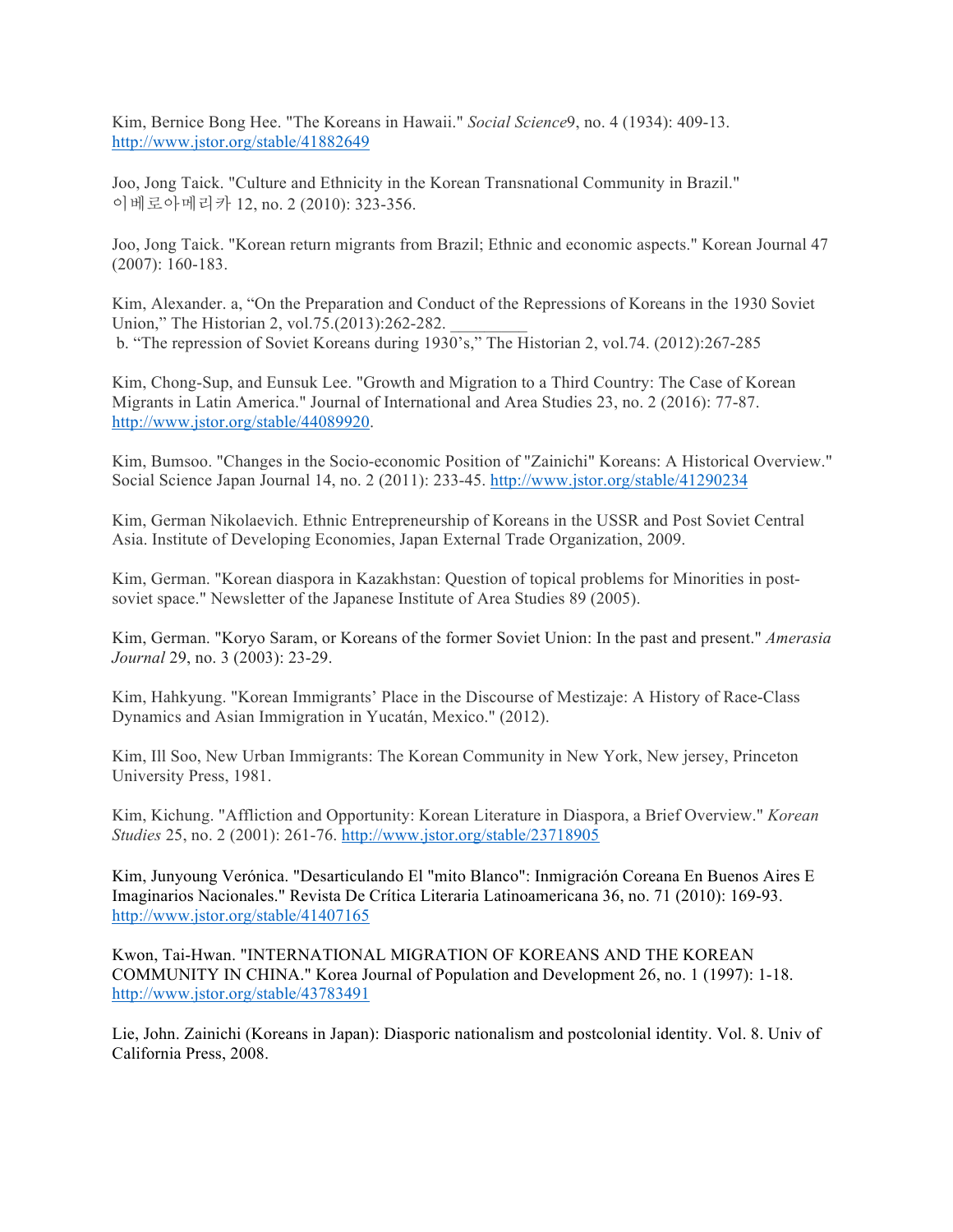Kim, Bernice Bong Hee. "The Koreans in Hawaii." *Social Science*9, no. 4 (1934): 409-13. http://www.jstor.org/stable/41882649

Joo, Jong Taick. "Culture and Ethnicity in the Korean Transnational Community in Brazil." 이베로아메리카 12, no. 2 (2010): 323-356.

Joo, Jong Taick. "Korean return migrants from Brazil; Ethnic and economic aspects." Korean Journal 47 (2007): 160-183.

Kim, Alexander. a, "On the Preparation and Conduct of the Repressions of Koreans in the 1930 Soviet Union," The Historian 2, vol.75.(2013):262-282. _________
b. "The repression of Soviet Koreans during 1930's," The Historian 2, vol.74. (2012):267-285

Kim, Chong-Sup, and Eunsuk Lee. "Growth and Migration to a Third Country: The Case of Korean Migrants in Latin America." Journal of International and Area Studies 23, no. 2 (2016): 77-87. http://www.jstor.org/stable/44089920.

Kim, Bumsoo. "Changes in the Socio-economic Position of "Zainichi" Koreans: A Historical Overview." Social Science Japan Journal 14, no. 2 (2011): 233-45. http://www.jstor.org/stable/41290234

Kim, German Nikolaevich. Ethnic Entrepreneurship of Koreans in the USSR and Post Soviet Central Asia. Institute of Developing Economies, Japan External Trade Organization, 2009.

Kim, German. "Korean diaspora in Kazakhstan: Question of topical problems for Minorities in post-soviet space." Newsletter of the Japanese Institute of Area Studies 89 (2005).

Kim, German. "Koryo Saram, or Koreans of the former Soviet Union: In the past and present." *Amerasia Journal* 29, no. 3 (2003): 23-29.

Kim, Hahkyung. "Korean Immigrants' Place in the Discourse of Mestizaje: A History of Race-Class Dynamics and Asian Immigration in Yucatán, Mexico." (2012).

Kim, Ill Soo, New Urban Immigrants: The Korean Community in New York, New jersey, Princeton University Press, 1981.

Kim, Kichung. "Affliction and Opportunity: Korean Literature in Diaspora, a Brief Overview." *Korean Studies* 25, no. 2 (2001): 261-76. http://www.jstor.org/stable/23718905

Kim, Junyoung Verónica. "Desarticulando El "mito Blanco": Inmigración Coreana En Buenos Aires E Imaginarios Nacionales." Revista De Crítica Literaria Latinoamericana 36, no. 71 (2010): 169-93. http://www.jstor.org/stable/41407165

Kwon, Tai-Hwan. "INTERNATIONAL MIGRATION OF KOREANS AND THE KOREAN COMMUNITY IN CHINA." Korea Journal of Population and Development 26, no. 1 (1997): 1-18. http://www.jstor.org/stable/43783491

Lie, John. Zainichi (Koreans in Japan): Diasporic nationalism and postcolonial identity. Vol. 8. Univ of California Press, 2008.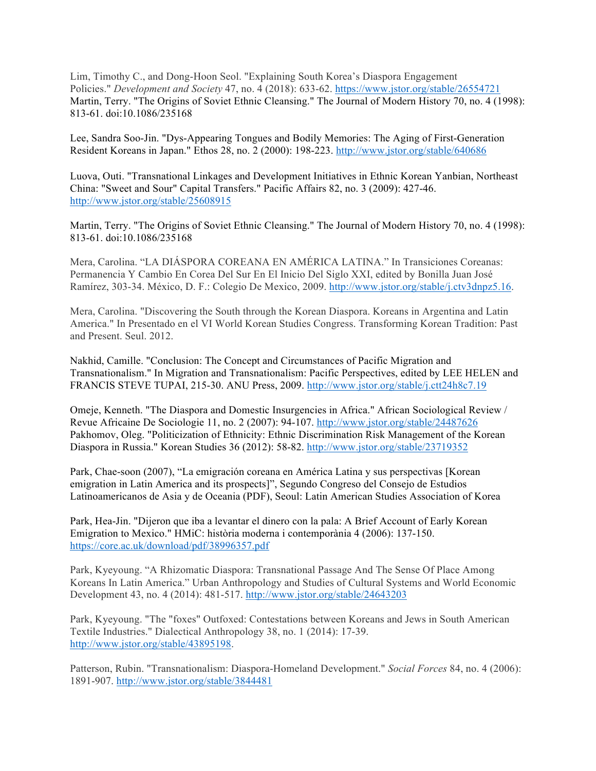Lim, Timothy C., and Dong-Hoon Seol. "Explaining South Korea's Diaspora Engagement Policies." *Development and Society* 47, no. 4 (2018): 633-62. https://www.jstor.org/stable/26554721
Martin, Terry. "The Origins of Soviet Ethnic Cleansing." The Journal of Modern History 70, no. 4 (1998): 813-61. doi:10.1086/235168

Lee, Sandra Soo-Jin. "Dys-Appearing Tongues and Bodily Memories: The Aging of First-Generation Resident Koreans in Japan." Ethos 28, no. 2 (2000): 198-223. http://www.jstor.org/stable/640686

Luova, Outi. "Transnational Linkages and Development Initiatives in Ethnic Korean Yanbian, Northeast China: "Sweet and Sour" Capital Transfers." Pacific Affairs 82, no. 3 (2009): 427-46. http://www.jstor.org/stable/25608915

Martin, Terry. "The Origins of Soviet Ethnic Cleansing." The Journal of Modern History 70, no. 4 (1998): 813-61. doi:10.1086/235168

Mera, Carolina. "LA DIÁSPORA COREANA EN AMÉRICA LATINA." In Transiciones Coreanas: Permanencia Y Cambio En Corea Del Sur En El Inicio Del Siglo XXI, edited by Bonilla Juan José Ramírez, 303-34. México, D. F.: Colegio De Mexico, 2009. http://www.jstor.org/stable/j.ctv3dnpz5.16.

Mera, Carolina. "Discovering the South through the Korean Diaspora. Koreans in Argentina and Latin America." In Presentado en el VI World Korean Studies Congress. Transforming Korean Tradition: Past and Present. Seul. 2012.

Nakhid, Camille. "Conclusion: The Concept and Circumstances of Pacific Migration and Transnationalism." In Migration and Transnationalism: Pacific Perspectives, edited by LEE HELEN and FRANCIS STEVE TUPAI, 215-30. ANU Press, 2009. http://www.jstor.org/stable/j.ctt24h8c7.19

Omeje, Kenneth. "The Diaspora and Domestic Insurgencies in Africa." African Sociological Review / Revue Africaine De Sociologie 11, no. 2 (2007): 94-107. http://www.jstor.org/stable/24487626
Pakhomov, Oleg. "Politicization of Ethnicity: Ethnic Discrimination Risk Management of the Korean Diaspora in Russia." Korean Studies 36 (2012): 58-82. http://www.jstor.org/stable/23719352

Park, Chae-soon (2007), "La emigración coreana en América Latina y sus perspectivas [Korean emigration in Latin America and its prospects]", Segundo Congreso del Consejo de Estudios Latinoamericanos de Asia y de Oceania (PDF), Seoul: Latin American Studies Association of Korea

Park, Hea-Jin. "Dijeron que iba a levantar el dinero con la pala: A Brief Account of Early Korean Emigration to Mexico." HMiC: història moderna i contemporània 4 (2006): 137-150. https://core.ac.uk/download/pdf/38996357.pdf

Park, Kyeyoung. "A Rhizomatic Diaspora: Transnational Passage And The Sense Of Place Among Koreans In Latin America." Urban Anthropology and Studies of Cultural Systems and World Economic Development 43, no. 4 (2014): 481-517. http://www.jstor.org/stable/24643203

Park, Kyeyoung. "The "foxes" Outfoxed: Contestations between Koreans and Jews in South American Textile Industries." Dialectical Anthropology 38, no. 1 (2014): 17-39. http://www.jstor.org/stable/43895198.

Patterson, Rubin. "Transnationalism: Diaspora-Homeland Development." *Social Forces* 84, no. 4 (2006): 1891-907. http://www.jstor.org/stable/3844481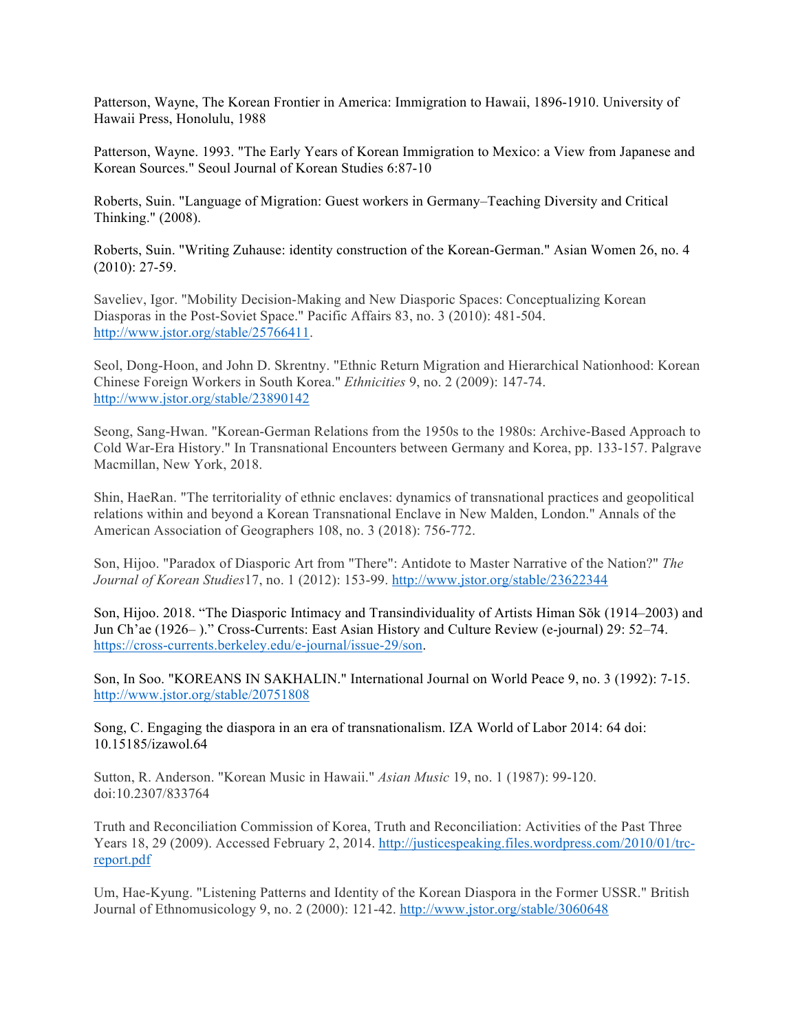Patterson, Wayne, The Korean Frontier in America: Immigration to Hawaii, 1896-1910. University of Hawaii Press, Honolulu, 1988

Patterson, Wayne. 1993. "The Early Years of Korean Immigration to Mexico: a View from Japanese and Korean Sources." Seoul Journal of Korean Studies 6:87-10

Roberts, Suin. "Language of Migration: Guest workers in Germany–Teaching Diversity and Critical Thinking." (2008).

Roberts, Suin. "Writing Zuhause: identity construction of the Korean-German." Asian Women 26, no. 4 (2010): 27-59.

Saveliev, Igor. "Mobility Decision-Making and New Diasporic Spaces: Conceptualizing Korean Diasporas in the Post-Soviet Space." Pacific Affairs 83, no. 3 (2010): 481-504. http://www.jstor.org/stable/25766411.

Seol, Dong-Hoon, and John D. Skrentny. "Ethnic Return Migration and Hierarchical Nationhood: Korean Chinese Foreign Workers in South Korea." *Ethnicities* 9, no. 2 (2009): 147-74. http://www.jstor.org/stable/23890142

Seong, Sang-Hwan. "Korean-German Relations from the 1950s to the 1980s: Archive-Based Approach to Cold War-Era History." In Transnational Encounters between Germany and Korea, pp. 133-157. Palgrave Macmillan, New York, 2018.

Shin, HaeRan. "The territoriality of ethnic enclaves: dynamics of transnational practices and geopolitical relations within and beyond a Korean Transnational Enclave in New Malden, London." Annals of the American Association of Geographers 108, no. 3 (2018): 756-772.

Son, Hijoo. "Paradox of Diasporic Art from "There": Antidote to Master Narrative of the Nation?" *The Journal of Korean Studies*17, no. 1 (2012): 153-99. http://www.jstor.org/stable/23622344

Son, Hijoo. 2018. "The Diasporic Intimacy and Transindividuality of Artists Himan Sŏk (1914–2003) and Jun Ch'ae (1926– )." Cross-Currents: East Asian History and Culture Review (e-journal) 29: 52–74. https://cross-currents.berkeley.edu/e-journal/issue-29/son.

Son, In Soo. "KOREANS IN SAKHALIN." International Journal on World Peace 9, no. 3 (1992): 7-15. http://www.jstor.org/stable/20751808

Song, C. Engaging the diaspora in an era of transnationalism. IZA World of Labor 2014: 64 doi: 10.15185/izawol.64

Sutton, R. Anderson. "Korean Music in Hawaii." *Asian Music* 19, no. 1 (1987): 99-120. doi:10.2307/833764

Truth and Reconciliation Commission of Korea, Truth and Reconciliation: Activities of the Past Three Years 18, 29 (2009). Accessed February 2, 2014. http://justicespeaking.files.wordpress.com/2010/01/trc-report.pdf

Um, Hae-Kyung. "Listening Patterns and Identity of the Korean Diaspora in the Former USSR." British Journal of Ethnomusicology 9, no. 2 (2000): 121-42. http://www.jstor.org/stable/3060648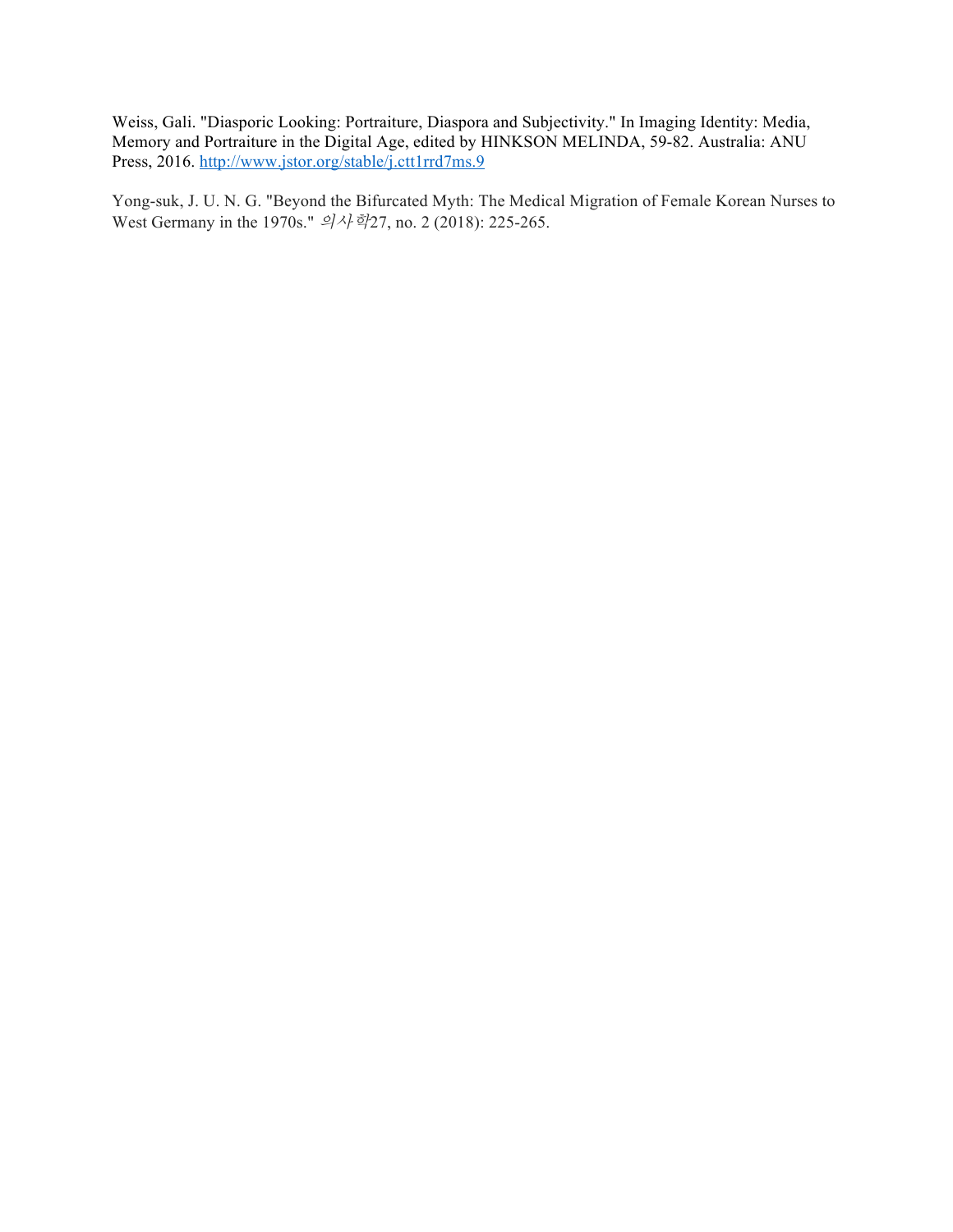Weiss, Gali. "Diasporic Looking: Portraiture, Diaspora and Subjectivity." In Imaging Identity: Media, Memory and Portraiture in the Digital Age, edited by HINKSON MELINDA, 59-82. Australia: ANU Press, 2016. http://www.jstor.org/stable/j.ctt1rrd7ms.9

Yong-suk, J. U. N. G. "Beyond the Bifurcated Myth: The Medical Migration of Female Korean Nurses to West Germany in the 1970s." *의사학*27, no. 2 (2018): 225-265.